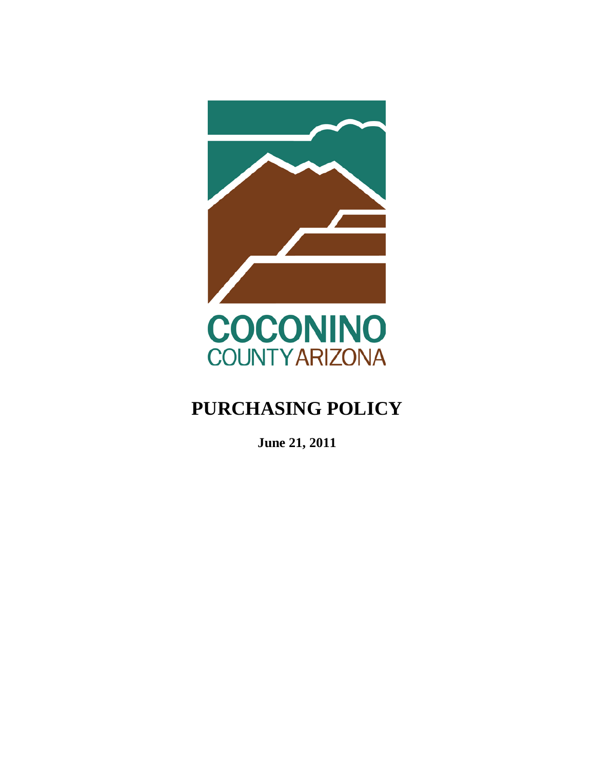COCONINO

COUNTY ARIZONA

# PURCHASING POLICY

**June 21, 2011**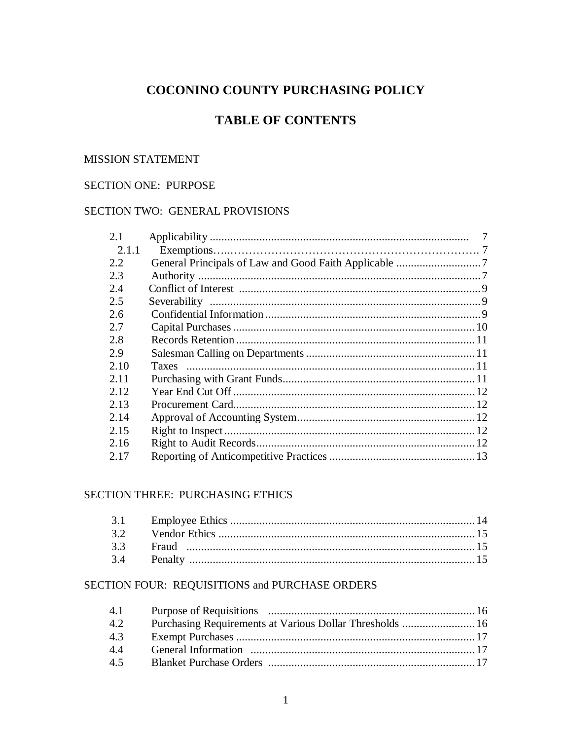# COCONINO COUNTY PURCHASING POLICY

## TABLE OF CONTENTS

MISSION STATEMENT

SECTION ONE: PURPOSE

SECTION TWO: GENERAL PROVISIONS

| | | |
|---|---|---|
| 2.1 | Applicability | 7 |
| 2.1.1 | Exemptions | 7 |
| 2.2 | General Principals of Law and Good Faith Applicable | 7 |
| 2.3 | Authority | 7 |
| 2.4 | Conflict of Interest | 9 |
| 2.5 | Severability | 9 |
| 2.6 | Confidential Information | 9 |
| 2.7 | Capital Purchases | 10 |
| 2.8 | Records Retention | 11 |
| 2.9 | Salesman Calling on Departments | 11 |
| 2.10 | Taxes | 11 |
| 2.11 | Purchasing with Grant Funds | 11 |
| 2.12 | Year End Cut Off | 12 |
| 2.13 | Procurement Card | 12 |
| 2.14 | Approval of Accounting System | 12 |
| 2.15 | Right to Inspect | 12 |
| 2.16 | Right to Audit Records | 12 |
| 2.17 | Reporting of Anticompetitive Practices | 13 |

SECTION THREE: PURCHASING ETHICS

| | | |
|---|---|---|
| 3.1 | Employee Ethics | 14 |
| 3.2 | Vendor Ethics | 15 |
| 3.3 | Fraud | 15 |
| 3.4 | Penalty | 15 |

SECTION FOUR: REQUISITIONS and PURCHASE ORDERS

| | | |
|---|---|---|
| 4.1 | Purpose of Requisitions | 16 |
| 4.2 | Purchasing Requirements at Various Dollar Thresholds | 16 |
| 4.3 | Exempt Purchases | 17 |
| 4.4 | General Information | 17 |
| 4.5 | Blanket Purchase Orders | 17 |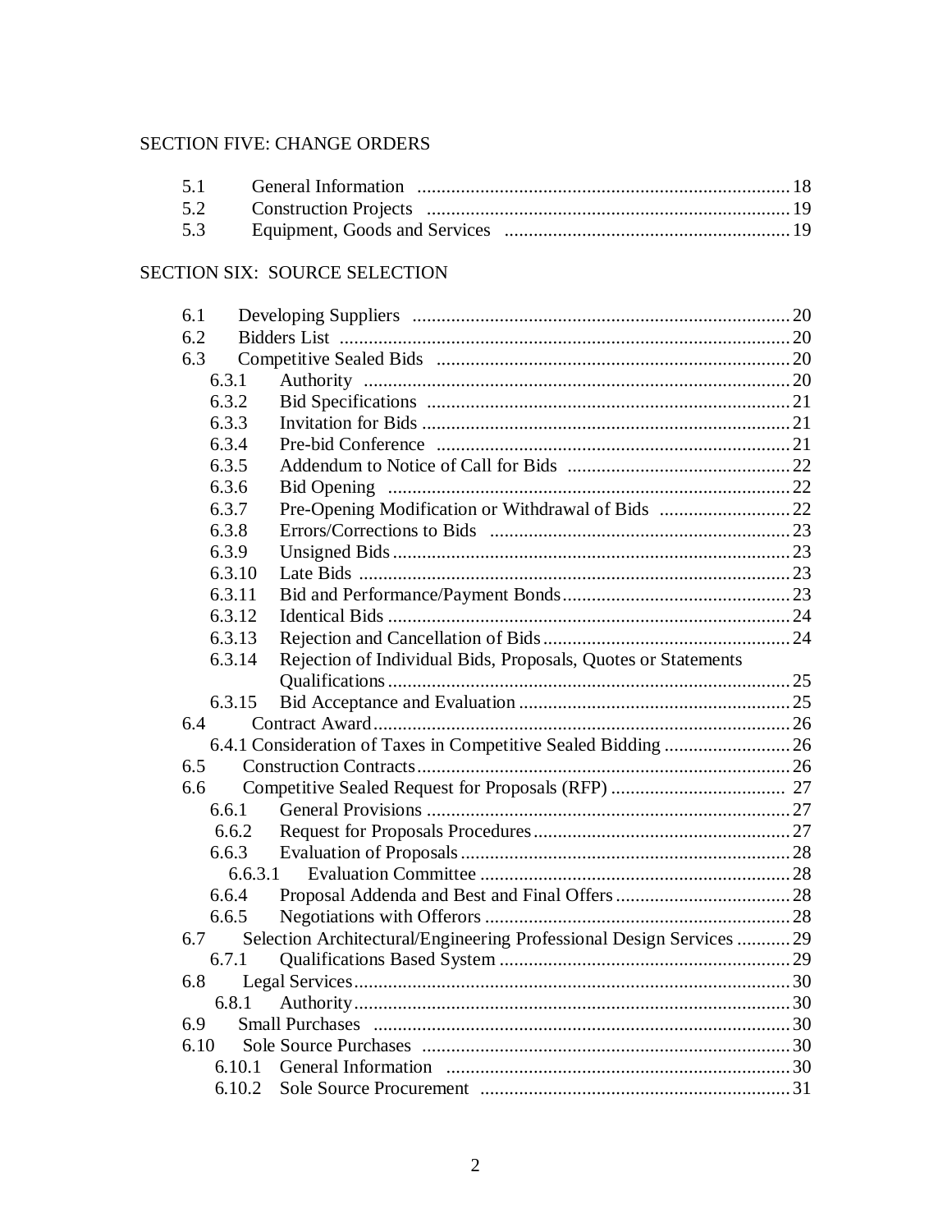SECTION FIVE: CHANGE ORDERS

| | | |
|---|---|---|
| 5.1 | General Information | 18 |
| 5.2 | Construction Projects | 19 |
| 5.3 | Equipment, Goods and Services | 19 |

SECTION SIX: SOURCE SELECTION

| | | |
|---|---|---|
| 6.1 | Developing Suppliers | 20 |
| 6.2 | Bidders List | 20 |
| 6.3 | Competitive Sealed Bids | 20 |
| 6.3.1 | Authority | 20 |
| 6.3.2 | Bid Specifications | 21 |
| 6.3.3 | Invitation for Bids | 21 |
| 6.3.4 | Pre-bid Conference | 21 |
| 6.3.5 | Addendum to Notice of Call for Bids | 22 |
| 6.3.6 | Bid Opening | 22 |
| 6.3.7 | Pre-Opening Modification or Withdrawal of Bids | 22 |
| 6.3.8 | Errors/Corrections to Bids | 23 |
| 6.3.9 | Unsigned Bids | 23 |
| 6.3.10 | Late Bids | 23 |
| 6.3.11 | Bid and Performance/Payment Bonds | 23 |
| 6.3.12 | Identical Bids | 24 |
| 6.3.13 | Rejection and Cancellation of Bids | 24 |
| 6.3.14 | Rejection of Individual Bids, Proposals, Quotes or Statements Qualifications | 25 |
| 6.3.15 | Bid Acceptance and Evaluation | 25 |
| 6.4 | Contract Award | 26 |
| 6.4.1 | Consideration of Taxes in Competitive Sealed Bidding | 26 |
| 6.5 | Construction Contracts | 26 |
| 6.6 | Competitive Sealed Request for Proposals (RFP) | 27 |
| 6.6.1 | General Provisions | 27 |
| 6.6.2 | Request for Proposals Procedures | 27 |
| 6.6.3 | Evaluation of Proposals | 28 |
| 6.6.3.1 | Evaluation Committee | 28 |
| 6.6.4 | Proposal Addenda and Best and Final Offers | 28 |
| 6.6.5 | Negotiations with Offerors | 28 |
| 6.7 | Selection Architectural/Engineering Professional Design Services | 29 |
| 6.7.1 | Qualifications Based System | 29 |
| 6.8 | Legal Services | 30 |
| 6.8.1 | Authority | 30 |
| 6.9 | Small Purchases | 30 |
| 6.10 | Sole Source Purchases | 30 |
| 6.10.1 | General Information | 30 |
| 6.10.2 | Sole Source Procurement | 31 |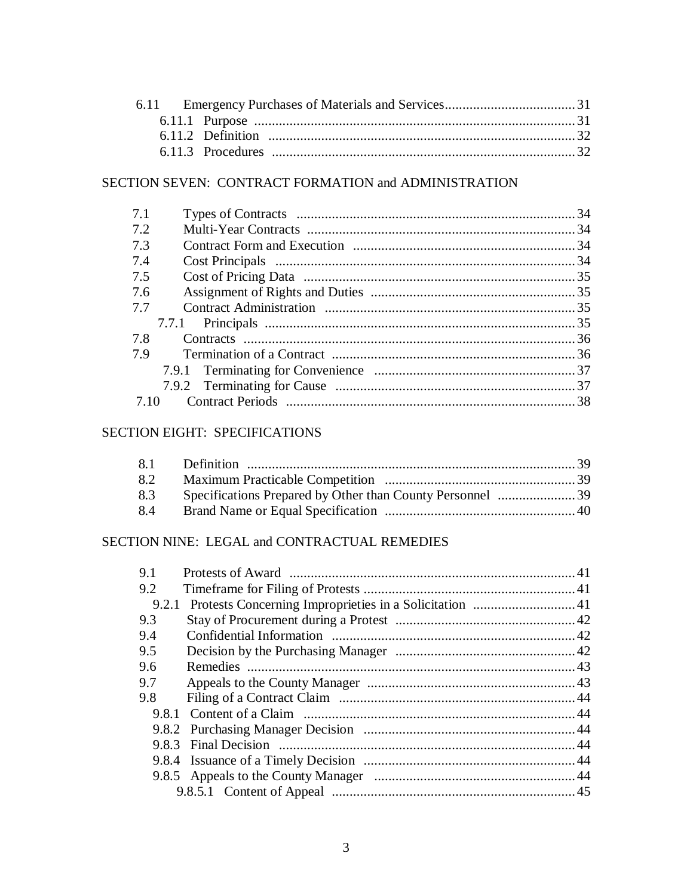6.11 Emergency Purchases of Materials and Services ..... 31
- 6.11.1 Purpose ..... 31
- 6.11.2 Definition ..... 32
- 6.11.3 Procedures ..... 32

## SECTION SEVEN: CONTRACT FORMATION and ADMINISTRATION

7.1 Types of Contracts ..... 34
7.2 Multi-Year Contracts ..... 34
7.3 Contract Form and Execution ..... 34
7.4 Cost Principals ..... 34
7.5 Cost of Pricing Data ..... 35
7.6 Assignment of Rights and Duties ..... 35
7.7 Contract Administration ..... 35
- 7.7.1 Principals ..... 35

7.8 Contracts ..... 36
7.9 Termination of a Contract ..... 36
- 7.9.1 Terminating for Convenience ..... 37
- 7.9.2 Terminating for Cause ..... 37

7.10 Contract Periods ..... 38

## SECTION EIGHT: SPECIFICATIONS

8.1 Definition ..... 39
8.2 Maximum Practicable Competition ..... 39
8.3 Specifications Prepared by Other than County Personnel ..... 39
8.4 Brand Name or Equal Specification ..... 40

## SECTION NINE: LEGAL and CONTRACTUAL REMEDIES

9.1 Protests of Award ..... 41
9.2 Timeframe for Filing of Protests ..... 41
- 9.2.1 Protests Concerning Improprieties in a Solicitation ..... 41

9.3 Stay of Procurement during a Protest ..... 42
9.4 Confidential Information ..... 42
9.5 Decision by the Purchasing Manager ..... 42
9.6 Remedies ..... 43
9.7 Appeals to the County Manager ..... 43
9.8 Filing of a Contract Claim ..... 44
- 9.8.1 Content of a Claim ..... 44
- 9.8.2 Purchasing Manager Decision ..... 44
- 9.8.3 Final Decision ..... 44
- 9.8.4 Issuance of a Timely Decision ..... 44
- 9.8.5 Appeals to the County Manager ..... 44
  - 9.8.5.1 Content of Appeal ..... 45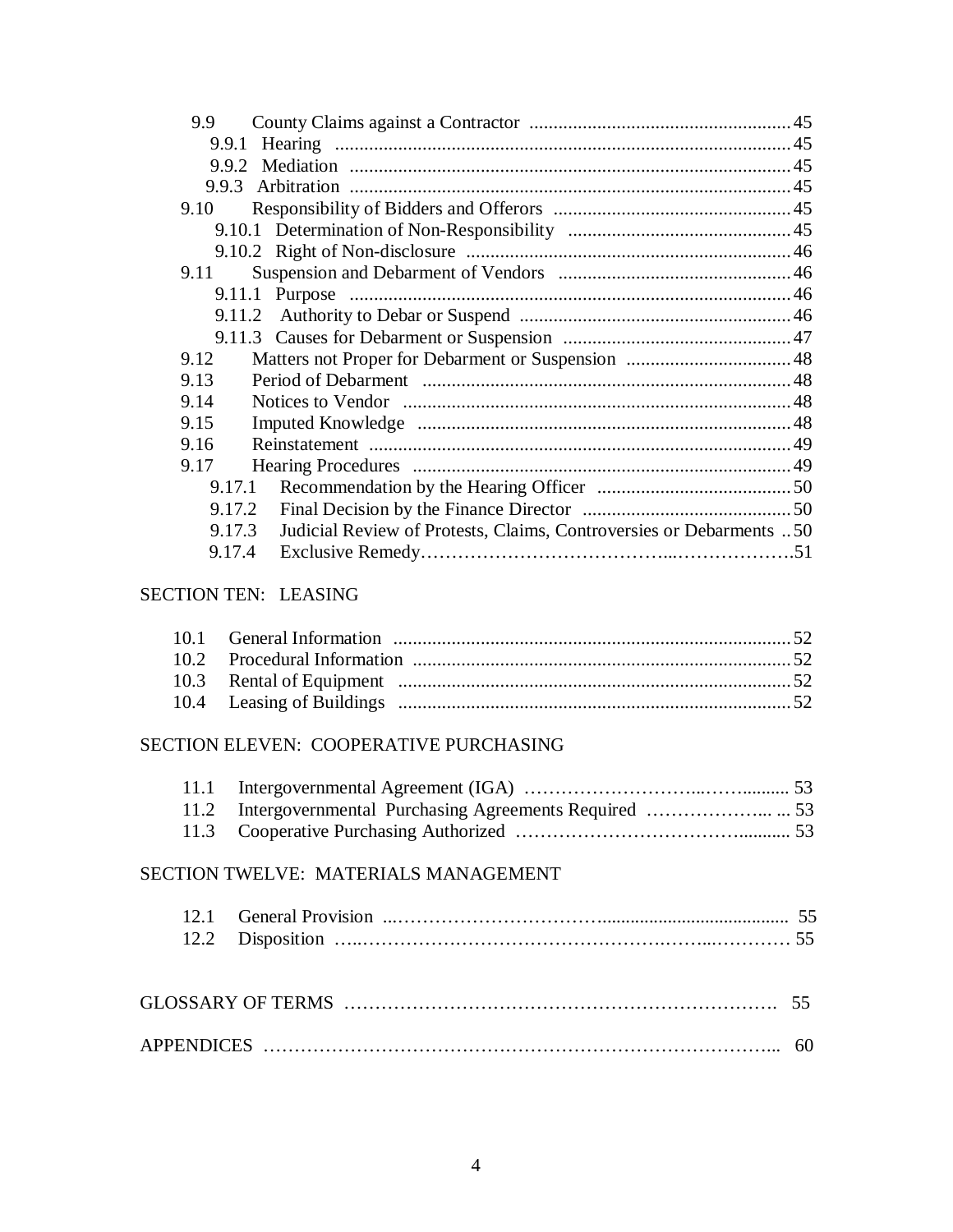- 9.9 County Claims against a Contractor ..... 45
  - 9.9.1 Hearing ..... 45
  - 9.9.2 Mediation ..... 45
  - 9.9.3 Arbitration ..... 45
- 9.10 Responsibility of Bidders and Offerors ..... 45
  - 9.10.1 Determination of Non-Responsibility ..... 45
  - 9.10.2 Right of Non-disclosure ..... 46
- 9.11 Suspension and Debarment of Vendors ..... 46
  - 9.11.1 Purpose ..... 46
  - 9.11.2 Authority to Debar or Suspend ..... 46
  - 9.11.3 Causes for Debarment or Suspension ..... 47
- 9.12 Matters not Proper for Debarment or Suspension ..... 48
- 9.13 Period of Debarment ..... 48
- 9.14 Notices to Vendor ..... 48
- 9.15 Imputed Knowledge ..... 48
- 9.16 Reinstatement ..... 49
- 9.17 Hearing Procedures ..... 49
  - 9.17.1 Recommendation by the Hearing Officer ..... 50
  - 9.17.2 Final Decision by the Finance Director ..... 50
  - 9.17.3 Judicial Review of Protests, Claims, Controversies or Debarments ..... 50
  - 9.17.4 Exclusive Remedy ..... 51

## SECTION TEN: LEASING

- 10.1 General Information ..... 52
- 10.2 Procedural Information ..... 52
- 10.3 Rental of Equipment ..... 52
- 10.4 Leasing of Buildings ..... 52

## SECTION ELEVEN: COOPERATIVE PURCHASING

- 11.1 Intergovernmental Agreement (IGA) ..... 53
- 11.2 Intergovernmental Purchasing Agreements Required ..... 53
- 11.3 Cooperative Purchasing Authorized ..... 53

## SECTION TWELVE: MATERIALS MANAGEMENT

- 12.1 General Provision ..... 55
- 12.2 Disposition ..... 55

GLOSSARY OF TERMS ..... 55

APPENDICES ..... 60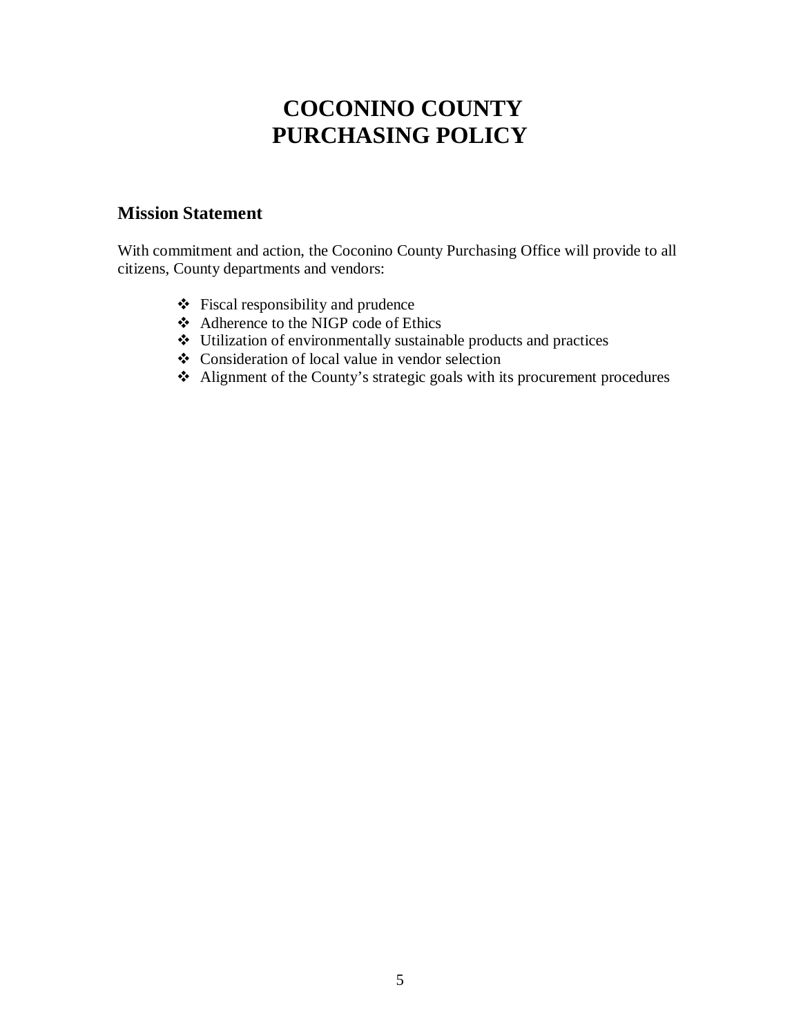# COCONINO COUNTY PURCHASING POLICY

## Mission Statement

With commitment and action, the Coconino County Purchasing Office will provide to all citizens, County departments and vendors:

- Fiscal responsibility and prudence
- Adherence to the NIGP code of Ethics
- Utilization of environmentally sustainable products and practices
- Consideration of local value in vendor selection
- Alignment of the County's strategic goals with its procurement procedures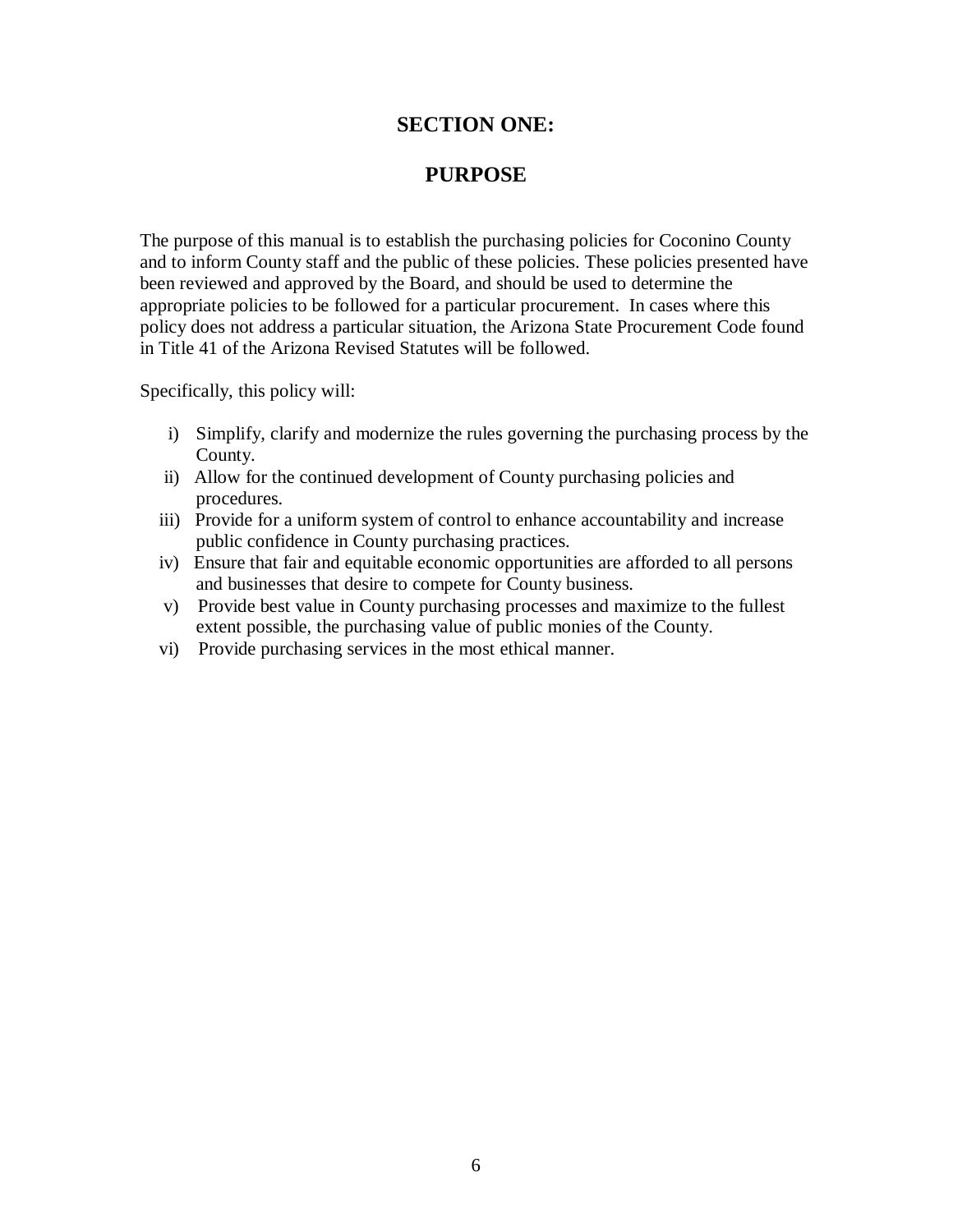# SECTION ONE:

# PURPOSE

The purpose of this manual is to establish the purchasing policies for Coconino County and to inform County staff and the public of these policies. These policies presented have been reviewed and approved by the Board, and should be used to determine the appropriate policies to be followed for a particular procurement. In cases where this policy does not address a particular situation, the Arizona State Procurement Code found in Title 41 of the Arizona Revised Statutes will be followed.

Specifically, this policy will:

i) Simplify, clarify and modernize the rules governing the purchasing process by the County.

ii) Allow for the continued development of County purchasing policies and procedures.

iii) Provide for a uniform system of control to enhance accountability and increase public confidence in County purchasing practices.

iv) Ensure that fair and equitable economic opportunities are afforded to all persons and businesses that desire to compete for County business.

v) Provide best value in County purchasing processes and maximize to the fullest extent possible, the purchasing value of public monies of the County.

vi) Provide purchasing services in the most ethical manner.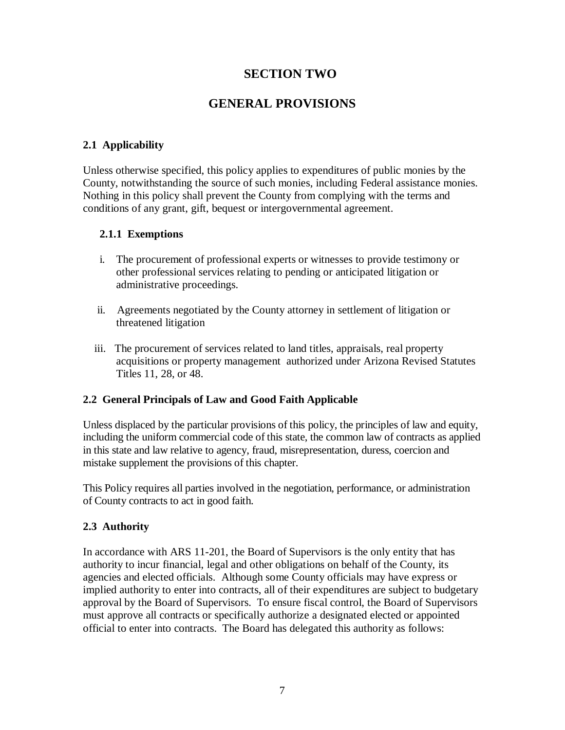# SECTION TWO

# GENERAL PROVISIONS

### 2.1 Applicability

Unless otherwise specified, this policy applies to expenditures of public monies by the County, notwithstanding the source of such monies, including Federal assistance monies. Nothing in this policy shall prevent the County from complying with the terms and conditions of any grant, gift, bequest or intergovernmental agreement.

#### 2.1.1 Exemptions

i. The procurement of professional experts or witnesses to provide testimony or other professional services relating to pending or anticipated litigation or administrative proceedings.

ii. Agreements negotiated by the County attorney in settlement of litigation or threatened litigation

iii. The procurement of services related to land titles, appraisals, real property acquisitions or property management authorized under Arizona Revised Statutes Titles 11, 28, or 48.

### 2.2 General Principals of Law and Good Faith Applicable

Unless displaced by the particular provisions of this policy, the principles of law and equity, including the uniform commercial code of this state, the common law of contracts as applied in this state and law relative to agency, fraud, misrepresentation, duress, coercion and mistake supplement the provisions of this chapter.

This Policy requires all parties involved in the negotiation, performance, or administration of County contracts to act in good faith.

### 2.3 Authority

In accordance with ARS 11-201, the Board of Supervisors is the only entity that has authority to incur financial, legal and other obligations on behalf of the County, its agencies and elected officials. Although some County officials may have express or implied authority to enter into contracts, all of their expenditures are subject to budgetary approval by the Board of Supervisors. To ensure fiscal control, the Board of Supervisors must approve all contracts or specifically authorize a designated elected or appointed official to enter into contracts. The Board has delegated this authority as follows: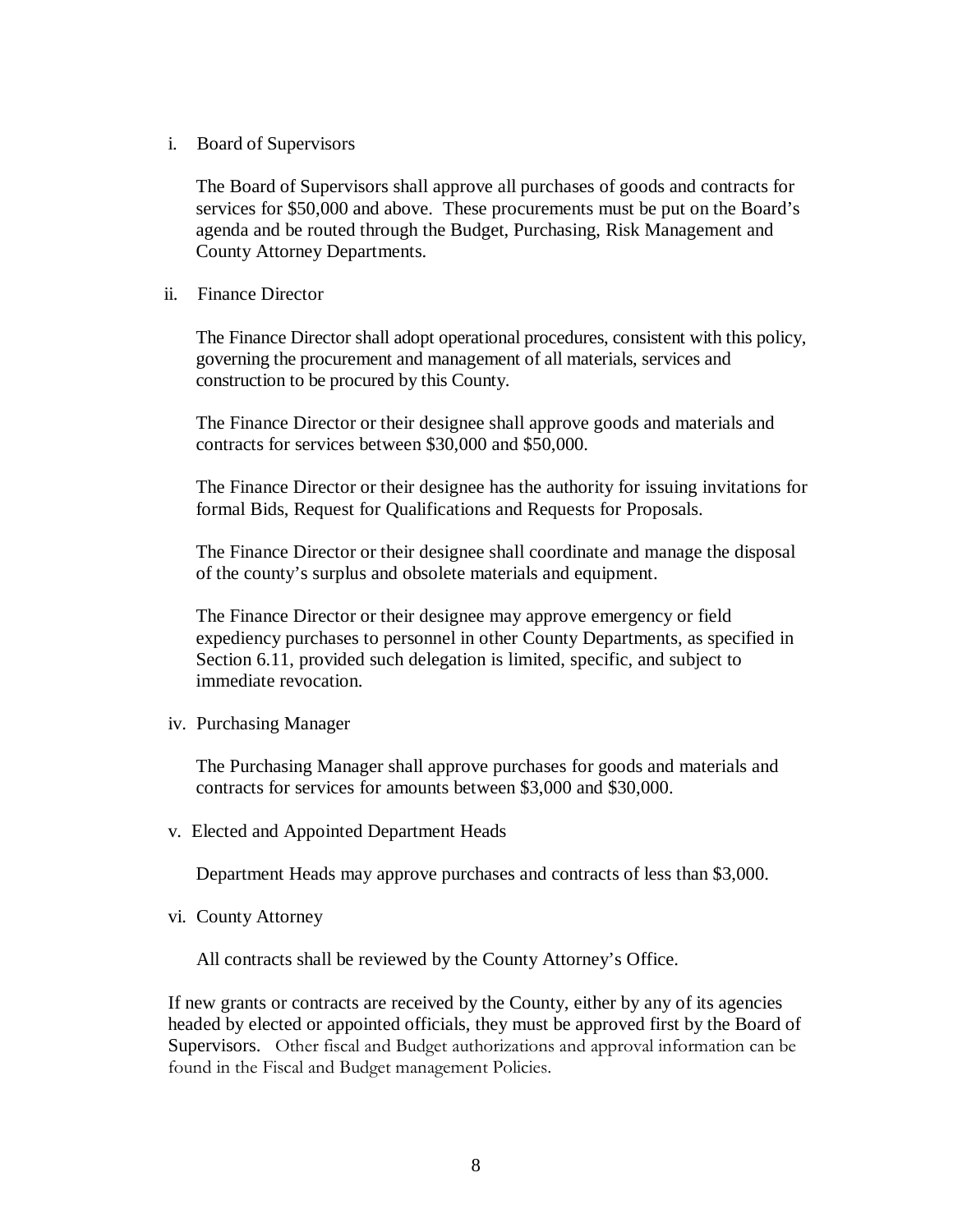i. Board of Supervisors

The Board of Supervisors shall approve all purchases of goods and contracts for services for $50,000 and above. These procurements must be put on the Board's agenda and be routed through the Budget, Purchasing, Risk Management and County Attorney Departments.

ii. Finance Director

The Finance Director shall adopt operational procedures, consistent with this policy, governing the procurement and management of all materials, services and construction to be procured by this County.

The Finance Director or their designee shall approve goods and materials and contracts for services between $30,000 and $50,000.

The Finance Director or their designee has the authority for issuing invitations for formal Bids, Request for Qualifications and Requests for Proposals.

The Finance Director or their designee shall coordinate and manage the disposal of the county's surplus and obsolete materials and equipment.

The Finance Director or their designee may approve emergency or field expediency purchases to personnel in other County Departments, as specified in Section 6.11, provided such delegation is limited, specific, and subject to immediate revocation.

iv. Purchasing Manager

The Purchasing Manager shall approve purchases for goods and materials and contracts for services for amounts between $3,000 and $30,000.

v. Elected and Appointed Department Heads

Department Heads may approve purchases and contracts of less than $3,000.

vi. County Attorney

All contracts shall be reviewed by the County Attorney's Office.

If new grants or contracts are received by the County, either by any of its agencies headed by elected or appointed officials, they must be approved first by the Board of Supervisors. Other fiscal and Budget authorizations and approval information can be found in the Fiscal and Budget management Policies.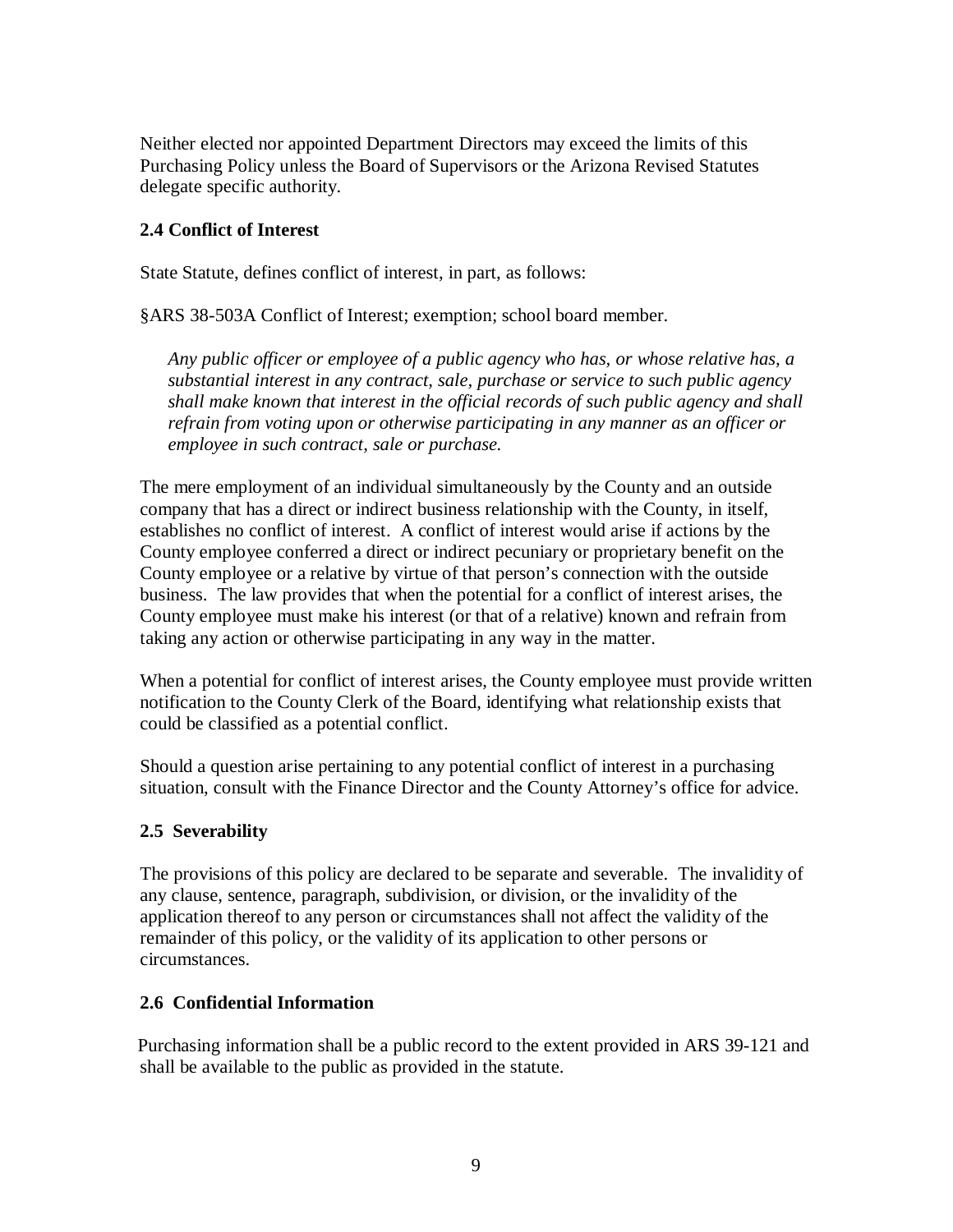Neither elected nor appointed Department Directors may exceed the limits of this Purchasing Policy unless the Board of Supervisors or the Arizona Revised Statutes delegate specific authority.

### 2.4 Conflict of Interest

State Statute, defines conflict of interest, in part, as follows:

§ARS 38-503A Conflict of Interest; exemption; school board member.

> *Any public officer or employee of a public agency who has, or whose relative has, a substantial interest in any contract, sale, purchase or service to such public agency shall make known that interest in the official records of such public agency and shall refrain from voting upon or otherwise participating in any manner as an officer or employee in such contract, sale or purchase.*

The mere employment of an individual simultaneously by the County and an outside company that has a direct or indirect business relationship with the County, in itself, establishes no conflict of interest. A conflict of interest would arise if actions by the County employee conferred a direct or indirect pecuniary or proprietary benefit on the County employee or a relative by virtue of that person's connection with the outside business. The law provides that when the potential for a conflict of interest arises, the County employee must make his interest (or that of a relative) known and refrain from taking any action or otherwise participating in any way in the matter.

When a potential for conflict of interest arises, the County employee must provide written notification to the County Clerk of the Board, identifying what relationship exists that could be classified as a potential conflict.

Should a question arise pertaining to any potential conflict of interest in a purchasing situation, consult with the Finance Director and the County Attorney's office for advice.

### 2.5 Severability

The provisions of this policy are declared to be separate and severable. The invalidity of any clause, sentence, paragraph, subdivision, or division, or the invalidity of the application thereof to any person or circumstances shall not affect the validity of the remainder of this policy, or the validity of its application to other persons or circumstances.

### 2.6 Confidential Information

Purchasing information shall be a public record to the extent provided in ARS 39-121 and shall be available to the public as provided in the statute.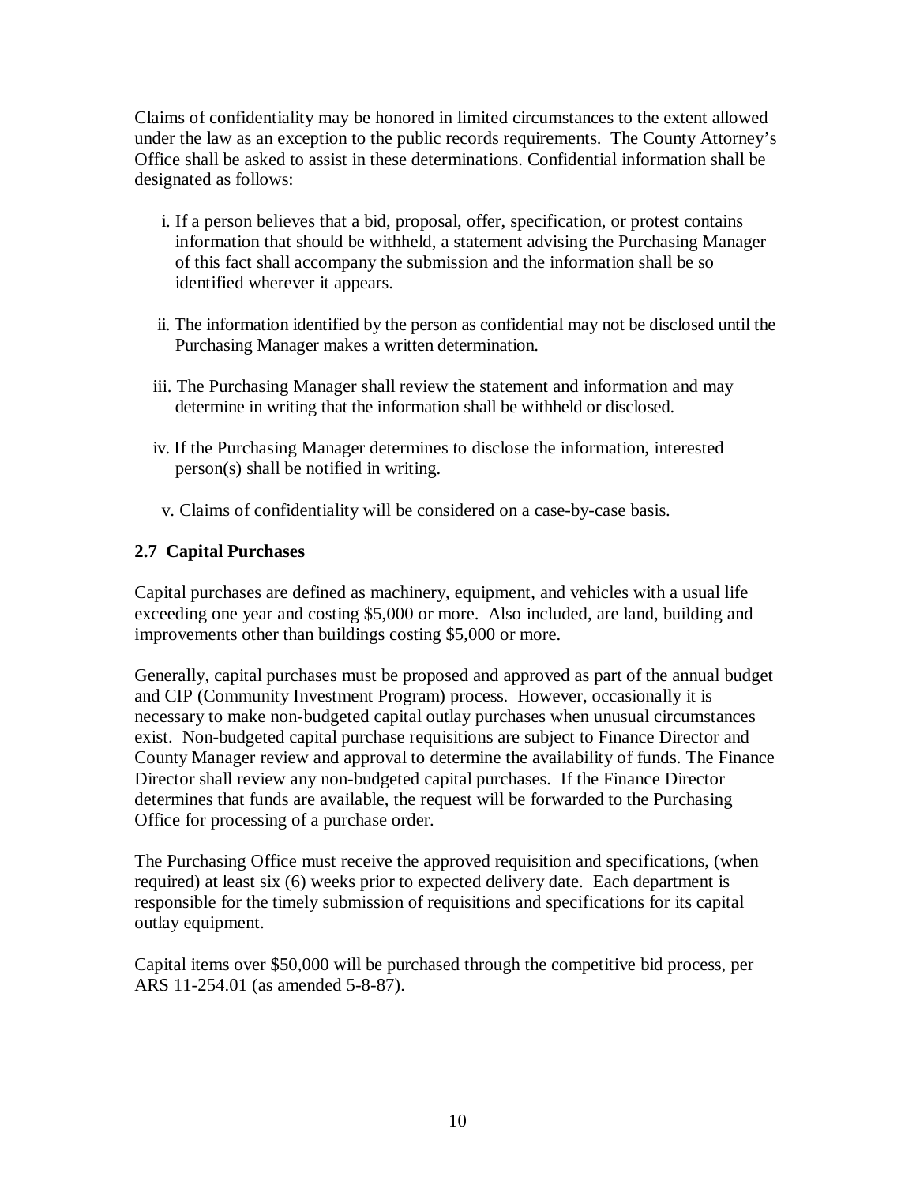Claims of confidentiality may be honored in limited circumstances to the extent allowed under the law as an exception to the public records requirements. The County Attorney's Office shall be asked to assist in these determinations. Confidential information shall be designated as follows:

i. If a person believes that a bid, proposal, offer, specification, or protest contains information that should be withheld, a statement advising the Purchasing Manager of this fact shall accompany the submission and the information shall be so identified wherever it appears.

ii. The information identified by the person as confidential may not be disclosed until the Purchasing Manager makes a written determination.

iii. The Purchasing Manager shall review the statement and information and may determine in writing that the information shall be withheld or disclosed.

iv. If the Purchasing Manager determines to disclose the information, interested person(s) shall be notified in writing.

v. Claims of confidentiality will be considered on a case-by-case basis.

### 2.7 Capital Purchases

Capital purchases are defined as machinery, equipment, and vehicles with a usual life exceeding one year and costing $5,000 or more. Also included, are land, building and improvements other than buildings costing $5,000 or more.

Generally, capital purchases must be proposed and approved as part of the annual budget and CIP (Community Investment Program) process. However, occasionally it is necessary to make non-budgeted capital outlay purchases when unusual circumstances exist. Non-budgeted capital purchase requisitions are subject to Finance Director and County Manager review and approval to determine the availability of funds. The Finance Director shall review any non-budgeted capital purchases. If the Finance Director determines that funds are available, the request will be forwarded to the Purchasing Office for processing of a purchase order.

The Purchasing Office must receive the approved requisition and specifications, (when required) at least six (6) weeks prior to expected delivery date. Each department is responsible for the timely submission of requisitions and specifications for its capital outlay equipment.

Capital items over $50,000 will be purchased through the competitive bid process, per ARS 11-254.01 (as amended 5-8-87).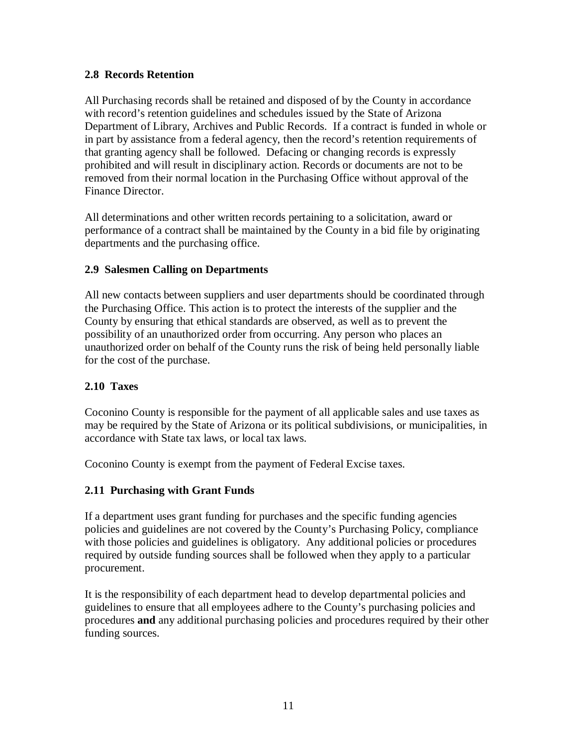### 2.8 Records Retention

All Purchasing records shall be retained and disposed of by the County in accordance with record's retention guidelines and schedules issued by the State of Arizona Department of Library, Archives and Public Records. If a contract is funded in whole or in part by assistance from a federal agency, then the record's retention requirements of that granting agency shall be followed. Defacing or changing records is expressly prohibited and will result in disciplinary action. Records or documents are not to be removed from their normal location in the Purchasing Office without approval of the Finance Director.

All determinations and other written records pertaining to a solicitation, award or performance of a contract shall be maintained by the County in a bid file by originating departments and the purchasing office.

### 2.9 Salesmen Calling on Departments

All new contacts between suppliers and user departments should be coordinated through the Purchasing Office. This action is to protect the interests of the supplier and the County by ensuring that ethical standards are observed, as well as to prevent the possibility of an unauthorized order from occurring. Any person who places an unauthorized order on behalf of the County runs the risk of being held personally liable for the cost of the purchase.

### 2.10 Taxes

Coconino County is responsible for the payment of all applicable sales and use taxes as may be required by the State of Arizona or its political subdivisions, or municipalities, in accordance with State tax laws, or local tax laws.

Coconino County is exempt from the payment of Federal Excise taxes.

### 2.11 Purchasing with Grant Funds

If a department uses grant funding for purchases and the specific funding agencies policies and guidelines are not covered by the County's Purchasing Policy, compliance with those policies and guidelines is obligatory. Any additional policies or procedures required by outside funding sources shall be followed when they apply to a particular procurement.

It is the responsibility of each department head to develop departmental policies and guidelines to ensure that all employees adhere to the County's purchasing policies and procedures **and** any additional purchasing policies and procedures required by their other funding sources.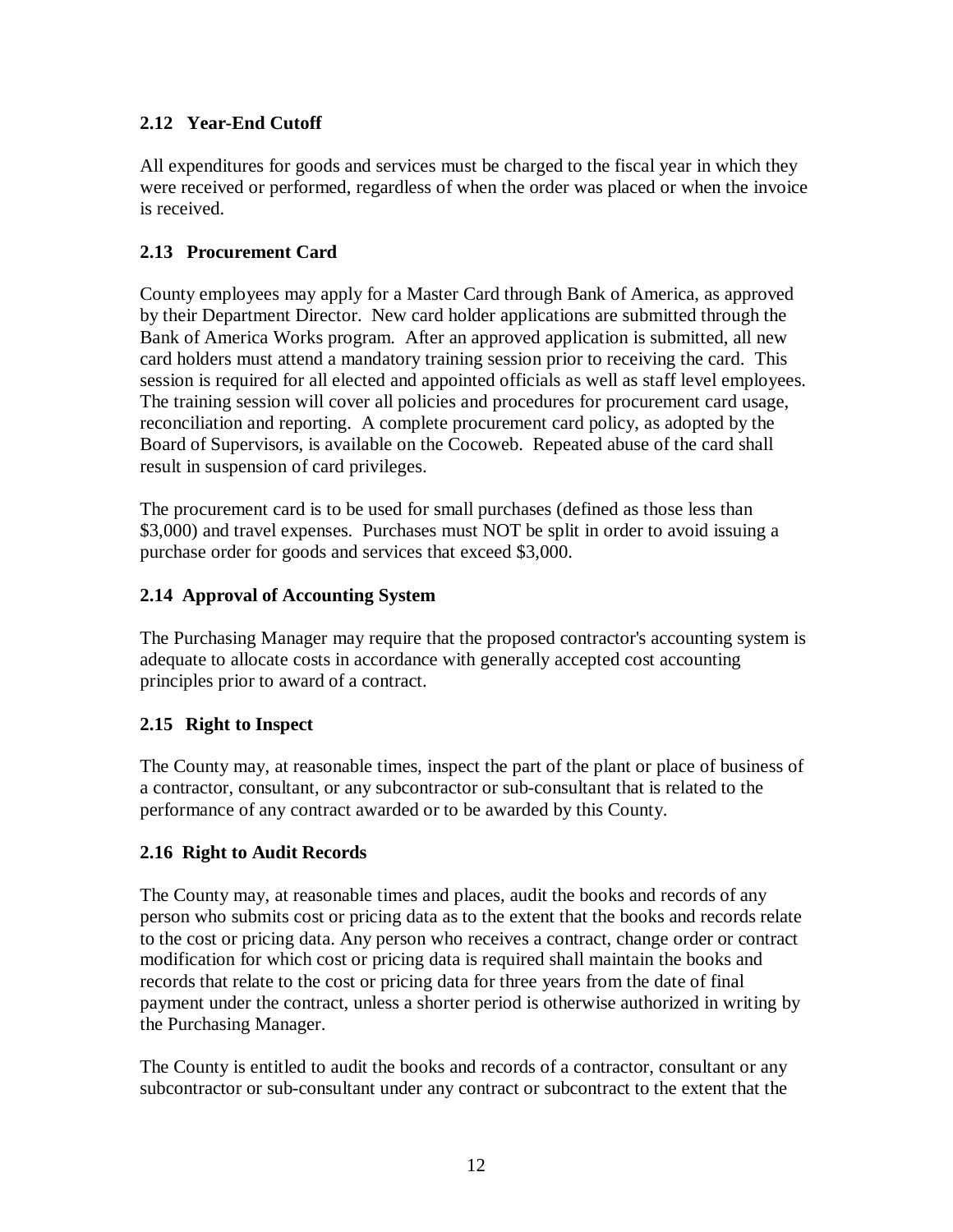### 2.12 Year-End Cutoff

All expenditures for goods and services must be charged to the fiscal year in which they were received or performed, regardless of when the order was placed or when the invoice is received.

### 2.13 Procurement Card

County employees may apply for a Master Card through Bank of America, as approved by their Department Director. New card holder applications are submitted through the Bank of America Works program. After an approved application is submitted, all new card holders must attend a mandatory training session prior to receiving the card. This session is required for all elected and appointed officials as well as staff level employees. The training session will cover all policies and procedures for procurement card usage, reconciliation and reporting. A complete procurement card policy, as adopted by the Board of Supervisors, is available on the Cocoweb. Repeated abuse of the card shall result in suspension of card privileges.

The procurement card is to be used for small purchases (defined as those less than $3,000) and travel expenses. Purchases must NOT be split in order to avoid issuing a purchase order for goods and services that exceed $3,000.

### 2.14 Approval of Accounting System

The Purchasing Manager may require that the proposed contractor's accounting system is adequate to allocate costs in accordance with generally accepted cost accounting principles prior to award of a contract.

### 2.15 Right to Inspect

The County may, at reasonable times, inspect the part of the plant or place of business of a contractor, consultant, or any subcontractor or sub-consultant that is related to the performance of any contract awarded or to be awarded by this County.

### 2.16 Right to Audit Records

The County may, at reasonable times and places, audit the books and records of any person who submits cost or pricing data as to the extent that the books and records relate to the cost or pricing data. Any person who receives a contract, change order or contract modification for which cost or pricing data is required shall maintain the books and records that relate to the cost or pricing data for three years from the date of final payment under the contract, unless a shorter period is otherwise authorized in writing by the Purchasing Manager.

The County is entitled to audit the books and records of a contractor, consultant or any subcontractor or sub-consultant under any contract or subcontract to the extent that the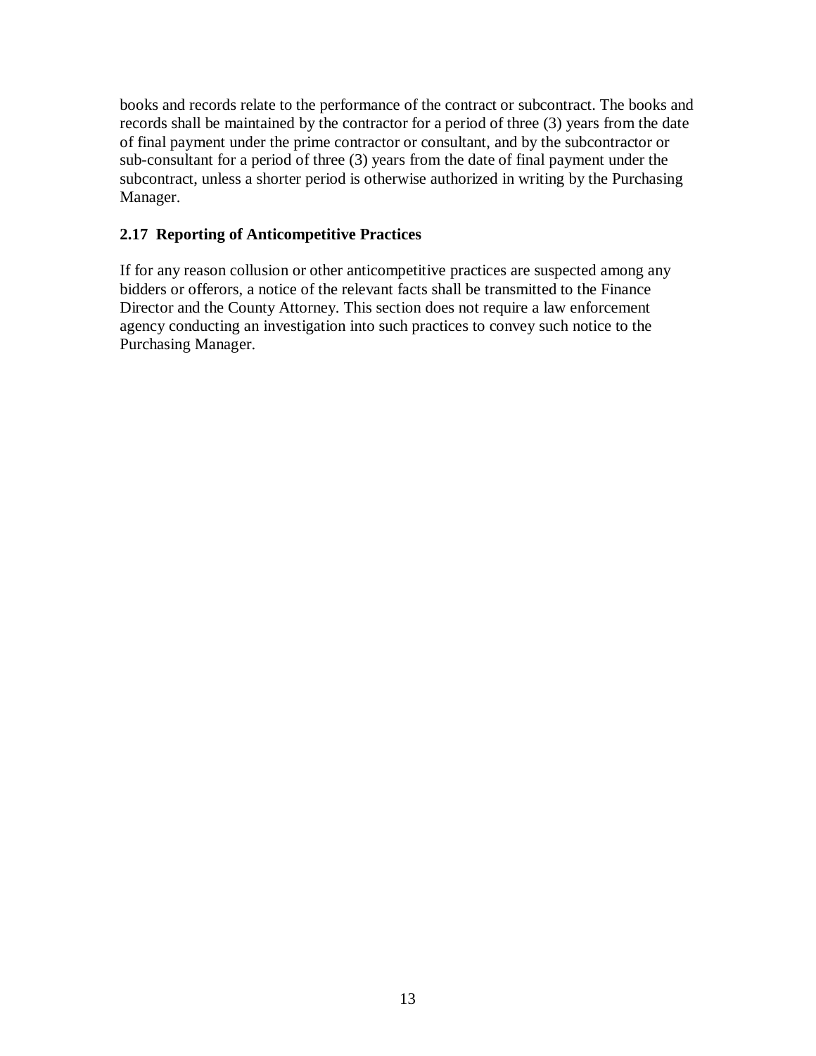books and records relate to the performance of the contract or subcontract. The books and records shall be maintained by the contractor for a period of three (3) years from the date of final payment under the prime contractor or consultant, and by the subcontractor or sub-consultant for a period of three (3) years from the date of final payment under the subcontract, unless a shorter period is otherwise authorized in writing by the Purchasing Manager.

### 2.17 Reporting of Anticompetitive Practices

If for any reason collusion or other anticompetitive practices are suspected among any bidders or offerors, a notice of the relevant facts shall be transmitted to the Finance Director and the County Attorney. This section does not require a law enforcement agency conducting an investigation into such practices to convey such notice to the Purchasing Manager.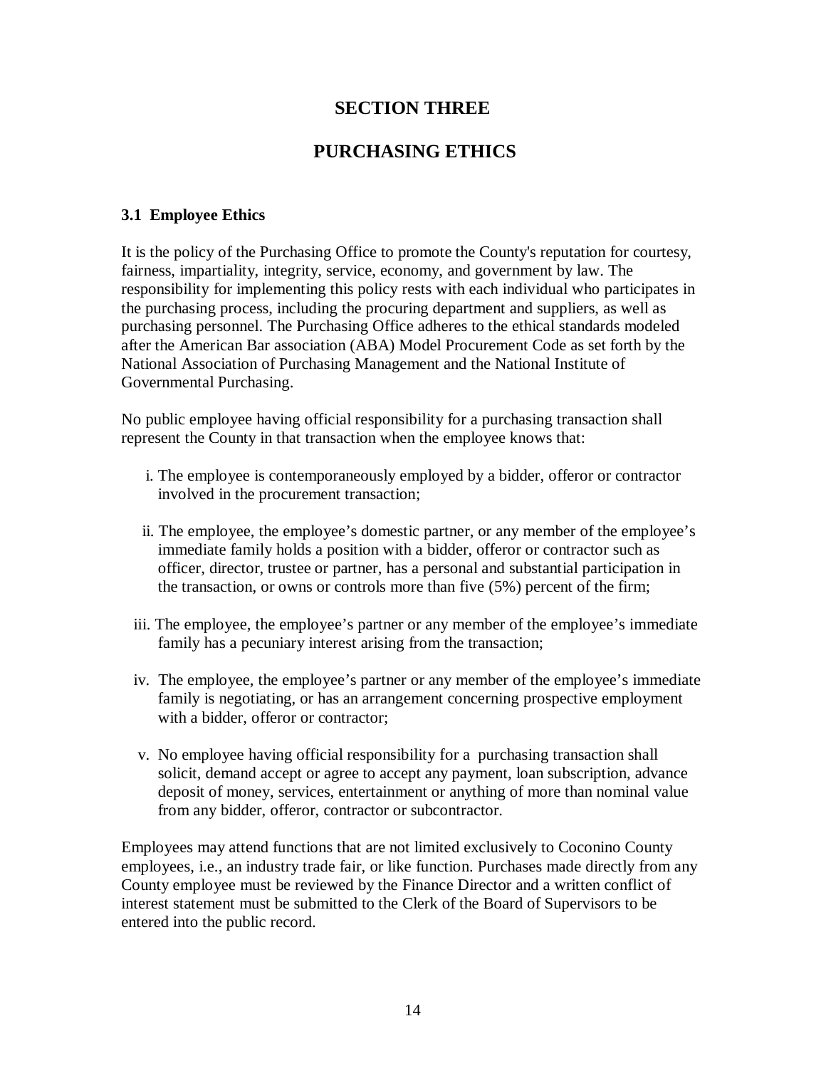# SECTION THREE

# PURCHASING ETHICS

### 3.1 Employee Ethics

It is the policy of the Purchasing Office to promote the County's reputation for courtesy, fairness, impartiality, integrity, service, economy, and government by law. The responsibility for implementing this policy rests with each individual who participates in the purchasing process, including the procuring department and suppliers, as well as purchasing personnel. The Purchasing Office adheres to the ethical standards modeled after the American Bar association (ABA) Model Procurement Code as set forth by the National Association of Purchasing Management and the National Institute of Governmental Purchasing.

No public employee having official responsibility for a purchasing transaction shall represent the County in that transaction when the employee knows that:

i. The employee is contemporaneously employed by a bidder, offeror or contractor involved in the procurement transaction;

ii. The employee, the employee’s domestic partner, or any member of the employee’s immediate family holds a position with a bidder, offeror or contractor such as officer, director, trustee or partner, has a personal and substantial participation in the transaction, or owns or controls more than five (5%) percent of the firm;

iii. The employee, the employee’s partner or any member of the employee’s immediate family has a pecuniary interest arising from the transaction;

iv. The employee, the employee’s partner or any member of the employee’s immediate family is negotiating, or has an arrangement concerning prospective employment with a bidder, offeror or contractor;

v. No employee having official responsibility for a purchasing transaction shall solicit, demand accept or agree to accept any payment, loan subscription, advance deposit of money, services, entertainment or anything of more than nominal value from any bidder, offeror, contractor or subcontractor.

Employees may attend functions that are not limited exclusively to Coconino County employees, i.e., an industry trade fair, or like function. Purchases made directly from any County employee must be reviewed by the Finance Director and a written conflict of interest statement must be submitted to the Clerk of the Board of Supervisors to be entered into the public record.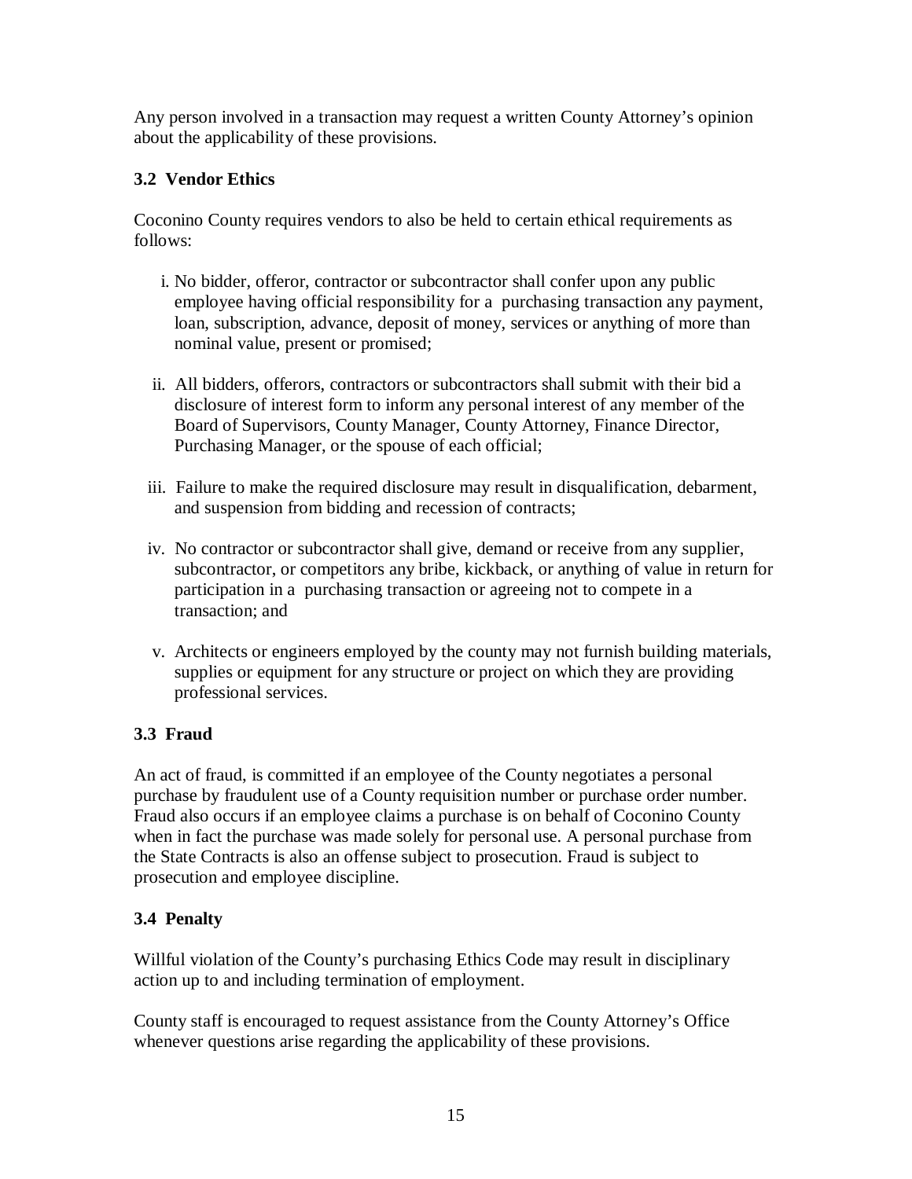Any person involved in a transaction may request a written County Attorney's opinion about the applicability of these provisions.

### 3.2 Vendor Ethics

Coconino County requires vendors to also be held to certain ethical requirements as follows:

i. No bidder, offeror, contractor or subcontractor shall confer upon any public employee having official responsibility for a purchasing transaction any payment, loan, subscription, advance, deposit of money, services or anything of more than nominal value, present or promised;

ii. All bidders, offerors, contractors or subcontractors shall submit with their bid a disclosure of interest form to inform any personal interest of any member of the Board of Supervisors, County Manager, County Attorney, Finance Director, Purchasing Manager, or the spouse of each official;

iii. Failure to make the required disclosure may result in disqualification, debarment, and suspension from bidding and recession of contracts;

iv. No contractor or subcontractor shall give, demand or receive from any supplier, subcontractor, or competitors any bribe, kickback, or anything of value in return for participation in a purchasing transaction or agreeing not to compete in a transaction; and

v. Architects or engineers employed by the county may not furnish building materials, supplies or equipment for any structure or project on which they are providing professional services.

### 3.3 Fraud

An act of fraud, is committed if an employee of the County negotiates a personal purchase by fraudulent use of a County requisition number or purchase order number. Fraud also occurs if an employee claims a purchase is on behalf of Coconino County when in fact the purchase was made solely for personal use. A personal purchase from the State Contracts is also an offense subject to prosecution. Fraud is subject to prosecution and employee discipline.

### 3.4 Penalty

Willful violation of the County's purchasing Ethics Code may result in disciplinary action up to and including termination of employment.

County staff is encouraged to request assistance from the County Attorney's Office whenever questions arise regarding the applicability of these provisions.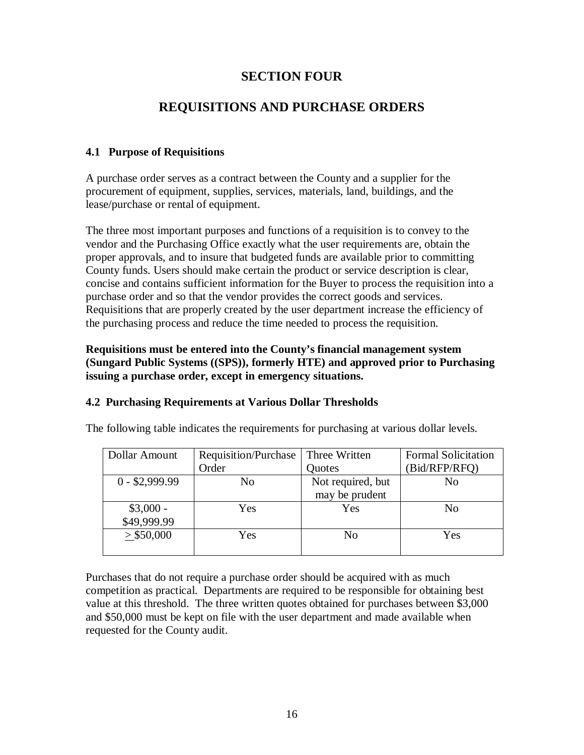# SECTION FOUR

# REQUISITIONS AND PURCHASE ORDERS

### 4.1 Purpose of Requisitions

A purchase order serves as a contract between the County and a supplier for the procurement of equipment, supplies, services, materials, land, buildings, and the lease/purchase or rental of equipment.

The three most important purposes and functions of a requisition is to convey to the vendor and the Purchasing Office exactly what the user requirements are, obtain the proper approvals, and to insure that budgeted funds are available prior to committing County funds. Users should make certain the product or service description is clear, concise and contains sufficient information for the Buyer to process the requisition into a purchase order and so that the vendor provides the correct goods and services. Requisitions that are properly created by the user department increase the efficiency of the purchasing process and reduce the time needed to process the requisition.

**Requisitions must be entered into the County's financial management system (Sungard Public Systems ((SPS)), formerly HTE) and approved prior to Purchasing issuing a purchase order, except in emergency situations.**

### 4.2 Purchasing Requirements at Various Dollar Thresholds

The following table indicates the requirements for purchasing at various dollar levels.

| Dollar Amount | Requisition/Purchase Order | Three Written Quotes | Formal Solicitation (Bid/RFP/RFQ) |
|---|---|---|---|
| 0 - $2,999.99 | No | Not required, but may be prudent | No |
| $3,000 - $49,999.99 | Yes | Yes | No |
| ≥ $50,000 | Yes | No | Yes |

Purchases that do not require a purchase order should be acquired with as much competition as practical. Departments are required to be responsible for obtaining best value at this threshold. The three written quotes obtained for purchases between $3,000 and $50,000 must be kept on file with the user department and made available when requested for the County audit.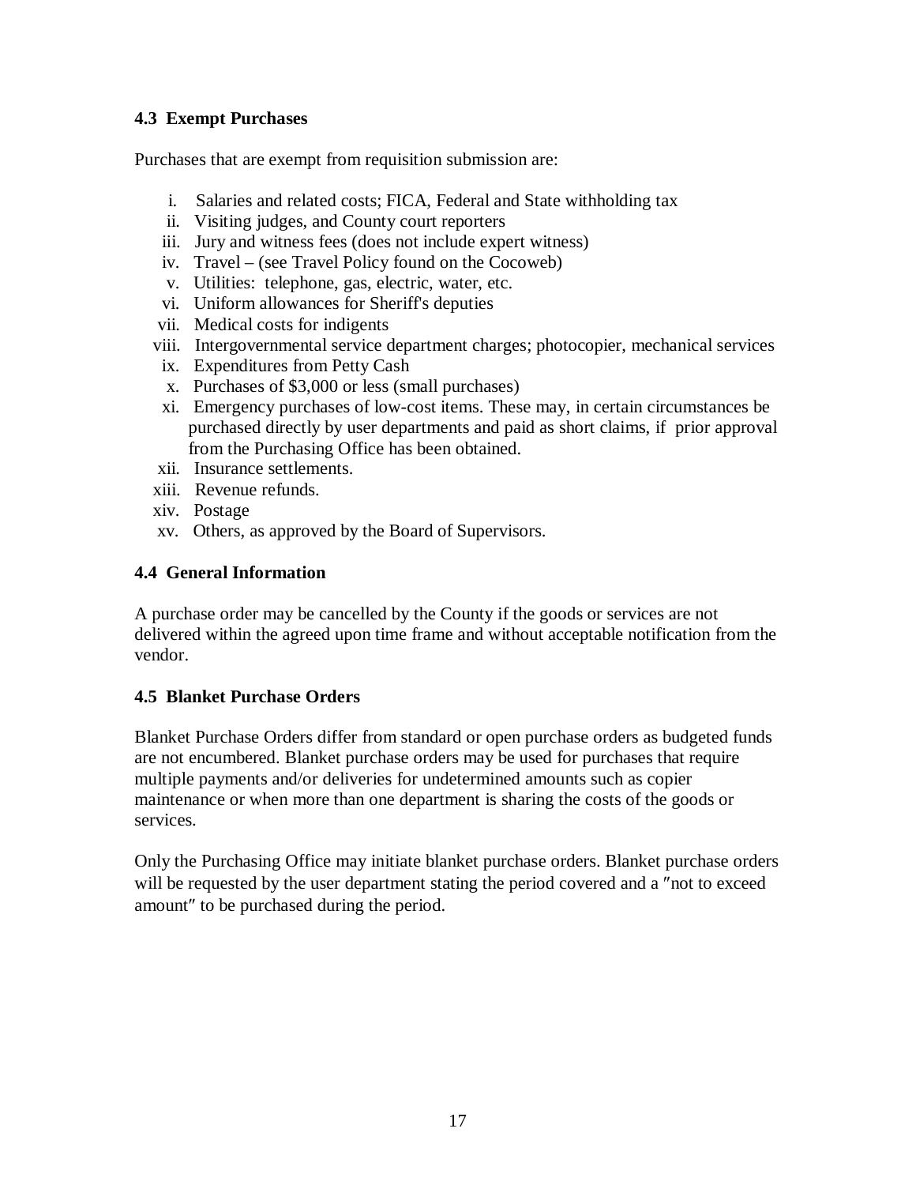### 4.3 Exempt Purchases

Purchases that are exempt from requisition submission are:

i. Salaries and related costs; FICA, Federal and State withholding tax
ii. Visiting judges, and County court reporters
iii. Jury and witness fees (does not include expert witness)
iv. Travel – (see Travel Policy found on the Cocoweb)
v. Utilities: telephone, gas, electric, water, etc.
vi. Uniform allowances for Sheriff's deputies
vii. Medical costs for indigents
viii. Intergovernmental service department charges; photocopier, mechanical services
ix. Expenditures from Petty Cash
x. Purchases of $3,000 or less (small purchases)
xi. Emergency purchases of low-cost items. These may, in certain circumstances be purchased directly by user departments and paid as short claims, if prior approval from the Purchasing Office has been obtained.
xii. Insurance settlements.
xiii. Revenue refunds.
xiv. Postage
xv. Others, as approved by the Board of Supervisors.

### 4.4 General Information

A purchase order may be cancelled by the County if the goods or services are not delivered within the agreed upon time frame and without acceptable notification from the vendor.

### 4.5 Blanket Purchase Orders

Blanket Purchase Orders differ from standard or open purchase orders as budgeted funds are not encumbered. Blanket purchase orders may be used for purchases that require multiple payments and/or deliveries for undetermined amounts such as copier maintenance or when more than one department is sharing the costs of the goods or services.

Only the Purchasing Office may initiate blanket purchase orders. Blanket purchase orders will be requested by the user department stating the period covered and a ″not to exceed amount″ to be purchased during the period.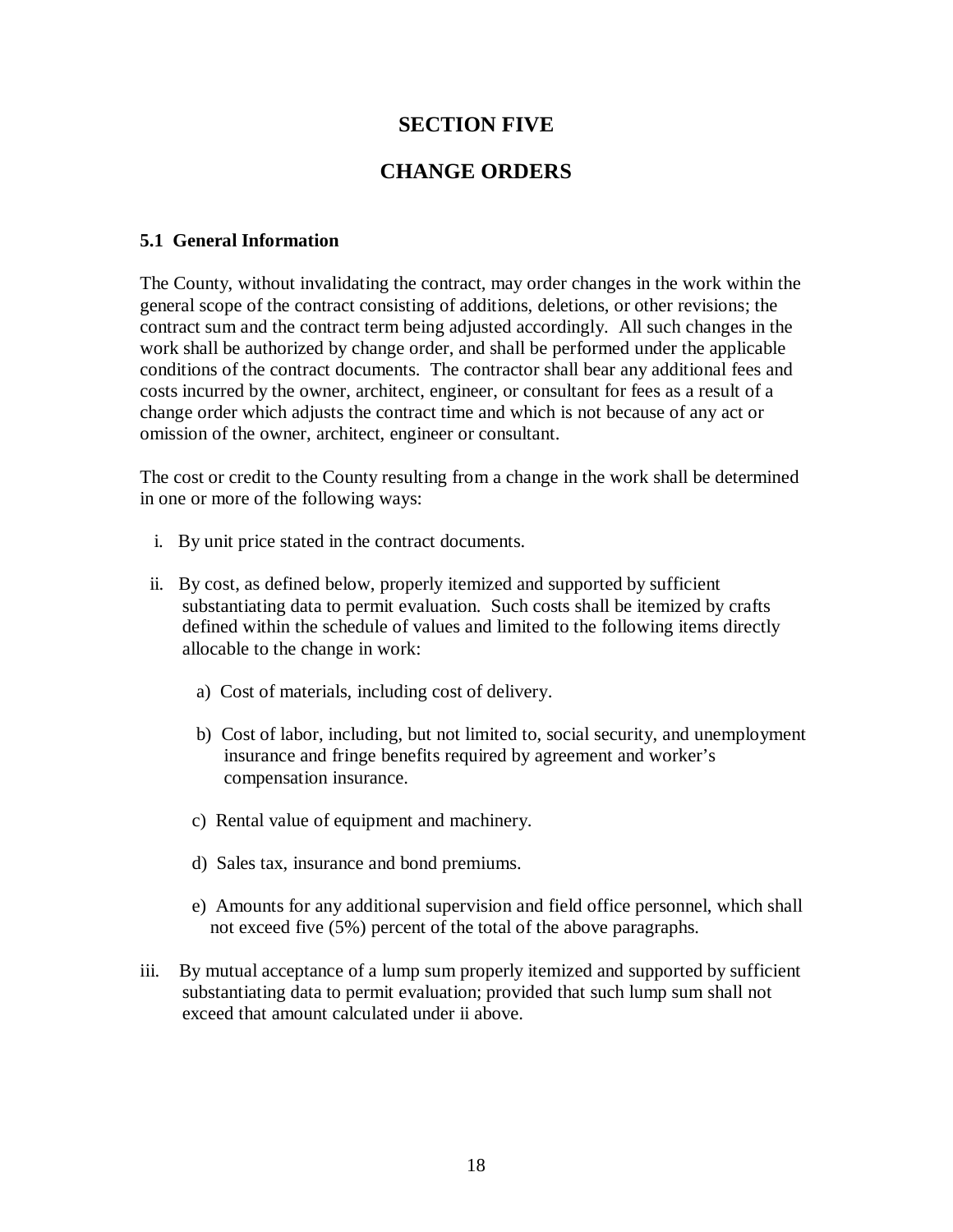# SECTION FIVE

# CHANGE ORDERS

### 5.1 General Information

The County, without invalidating the contract, may order changes in the work within the general scope of the contract consisting of additions, deletions, or other revisions; the contract sum and the contract term being adjusted accordingly. All such changes in the work shall be authorized by change order, and shall be performed under the applicable conditions of the contract documents. The contractor shall bear any additional fees and costs incurred by the owner, architect, engineer, or consultant for fees as a result of a change order which adjusts the contract time and which is not because of any act or omission of the owner, architect, engineer or consultant.

The cost or credit to the County resulting from a change in the work shall be determined in one or more of the following ways:

i. By unit price stated in the contract documents.

ii. By cost, as defined below, properly itemized and supported by sufficient substantiating data to permit evaluation. Such costs shall be itemized by crafts defined within the schedule of values and limited to the following items directly allocable to the change in work:

   a) Cost of materials, including cost of delivery.

   b) Cost of labor, including, but not limited to, social security, and unemployment insurance and fringe benefits required by agreement and worker's compensation insurance.

   c) Rental value of equipment and machinery.

   d) Sales tax, insurance and bond premiums.

   e) Amounts for any additional supervision and field office personnel, which shall not exceed five (5%) percent of the total of the above paragraphs.

iii. By mutual acceptance of a lump sum properly itemized and supported by sufficient substantiating data to permit evaluation; provided that such lump sum shall not exceed that amount calculated under ii above.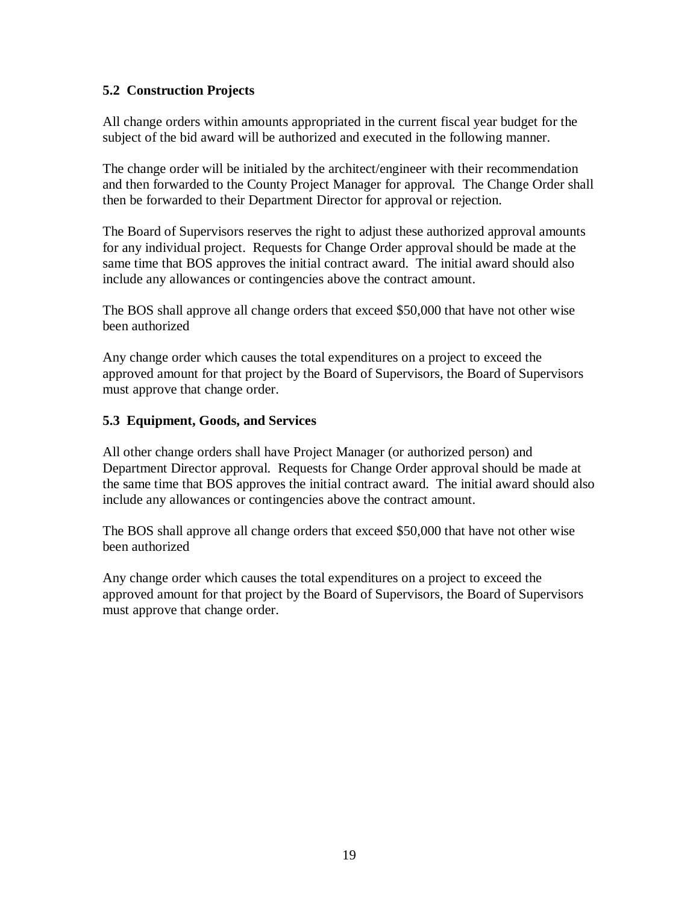### 5.2 Construction Projects

All change orders within amounts appropriated in the current fiscal year budget for the subject of the bid award will be authorized and executed in the following manner.

The change order will be initialed by the architect/engineer with their recommendation and then forwarded to the County Project Manager for approval. The Change Order shall then be forwarded to their Department Director for approval or rejection.

The Board of Supervisors reserves the right to adjust these authorized approval amounts for any individual project. Requests for Change Order approval should be made at the same time that BOS approves the initial contract award. The initial award should also include any allowances or contingencies above the contract amount.

The BOS shall approve all change orders that exceed $50,000 that have not other wise been authorized

Any change order which causes the total expenditures on a project to exceed the approved amount for that project by the Board of Supervisors, the Board of Supervisors must approve that change order.

### 5.3 Equipment, Goods, and Services

All other change orders shall have Project Manager (or authorized person) and Department Director approval. Requests for Change Order approval should be made at the same time that BOS approves the initial contract award. The initial award should also include any allowances or contingencies above the contract amount.

The BOS shall approve all change orders that exceed $50,000 that have not other wise been authorized

Any change order which causes the total expenditures on a project to exceed the approved amount for that project by the Board of Supervisors, the Board of Supervisors must approve that change order.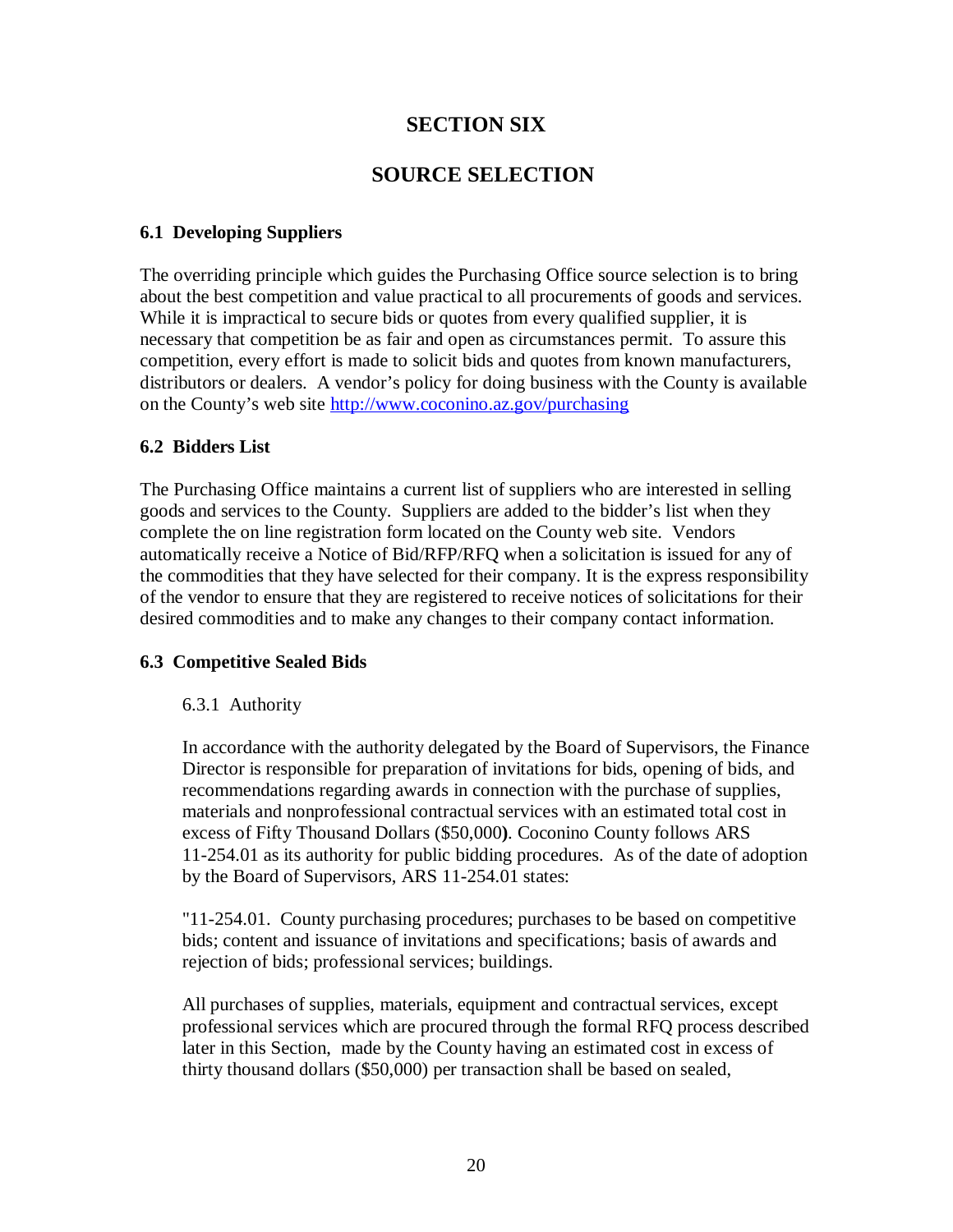# SECTION SIX

# SOURCE SELECTION

### 6.1 Developing Suppliers

The overriding principle which guides the Purchasing Office source selection is to bring about the best competition and value practical to all procurements of goods and services. While it is impractical to secure bids or quotes from every qualified supplier, it is necessary that competition be as fair and open as circumstances permit. To assure this competition, every effort is made to solicit bids and quotes from known manufacturers, distributors or dealers. A vendor's policy for doing business with the County is available on the County's web site http://www.coconino.az.gov/purchasing

### 6.2 Bidders List

The Purchasing Office maintains a current list of suppliers who are interested in selling goods and services to the County. Suppliers are added to the bidder's list when they complete the on line registration form located on the County web site. Vendors automatically receive a Notice of Bid/RFP/RFQ when a solicitation is issued for any of the commodities that they have selected for their company. It is the express responsibility of the vendor to ensure that they are registered to receive notices of solicitations for their desired commodities and to make any changes to their company contact information.

### 6.3 Competitive Sealed Bids

6.3.1 Authority

In accordance with the authority delegated by the Board of Supervisors, the Finance Director is responsible for preparation of invitations for bids, opening of bids, and recommendations regarding awards in connection with the purchase of supplies, materials and nonprofessional contractual services with an estimated total cost in excess of Fifty Thousand Dollars ($50,000**)**. Coconino County follows ARS 11-254.01 as its authority for public bidding procedures. As of the date of adoption by the Board of Supervisors, ARS 11-254.01 states:

"11-254.01. County purchasing procedures; purchases to be based on competitive bids; content and issuance of invitations and specifications; basis of awards and rejection of bids; professional services; buildings.

All purchases of supplies, materials, equipment and contractual services, except professional services which are procured through the formal RFQ process described later in this Section, made by the County having an estimated cost in excess of thirty thousand dollars ($50,000) per transaction shall be based on sealed,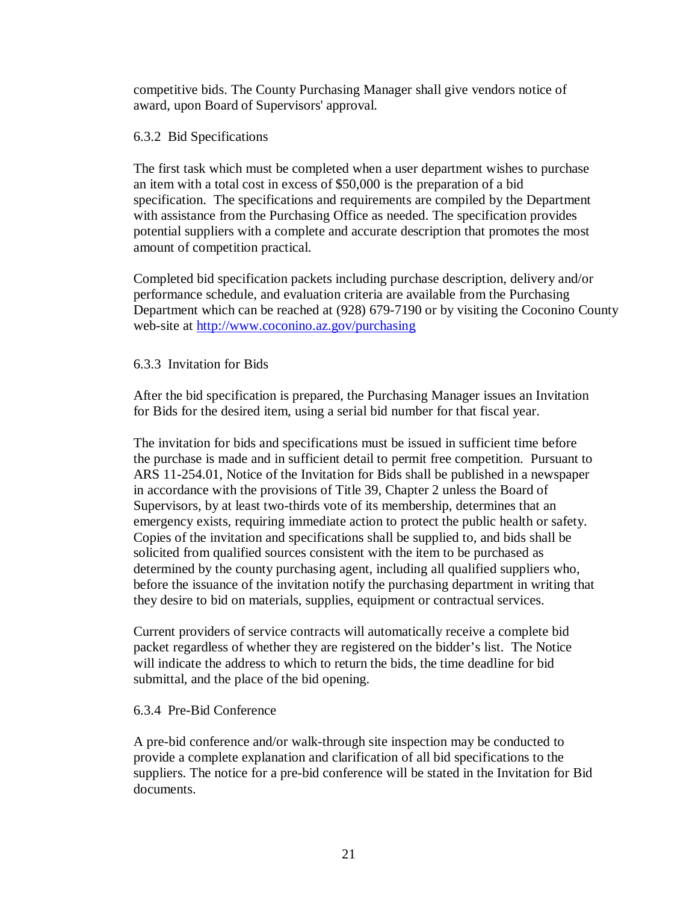competitive bids. The County Purchasing Manager shall give vendors notice of award, upon Board of Supervisors' approval.

### 6.3.2 Bid Specifications

The first task which must be completed when a user department wishes to purchase an item with a total cost in excess of $50,000 is the preparation of a bid specification. The specifications and requirements are compiled by the Department with assistance from the Purchasing Office as needed. The specification provides potential suppliers with a complete and accurate description that promotes the most amount of competition practical.

Completed bid specification packets including purchase description, delivery and/or performance schedule, and evaluation criteria are available from the Purchasing Department which can be reached at (928) 679-7190 or by visiting the Coconino County web-site at [http://www.coconino.az.gov/purchasing](http://www.coconino.az.gov/purchasing)

### 6.3.3 Invitation for Bids

After the bid specification is prepared, the Purchasing Manager issues an Invitation for Bids for the desired item, using a serial bid number for that fiscal year.

The invitation for bids and specifications must be issued in sufficient time before the purchase is made and in sufficient detail to permit free competition. Pursuant to ARS 11-254.01, Notice of the Invitation for Bids shall be published in a newspaper in accordance with the provisions of Title 39, Chapter 2 unless the Board of Supervisors, by at least two-thirds vote of its membership, determines that an emergency exists, requiring immediate action to protect the public health or safety. Copies of the invitation and specifications shall be supplied to, and bids shall be solicited from qualified sources consistent with the item to be purchased as determined by the county purchasing agent, including all qualified suppliers who, before the issuance of the invitation notify the purchasing department in writing that they desire to bid on materials, supplies, equipment or contractual services.

Current providers of service contracts will automatically receive a complete bid packet regardless of whether they are registered on the bidder's list. The Notice will indicate the address to which to return the bids, the time deadline for bid submittal, and the place of the bid opening.

### 6.3.4 Pre-Bid Conference

A pre-bid conference and/or walk-through site inspection may be conducted to provide a complete explanation and clarification of all bid specifications to the suppliers. The notice for a pre-bid conference will be stated in the Invitation for Bid documents.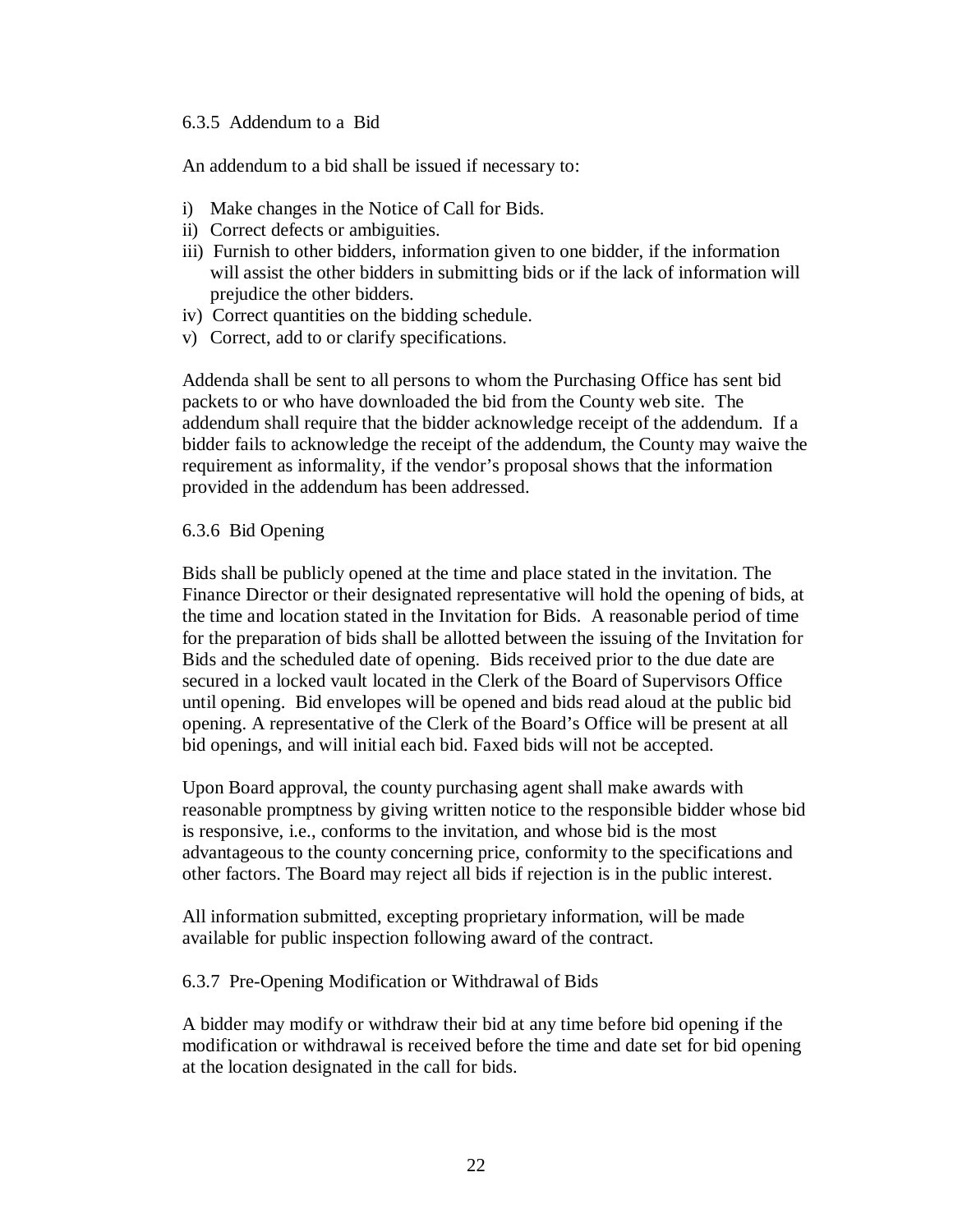#### 6.3.5 Addendum to a Bid

An addendum to a bid shall be issued if necessary to:

- i) Make changes in the Notice of Call for Bids.
- ii) Correct defects or ambiguities.
- iii) Furnish to other bidders, information given to one bidder, if the information will assist the other bidders in submitting bids or if the lack of information will prejudice the other bidders.
- iv) Correct quantities on the bidding schedule.
- v) Correct, add to or clarify specifications.

Addenda shall be sent to all persons to whom the Purchasing Office has sent bid packets to or who have downloaded the bid from the County web site. The addendum shall require that the bidder acknowledge receipt of the addendum. If a bidder fails to acknowledge the receipt of the addendum, the County may waive the requirement as informality, if the vendor's proposal shows that the information provided in the addendum has been addressed.

#### 6.3.6 Bid Opening

Bids shall be publicly opened at the time and place stated in the invitation. The Finance Director or their designated representative will hold the opening of bids, at the time and location stated in the Invitation for Bids. A reasonable period of time for the preparation of bids shall be allotted between the issuing of the Invitation for Bids and the scheduled date of opening. Bids received prior to the due date are secured in a locked vault located in the Clerk of the Board of Supervisors Office until opening. Bid envelopes will be opened and bids read aloud at the public bid opening. A representative of the Clerk of the Board's Office will be present at all bid openings, and will initial each bid. Faxed bids will not be accepted.

Upon Board approval, the county purchasing agent shall make awards with reasonable promptness by giving written notice to the responsible bidder whose bid is responsive, i.e., conforms to the invitation, and whose bid is the most advantageous to the county concerning price, conformity to the specifications and other factors. The Board may reject all bids if rejection is in the public interest.

All information submitted, excepting proprietary information, will be made available for public inspection following award of the contract.

#### 6.3.7 Pre-Opening Modification or Withdrawal of Bids

A bidder may modify or withdraw their bid at any time before bid opening if the modification or withdrawal is received before the time and date set for bid opening at the location designated in the call for bids.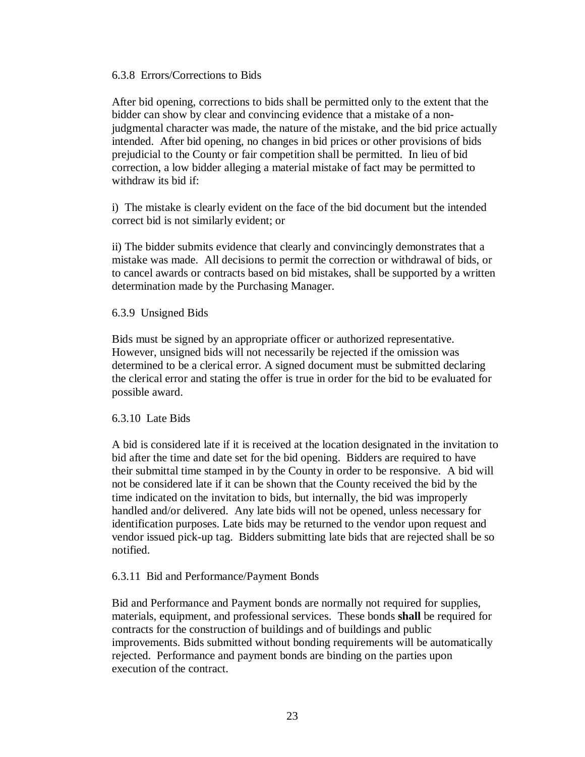### 6.3.8 Errors/Corrections to Bids

After bid opening, corrections to bids shall be permitted only to the extent that the bidder can show by clear and convincing evidence that a mistake of a non-judgmental character was made, the nature of the mistake, and the bid price actually intended. After bid opening, no changes in bid prices or other provisions of bids prejudicial to the County or fair competition shall be permitted. In lieu of bid correction, a low bidder alleging a material mistake of fact may be permitted to withdraw its bid if:

i) The mistake is clearly evident on the face of the bid document but the intended correct bid is not similarly evident; or

ii) The bidder submits evidence that clearly and convincingly demonstrates that a mistake was made. All decisions to permit the correction or withdrawal of bids, or to cancel awards or contracts based on bid mistakes, shall be supported by a written determination made by the Purchasing Manager.

### 6.3.9 Unsigned Bids

Bids must be signed by an appropriate officer or authorized representative. However, unsigned bids will not necessarily be rejected if the omission was determined to be a clerical error. A signed document must be submitted declaring the clerical error and stating the offer is true in order for the bid to be evaluated for possible award.

### 6.3.10 Late Bids

A bid is considered late if it is received at the location designated in the invitation to bid after the time and date set for the bid opening. Bidders are required to have their submittal time stamped in by the County in order to be responsive. A bid will not be considered late if it can be shown that the County received the bid by the time indicated on the invitation to bids, but internally, the bid was improperly handled and/or delivered. Any late bids will not be opened, unless necessary for identification purposes. Late bids may be returned to the vendor upon request and vendor issued pick-up tag. Bidders submitting late bids that are rejected shall be so notified.

### 6.3.11 Bid and Performance/Payment Bonds

Bid and Performance and Payment bonds are normally not required for supplies, materials, equipment, and professional services. These bonds **shall** be required for contracts for the construction of buildings and of buildings and public improvements. Bids submitted without bonding requirements will be automatically rejected. Performance and payment bonds are binding on the parties upon execution of the contract.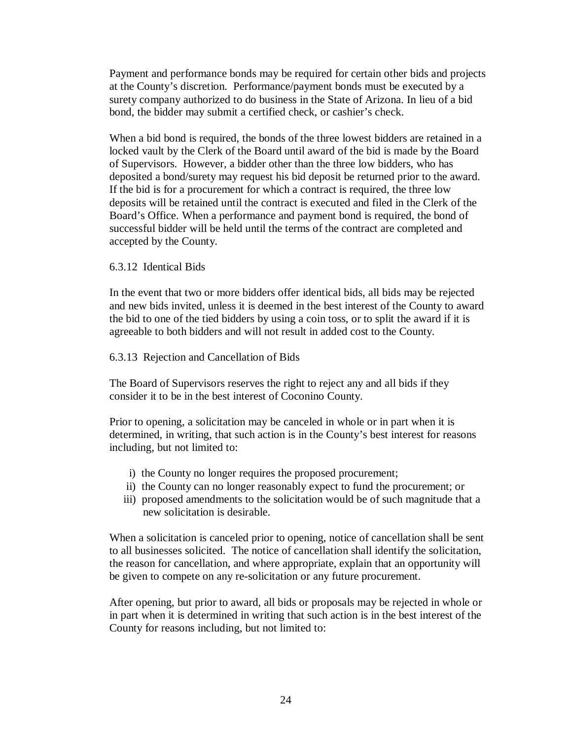Payment and performance bonds may be required for certain other bids and projects at the County's discretion. Performance/payment bonds must be executed by a surety company authorized to do business in the State of Arizona. In lieu of a bid bond, the bidder may submit a certified check, or cashier's check.

When a bid bond is required, the bonds of the three lowest bidders are retained in a locked vault by the Clerk of the Board until award of the bid is made by the Board of Supervisors. However, a bidder other than the three low bidders, who has deposited a bond/surety may request his bid deposit be returned prior to the award. If the bid is for a procurement for which a contract is required, the three low deposits will be retained until the contract is executed and filed in the Clerk of the Board's Office. When a performance and payment bond is required, the bond of successful bidder will be held until the terms of the contract are completed and accepted by the County.

#### 6.3.12 Identical Bids

In the event that two or more bidders offer identical bids, all bids may be rejected and new bids invited, unless it is deemed in the best interest of the County to award the bid to one of the tied bidders by using a coin toss, or to split the award if it is agreeable to both bidders and will not result in added cost to the County.

#### 6.3.13 Rejection and Cancellation of Bids

The Board of Supervisors reserves the right to reject any and all bids if they consider it to be in the best interest of Coconino County.

Prior to opening, a solicitation may be canceled in whole or in part when it is determined, in writing, that such action is in the County's best interest for reasons including, but not limited to:

- i) the County no longer requires the proposed procurement;
- ii) the County can no longer reasonably expect to fund the procurement; or
- iii) proposed amendments to the solicitation would be of such magnitude that a new solicitation is desirable.

When a solicitation is canceled prior to opening, notice of cancellation shall be sent to all businesses solicited. The notice of cancellation shall identify the solicitation, the reason for cancellation, and where appropriate, explain that an opportunity will be given to compete on any re-solicitation or any future procurement.

After opening, but prior to award, all bids or proposals may be rejected in whole or in part when it is determined in writing that such action is in the best interest of the County for reasons including, but not limited to: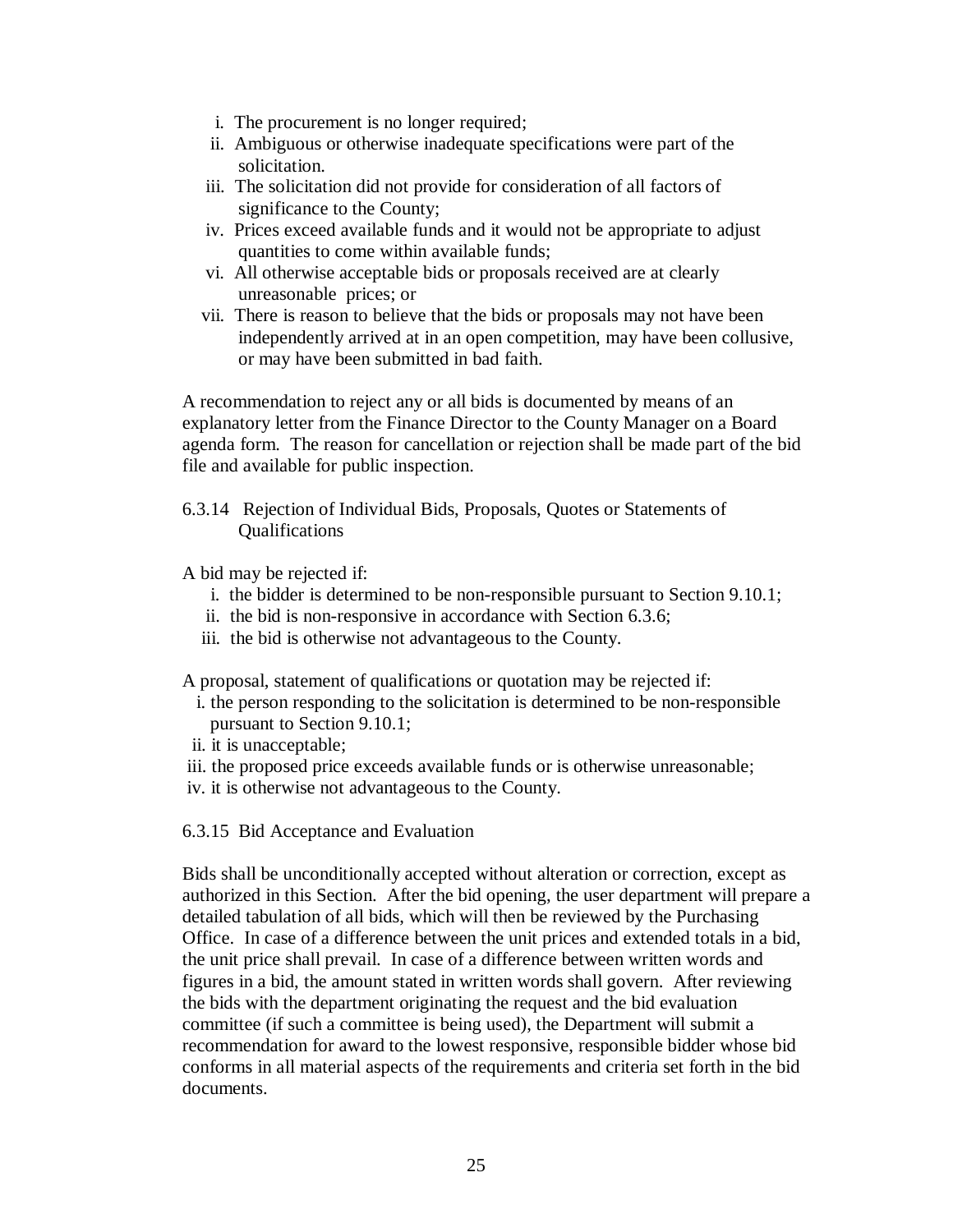i. The procurement is no longer required;
ii. Ambiguous or otherwise inadequate specifications were part of the solicitation.
iii. The solicitation did not provide for consideration of all factors of significance to the County;
iv. Prices exceed available funds and it would not be appropriate to adjust quantities to come within available funds;
vi. All otherwise acceptable bids or proposals received are at clearly unreasonable prices; or
vii. There is reason to believe that the bids or proposals may not have been independently arrived at in an open competition, may have been collusive, or may have been submitted in bad faith.

A recommendation to reject any or all bids is documented by means of an explanatory letter from the Finance Director to the County Manager on a Board agenda form. The reason for cancellation or rejection shall be made part of the bid file and available for public inspection.

6.3.14 Rejection of Individual Bids, Proposals, Quotes or Statements of Qualifications

A bid may be rejected if:

i. the bidder is determined to be non-responsible pursuant to Section 9.10.1;
ii. the bid is non-responsive in accordance with Section 6.3.6;
iii. the bid is otherwise not advantageous to the County.

A proposal, statement of qualifications or quotation may be rejected if:

i. the person responding to the solicitation is determined to be non-responsible pursuant to Section 9.10.1;
ii. it is unacceptable;
iii. the proposed price exceeds available funds or is otherwise unreasonable;
iv. it is otherwise not advantageous to the County.

6.3.15 Bid Acceptance and Evaluation

Bids shall be unconditionally accepted without alteration or correction, except as authorized in this Section. After the bid opening, the user department will prepare a detailed tabulation of all bids, which will then be reviewed by the Purchasing Office. In case of a difference between the unit prices and extended totals in a bid, the unit price shall prevail. In case of a difference between written words and figures in a bid, the amount stated in written words shall govern. After reviewing the bids with the department originating the request and the bid evaluation committee (if such a committee is being used), the Department will submit a recommendation for award to the lowest responsive, responsible bidder whose bid conforms in all material aspects of the requirements and criteria set forth in the bid documents.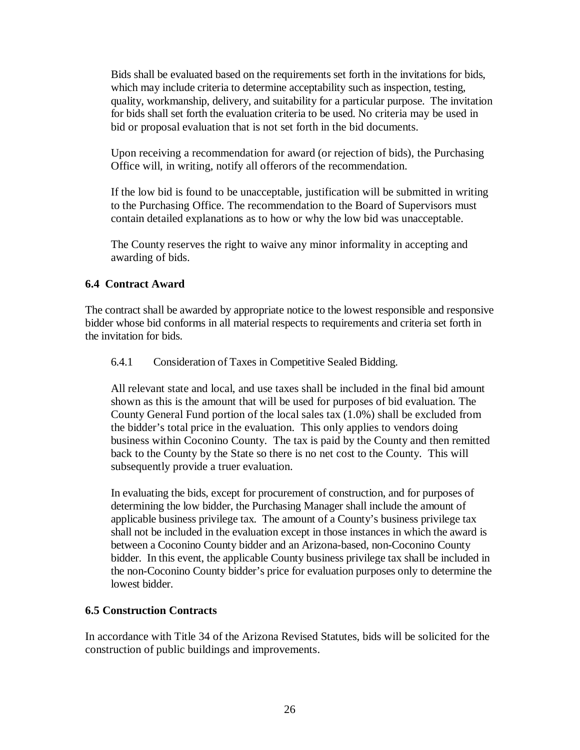Bids shall be evaluated based on the requirements set forth in the invitations for bids, which may include criteria to determine acceptability such as inspection, testing, quality, workmanship, delivery, and suitability for a particular purpose. The invitation for bids shall set forth the evaluation criteria to be used. No criteria may be used in bid or proposal evaluation that is not set forth in the bid documents.

Upon receiving a recommendation for award (or rejection of bids), the Purchasing Office will, in writing, notify all offerors of the recommendation.

If the low bid is found to be unacceptable, justification will be submitted in writing to the Purchasing Office. The recommendation to the Board of Supervisors must contain detailed explanations as to how or why the low bid was unacceptable.

The County reserves the right to waive any minor informality in accepting and awarding of bids.

### 6.4 Contract Award

The contract shall be awarded by appropriate notice to the lowest responsible and responsive bidder whose bid conforms in all material respects to requirements and criteria set forth in the invitation for bids.

6.4.1 Consideration of Taxes in Competitive Sealed Bidding.

All relevant state and local, and use taxes shall be included in the final bid amount shown as this is the amount that will be used for purposes of bid evaluation. The County General Fund portion of the local sales tax (1.0%) shall be excluded from the bidder's total price in the evaluation. This only applies to vendors doing business within Coconino County. The tax is paid by the County and then remitted back to the County by the State so there is no net cost to the County. This will subsequently provide a truer evaluation.

In evaluating the bids, except for procurement of construction, and for purposes of determining the low bidder, the Purchasing Manager shall include the amount of applicable business privilege tax. The amount of a County's business privilege tax shall not be included in the evaluation except in those instances in which the award is between a Coconino County bidder and an Arizona-based, non-Coconino County bidder. In this event, the applicable County business privilege tax shall be included in the non-Coconino County bidder's price for evaluation purposes only to determine the lowest bidder.

### 6.5 Construction Contracts

In accordance with Title 34 of the Arizona Revised Statutes, bids will be solicited for the construction of public buildings and improvements.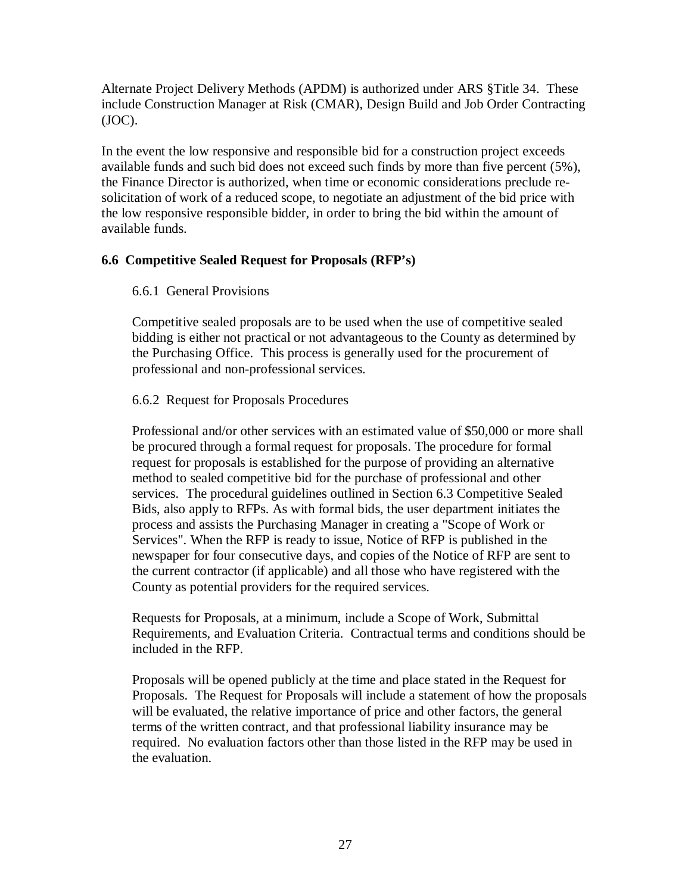Alternate Project Delivery Methods (APDM) is authorized under ARS §Title 34. These include Construction Manager at Risk (CMAR), Design Build and Job Order Contracting (JOC).

In the event the low responsive and responsible bid for a construction project exceeds available funds and such bid does not exceed such finds by more than five percent (5%), the Finance Director is authorized, when time or economic considerations preclude re-solicitation of work of a reduced scope, to negotiate an adjustment of the bid price with the low responsive responsible bidder, in order to bring the bid within the amount of available funds.

### 6.6 Competitive Sealed Request for Proposals (RFP's)

6.6.1 General Provisions

Competitive sealed proposals are to be used when the use of competitive sealed bidding is either not practical or not advantageous to the County as determined by the Purchasing Office. This process is generally used for the procurement of professional and non-professional services.

6.6.2 Request for Proposals Procedures

Professional and/or other services with an estimated value of $50,000 or more shall be procured through a formal request for proposals. The procedure for formal request for proposals is established for the purpose of providing an alternative method to sealed competitive bid for the purchase of professional and other services. The procedural guidelines outlined in Section 6.3 Competitive Sealed Bids, also apply to RFPs. As with formal bids, the user department initiates the process and assists the Purchasing Manager in creating a "Scope of Work or Services". When the RFP is ready to issue, Notice of RFP is published in the newspaper for four consecutive days, and copies of the Notice of RFP are sent to the current contractor (if applicable) and all those who have registered with the County as potential providers for the required services.

Requests for Proposals, at a minimum, include a Scope of Work, Submittal Requirements, and Evaluation Criteria. Contractual terms and conditions should be included in the RFP.

Proposals will be opened publicly at the time and place stated in the Request for Proposals. The Request for Proposals will include a statement of how the proposals will be evaluated, the relative importance of price and other factors, the general terms of the written contract, and that professional liability insurance may be required. No evaluation factors other than those listed in the RFP may be used in the evaluation.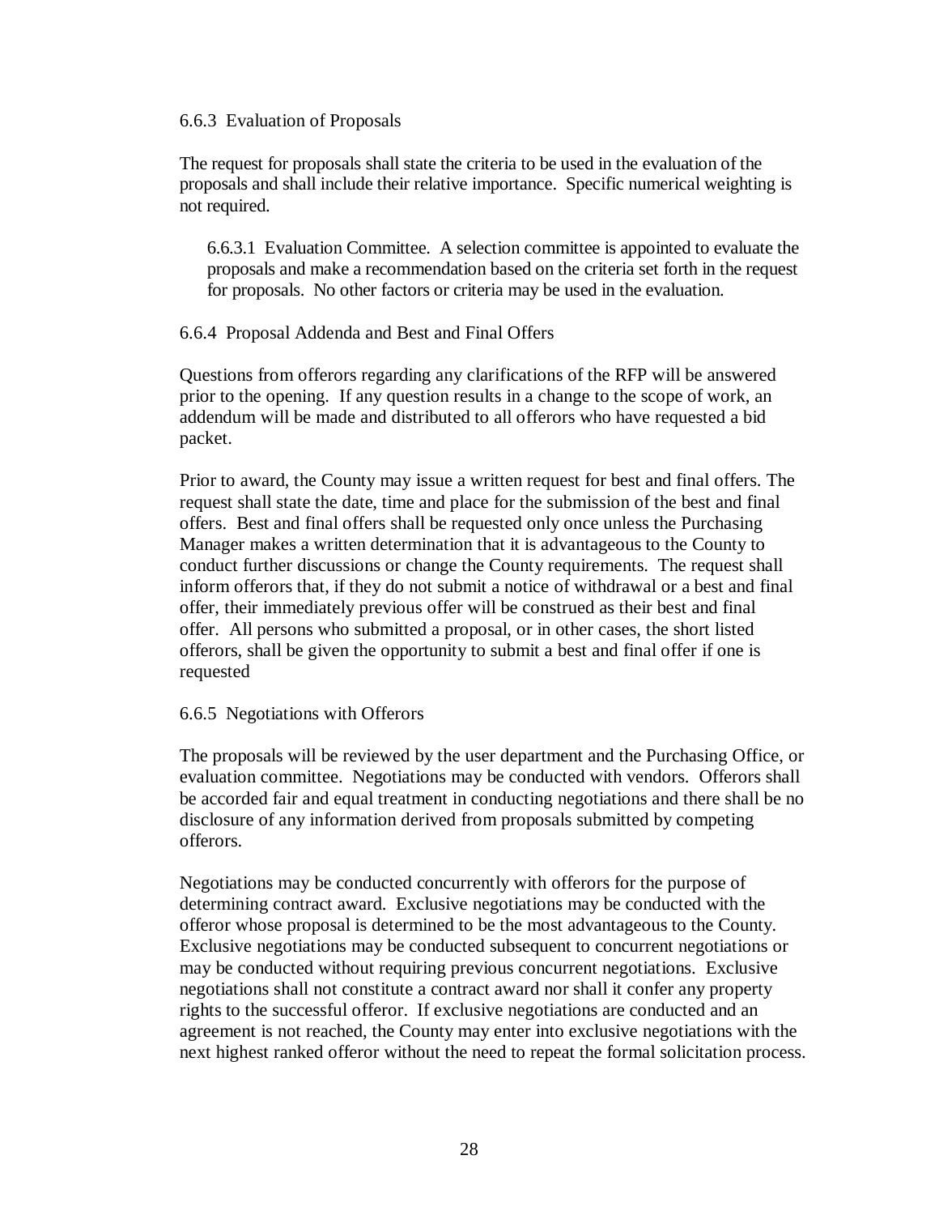### 6.6.3 Evaluation of Proposals

The request for proposals shall state the criteria to be used in the evaluation of the proposals and shall include their relative importance. Specific numerical weighting is not required.

6.6.3.1 Evaluation Committee. A selection committee is appointed to evaluate the proposals and make a recommendation based on the criteria set forth in the request for proposals. No other factors or criteria may be used in the evaluation.

### 6.6.4 Proposal Addenda and Best and Final Offers

Questions from offerors regarding any clarifications of the RFP will be answered prior to the opening. If any question results in a change to the scope of work, an addendum will be made and distributed to all offerors who have requested a bid packet.

Prior to award, the County may issue a written request for best and final offers. The request shall state the date, time and place for the submission of the best and final offers. Best and final offers shall be requested only once unless the Purchasing Manager makes a written determination that it is advantageous to the County to conduct further discussions or change the County requirements. The request shall inform offerors that, if they do not submit a notice of withdrawal or a best and final offer, their immediately previous offer will be construed as their best and final offer. All persons who submitted a proposal, or in other cases, the short listed offerors, shall be given the opportunity to submit a best and final offer if one is requested

### 6.6.5 Negotiations with Offerors

The proposals will be reviewed by the user department and the Purchasing Office, or evaluation committee. Negotiations may be conducted with vendors. Offerors shall be accorded fair and equal treatment in conducting negotiations and there shall be no disclosure of any information derived from proposals submitted by competing offerors.

Negotiations may be conducted concurrently with offerors for the purpose of determining contract award. Exclusive negotiations may be conducted with the offeror whose proposal is determined to be the most advantageous to the County. Exclusive negotiations may be conducted subsequent to concurrent negotiations or may be conducted without requiring previous concurrent negotiations. Exclusive negotiations shall not constitute a contract award nor shall it confer any property rights to the successful offeror. If exclusive negotiations are conducted and an agreement is not reached, the County may enter into exclusive negotiations with the next highest ranked offeror without the need to repeat the formal solicitation process.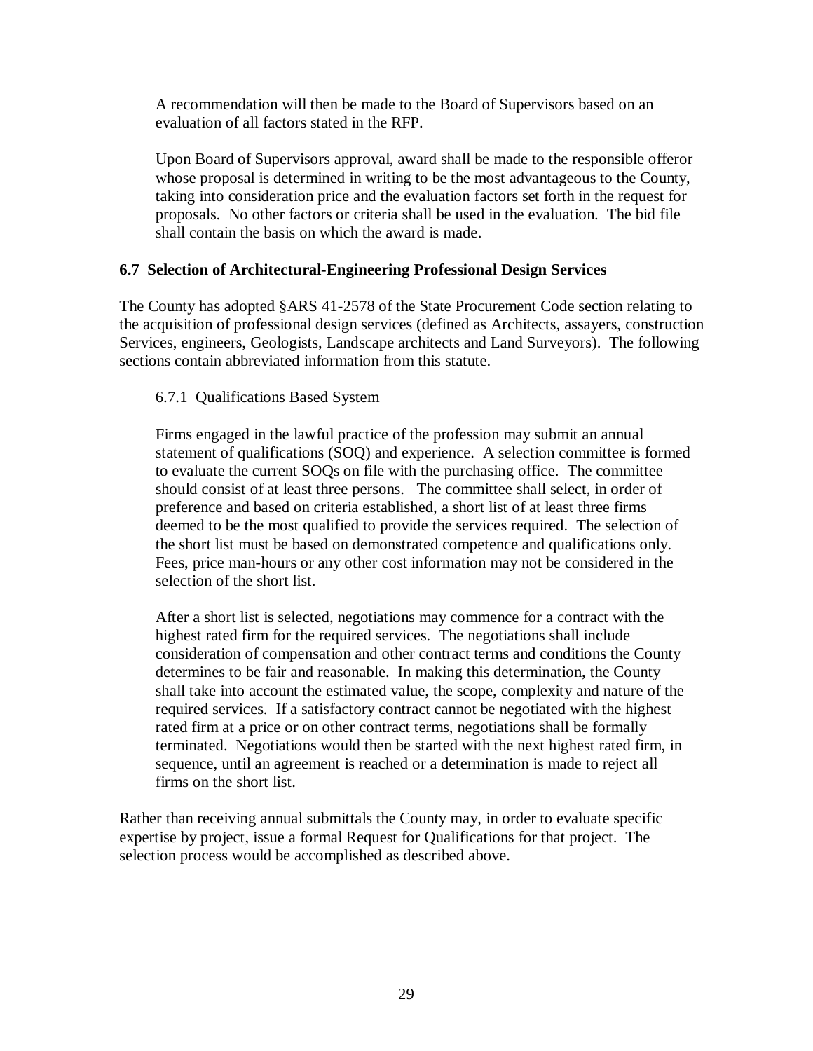A recommendation will then be made to the Board of Supervisors based on an evaluation of all factors stated in the RFP.

Upon Board of Supervisors approval, award shall be made to the responsible offeror whose proposal is determined in writing to be the most advantageous to the County, taking into consideration price and the evaluation factors set forth in the request for proposals. No other factors or criteria shall be used in the evaluation. The bid file shall contain the basis on which the award is made.

### 6.7 Selection of Architectural-Engineering Professional Design Services

The County has adopted §ARS 41-2578 of the State Procurement Code section relating to the acquisition of professional design services (defined as Architects, assayers, construction Services, engineers, Geologists, Landscape architects and Land Surveyors). The following sections contain abbreviated information from this statute.

#### 6.7.1 Qualifications Based System

Firms engaged in the lawful practice of the profession may submit an annual statement of qualifications (SOQ) and experience. A selection committee is formed to evaluate the current SOQs on file with the purchasing office. The committee should consist of at least three persons. The committee shall select, in order of preference and based on criteria established, a short list of at least three firms deemed to be the most qualified to provide the services required. The selection of the short list must be based on demonstrated competence and qualifications only. Fees, price man-hours or any other cost information may not be considered in the selection of the short list.

After a short list is selected, negotiations may commence for a contract with the highest rated firm for the required services. The negotiations shall include consideration of compensation and other contract terms and conditions the County determines to be fair and reasonable. In making this determination, the County shall take into account the estimated value, the scope, complexity and nature of the required services. If a satisfactory contract cannot be negotiated with the highest rated firm at a price or on other contract terms, negotiations shall be formally terminated. Negotiations would then be started with the next highest rated firm, in sequence, until an agreement is reached or a determination is made to reject all firms on the short list.

Rather than receiving annual submittals the County may, in order to evaluate specific expertise by project, issue a formal Request for Qualifications for that project. The selection process would be accomplished as described above.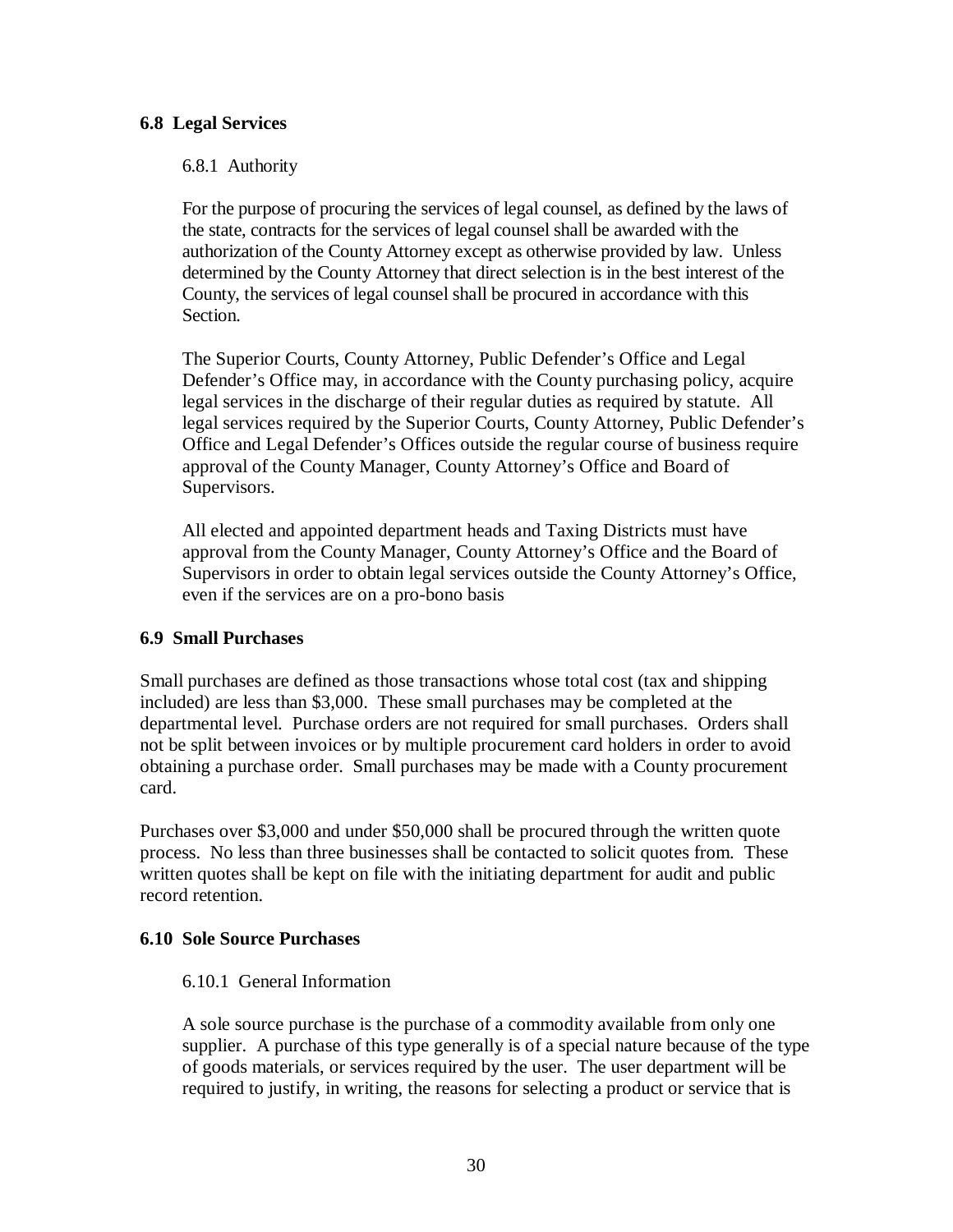## 6.8 Legal Services

### 6.8.1 Authority

For the purpose of procuring the services of legal counsel, as defined by the laws of the state, contracts for the services of legal counsel shall be awarded with the authorization of the County Attorney except as otherwise provided by law. Unless determined by the County Attorney that direct selection is in the best interest of the County, the services of legal counsel shall be procured in accordance with this Section.

The Superior Courts, County Attorney, Public Defender's Office and Legal Defender's Office may, in accordance with the County purchasing policy, acquire legal services in the discharge of their regular duties as required by statute. All legal services required by the Superior Courts, County Attorney, Public Defender's Office and Legal Defender's Offices outside the regular course of business require approval of the County Manager, County Attorney's Office and Board of Supervisors.

All elected and appointed department heads and Taxing Districts must have approval from the County Manager, County Attorney's Office and the Board of Supervisors in order to obtain legal services outside the County Attorney's Office, even if the services are on a pro-bono basis

## 6.9 Small Purchases

Small purchases are defined as those transactions whose total cost (tax and shipping included) are less than $3,000. These small purchases may be completed at the departmental level. Purchase orders are not required for small purchases. Orders shall not be split between invoices or by multiple procurement card holders in order to avoid obtaining a purchase order. Small purchases may be made with a County procurement card.

Purchases over $3,000 and under $50,000 shall be procured through the written quote process. No less than three businesses shall be contacted to solicit quotes from. These written quotes shall be kept on file with the initiating department for audit and public record retention.

## 6.10 Sole Source Purchases

### 6.10.1 General Information

A sole source purchase is the purchase of a commodity available from only one supplier. A purchase of this type generally is of a special nature because of the type of goods materials, or services required by the user. The user department will be required to justify, in writing, the reasons for selecting a product or service that is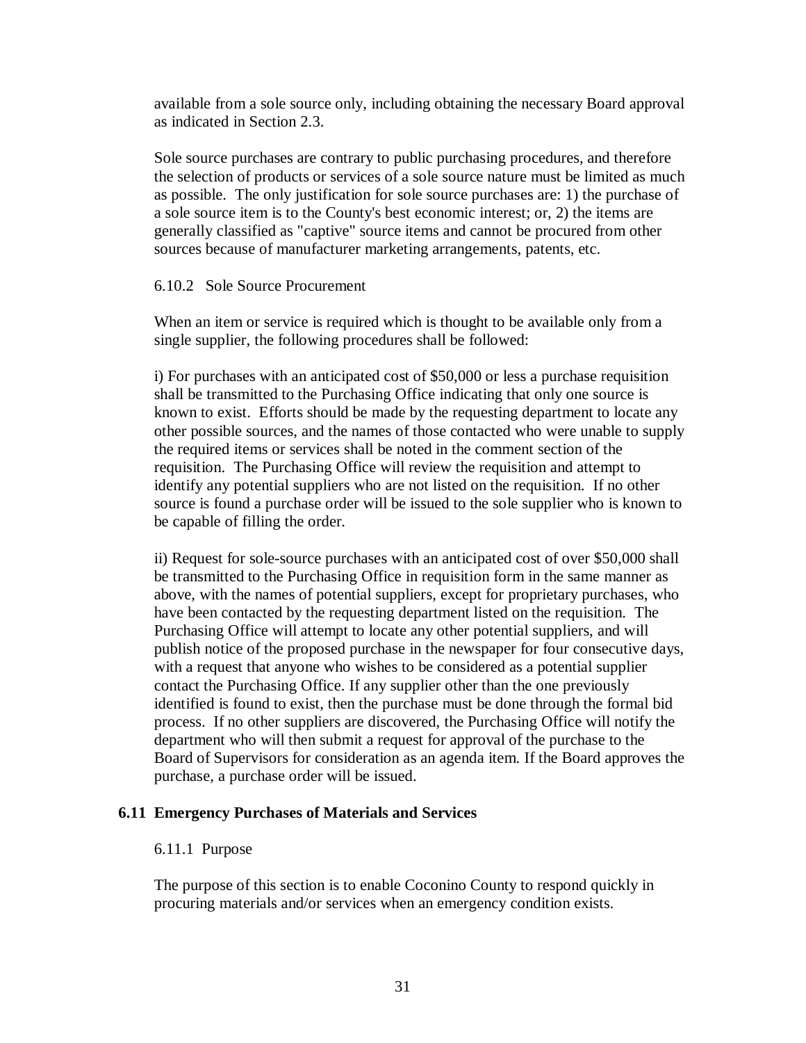available from a sole source only, including obtaining the necessary Board approval as indicated in Section 2.3.

Sole source purchases are contrary to public purchasing procedures, and therefore the selection of products or services of a sole source nature must be limited as much as possible. The only justification for sole source purchases are: 1) the purchase of a sole source item is to the County's best economic interest; or, 2) the items are generally classified as "captive" source items and cannot be procured from other sources because of manufacturer marketing arrangements, patents, etc.

6.10.2 Sole Source Procurement

When an item or service is required which is thought to be available only from a single supplier, the following procedures shall be followed:

i) For purchases with an anticipated cost of $50,000 or less a purchase requisition shall be transmitted to the Purchasing Office indicating that only one source is known to exist. Efforts should be made by the requesting department to locate any other possible sources, and the names of those contacted who were unable to supply the required items or services shall be noted in the comment section of the requisition. The Purchasing Office will review the requisition and attempt to identify any potential suppliers who are not listed on the requisition. If no other source is found a purchase order will be issued to the sole supplier who is known to be capable of filling the order.

ii) Request for sole-source purchases with an anticipated cost of over $50,000 shall be transmitted to the Purchasing Office in requisition form in the same manner as above, with the names of potential suppliers, except for proprietary purchases, who have been contacted by the requesting department listed on the requisition. The Purchasing Office will attempt to locate any other potential suppliers, and will publish notice of the proposed purchase in the newspaper for four consecutive days, with a request that anyone who wishes to be considered as a potential supplier contact the Purchasing Office. If any supplier other than the one previously identified is found to exist, then the purchase must be done through the formal bid process. If no other suppliers are discovered, the Purchasing Office will notify the department who will then submit a request for approval of the purchase to the Board of Supervisors for consideration as an agenda item. If the Board approves the purchase, a purchase order will be issued.

## 6.11 Emergency Purchases of Materials and Services

6.11.1 Purpose

The purpose of this section is to enable Coconino County to respond quickly in procuring materials and/or services when an emergency condition exists.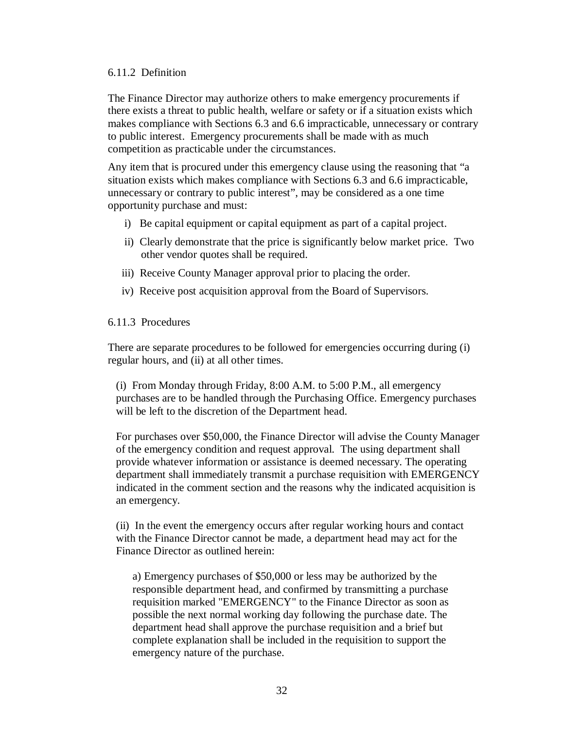### 6.11.2 Definition

The Finance Director may authorize others to make emergency procurements if there exists a threat to public health, welfare or safety or if a situation exists which makes compliance with Sections 6.3 and 6.6 impracticable, unnecessary or contrary to public interest. Emergency procurements shall be made with as much competition as practicable under the circumstances.

Any item that is procured under this emergency clause using the reasoning that "a situation exists which makes compliance with Sections 6.3 and 6.6 impracticable, unnecessary or contrary to public interest", may be considered as a one time opportunity purchase and must:

i) Be capital equipment or capital equipment as part of a capital project.

ii) Clearly demonstrate that the price is significantly below market price. Two other vendor quotes shall be required.

iii) Receive County Manager approval prior to placing the order.

iv) Receive post acquisition approval from the Board of Supervisors.

### 6.11.3 Procedures

There are separate procedures to be followed for emergencies occurring during (i) regular hours, and (ii) at all other times.

(i) From Monday through Friday, 8:00 A.M. to 5:00 P.M., all emergency purchases are to be handled through the Purchasing Office. Emergency purchases will be left to the discretion of the Department head.

For purchases over $50,000, the Finance Director will advise the County Manager of the emergency condition and request approval. The using department shall provide whatever information or assistance is deemed necessary. The operating department shall immediately transmit a purchase requisition with EMERGENCY indicated in the comment section and the reasons why the indicated acquisition is an emergency.

(ii) In the event the emergency occurs after regular working hours and contact with the Finance Director cannot be made, a department head may act for the Finance Director as outlined herein:

a) Emergency purchases of $50,000 or less may be authorized by the responsible department head, and confirmed by transmitting a purchase requisition marked "EMERGENCY" to the Finance Director as soon as possible the next normal working day following the purchase date. The department head shall approve the purchase requisition and a brief but complete explanation shall be included in the requisition to support the emergency nature of the purchase.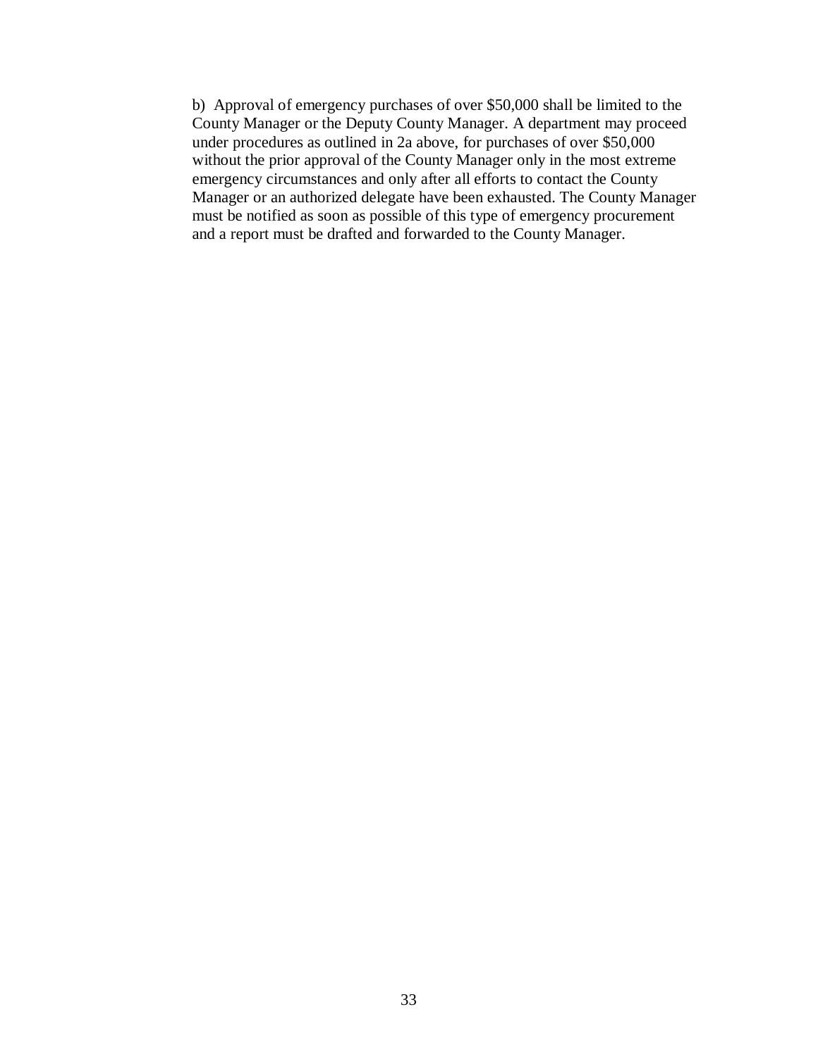b) Approval of emergency purchases of over $50,000 shall be limited to the County Manager or the Deputy County Manager. A department may proceed under procedures as outlined in 2a above, for purchases of over $50,000 without the prior approval of the County Manager only in the most extreme emergency circumstances and only after all efforts to contact the County Manager or an authorized delegate have been exhausted. The County Manager must be notified as soon as possible of this type of emergency procurement and a report must be drafted and forwarded to the County Manager.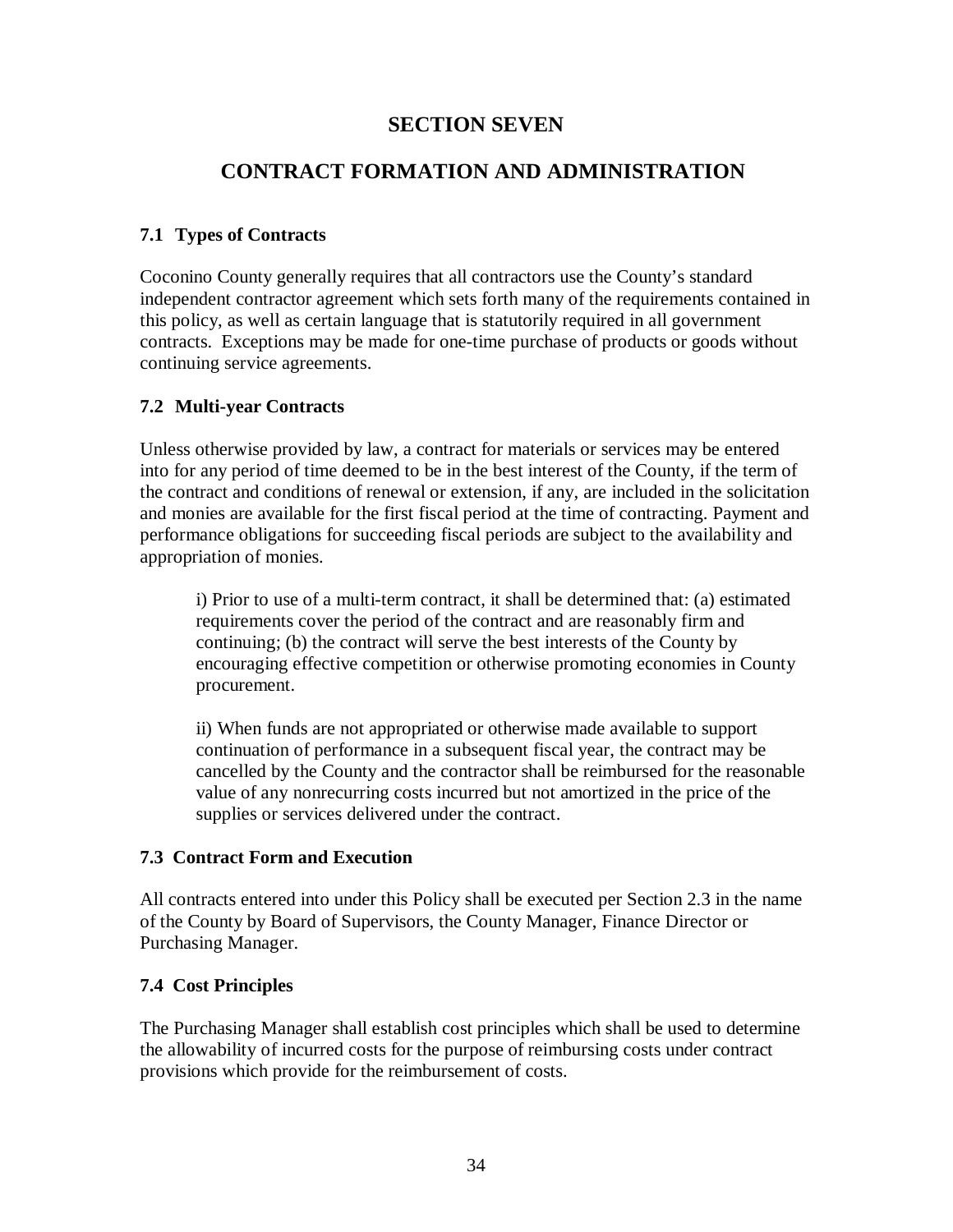# SECTION SEVEN

# CONTRACT FORMATION AND ADMINISTRATION

### 7.1 Types of Contracts

Coconino County generally requires that all contractors use the County's standard independent contractor agreement which sets forth many of the requirements contained in this policy, as well as certain language that is statutorily required in all government contracts. Exceptions may be made for one-time purchase of products or goods without continuing service agreements.

### 7.2 Multi-year Contracts

Unless otherwise provided by law, a contract for materials or services may be entered into for any period of time deemed to be in the best interest of the County, if the term of the contract and conditions of renewal or extension, if any, are included in the solicitation and monies are available for the first fiscal period at the time of contracting. Payment and performance obligations for succeeding fiscal periods are subject to the availability and appropriation of monies.

> i) Prior to use of a multi-term contract, it shall be determined that: (a) estimated requirements cover the period of the contract and are reasonably firm and continuing; (b) the contract will serve the best interests of the County by encouraging effective competition or otherwise promoting economies in County procurement.
>
> ii) When funds are not appropriated or otherwise made available to support continuation of performance in a subsequent fiscal year, the contract may be cancelled by the County and the contractor shall be reimbursed for the reasonable value of any nonrecurring costs incurred but not amortized in the price of the supplies or services delivered under the contract.

### 7.3 Contract Form and Execution

All contracts entered into under this Policy shall be executed per Section 2.3 in the name of the County by Board of Supervisors, the County Manager, Finance Director or Purchasing Manager.

### 7.4 Cost Principles

The Purchasing Manager shall establish cost principles which shall be used to determine the allowability of incurred costs for the purpose of reimbursing costs under contract provisions which provide for the reimbursement of costs.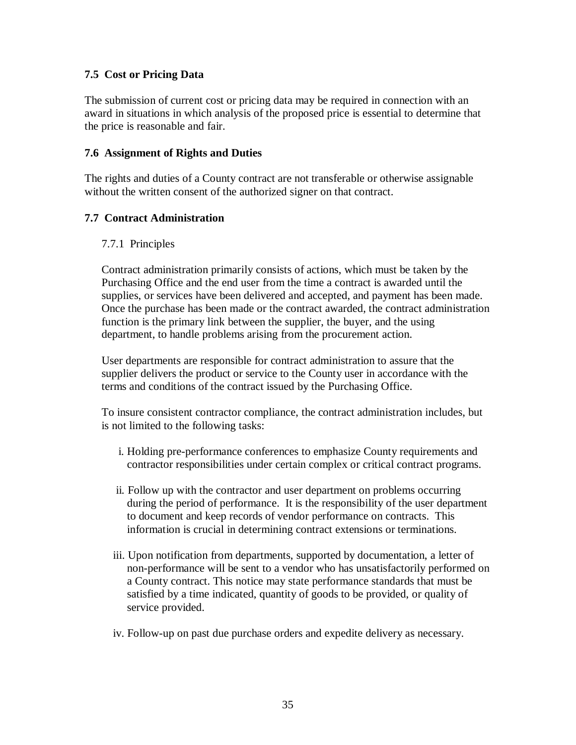### 7.5 Cost or Pricing Data

The submission of current cost or pricing data may be required in connection with an award in situations in which analysis of the proposed price is essential to determine that the price is reasonable and fair.

### 7.6 Assignment of Rights and Duties

The rights and duties of a County contract are not transferable or otherwise assignable without the written consent of the authorized signer on that contract.

### 7.7 Contract Administration

#### 7.7.1 Principles

Contract administration primarily consists of actions, which must be taken by the Purchasing Office and the end user from the time a contract is awarded until the supplies, or services have been delivered and accepted, and payment has been made. Once the purchase has been made or the contract awarded, the contract administration function is the primary link between the supplier, the buyer, and the using department, to handle problems arising from the procurement action.

User departments are responsible for contract administration to assure that the supplier delivers the product or service to the County user in accordance with the terms and conditions of the contract issued by the Purchasing Office.

To insure consistent contractor compliance, the contract administration includes, but is not limited to the following tasks:

i. Holding pre-performance conferences to emphasize County requirements and contractor responsibilities under certain complex or critical contract programs.

ii. Follow up with the contractor and user department on problems occurring during the period of performance. It is the responsibility of the user department to document and keep records of vendor performance on contracts. This information is crucial in determining contract extensions or terminations.

iii. Upon notification from departments, supported by documentation, a letter of non-performance will be sent to a vendor who has unsatisfactorily performed on a County contract. This notice may state performance standards that must be satisfied by a time indicated, quantity of goods to be provided, or quality of service provided.

iv. Follow-up on past due purchase orders and expedite delivery as necessary.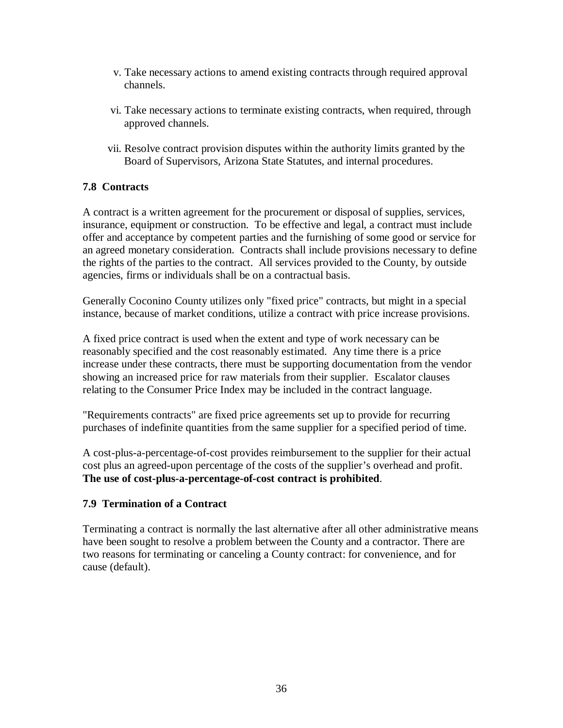v. Take necessary actions to amend existing contracts through required approval channels.

vi. Take necessary actions to terminate existing contracts, when required, through approved channels.

vii. Resolve contract provision disputes within the authority limits granted by the Board of Supervisors, Arizona State Statutes, and internal procedures.

**7.8 Contracts**

A contract is a written agreement for the procurement or disposal of supplies, services, insurance, equipment or construction. To be effective and legal, a contract must include offer and acceptance by competent parties and the furnishing of some good or service for an agreed monetary consideration. Contracts shall include provisions necessary to define the rights of the parties to the contract. All services provided to the County, by outside agencies, firms or individuals shall be on a contractual basis.

Generally Coconino County utilizes only "fixed price" contracts, but might in a special instance, because of market conditions, utilize a contract with price increase provisions.

A fixed price contract is used when the extent and type of work necessary can be reasonably specified and the cost reasonably estimated. Any time there is a price increase under these contracts, there must be supporting documentation from the vendor showing an increased price for raw materials from their supplier. Escalator clauses relating to the Consumer Price Index may be included in the contract language.

"Requirements contracts" are fixed price agreements set up to provide for recurring purchases of indefinite quantities from the same supplier for a specified period of time.

A cost-plus-a-percentage-of-cost provides reimbursement to the supplier for their actual cost plus an agreed-upon percentage of the costs of the supplier's overhead and profit. **The use of cost-plus-a-percentage-of-cost contract is prohibited**.

**7.9 Termination of a Contract**

Terminating a contract is normally the last alternative after all other administrative means have been sought to resolve a problem between the County and a contractor. There are two reasons for terminating or canceling a County contract: for convenience, and for cause (default).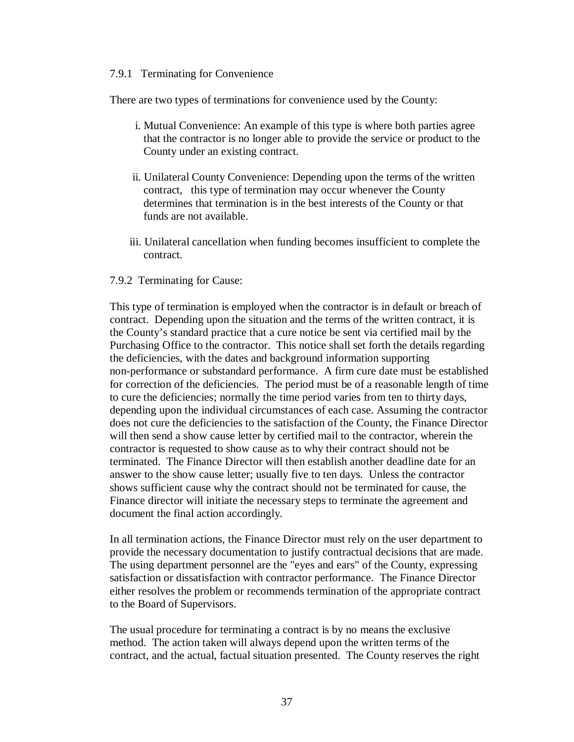### 7.9.1 Terminating for Convenience

There are two types of terminations for convenience used by the County:

i. Mutual Convenience: An example of this type is where both parties agree that the contractor is no longer able to provide the service or product to the County under an existing contract.

ii. Unilateral County Convenience: Depending upon the terms of the written contract, this type of termination may occur whenever the County determines that termination is in the best interests of the County or that funds are not available.

iii. Unilateral cancellation when funding becomes insufficient to complete the contract.

### 7.9.2 Terminating for Cause:

This type of termination is employed when the contractor is in default or breach of contract. Depending upon the situation and the terms of the written contract, it is the County's standard practice that a cure notice be sent via certified mail by the Purchasing Office to the contractor. This notice shall set forth the details regarding the deficiencies, with the dates and background information supporting non-performance or substandard performance. A firm cure date must be established for correction of the deficiencies. The period must be of a reasonable length of time to cure the deficiencies; normally the time period varies from ten to thirty days, depending upon the individual circumstances of each case. Assuming the contractor does not cure the deficiencies to the satisfaction of the County, the Finance Director will then send a show cause letter by certified mail to the contractor, wherein the contractor is requested to show cause as to why their contract should not be terminated. The Finance Director will then establish another deadline date for an answer to the show cause letter; usually five to ten days. Unless the contractor shows sufficient cause why the contract should not be terminated for cause, the Finance director will initiate the necessary steps to terminate the agreement and document the final action accordingly.

In all termination actions, the Finance Director must rely on the user department to provide the necessary documentation to justify contractual decisions that are made. The using department personnel are the "eyes and ears" of the County, expressing satisfaction or dissatisfaction with contractor performance. The Finance Director either resolves the problem or recommends termination of the appropriate contract to the Board of Supervisors.

The usual procedure for terminating a contract is by no means the exclusive method. The action taken will always depend upon the written terms of the contract, and the actual, factual situation presented. The County reserves the right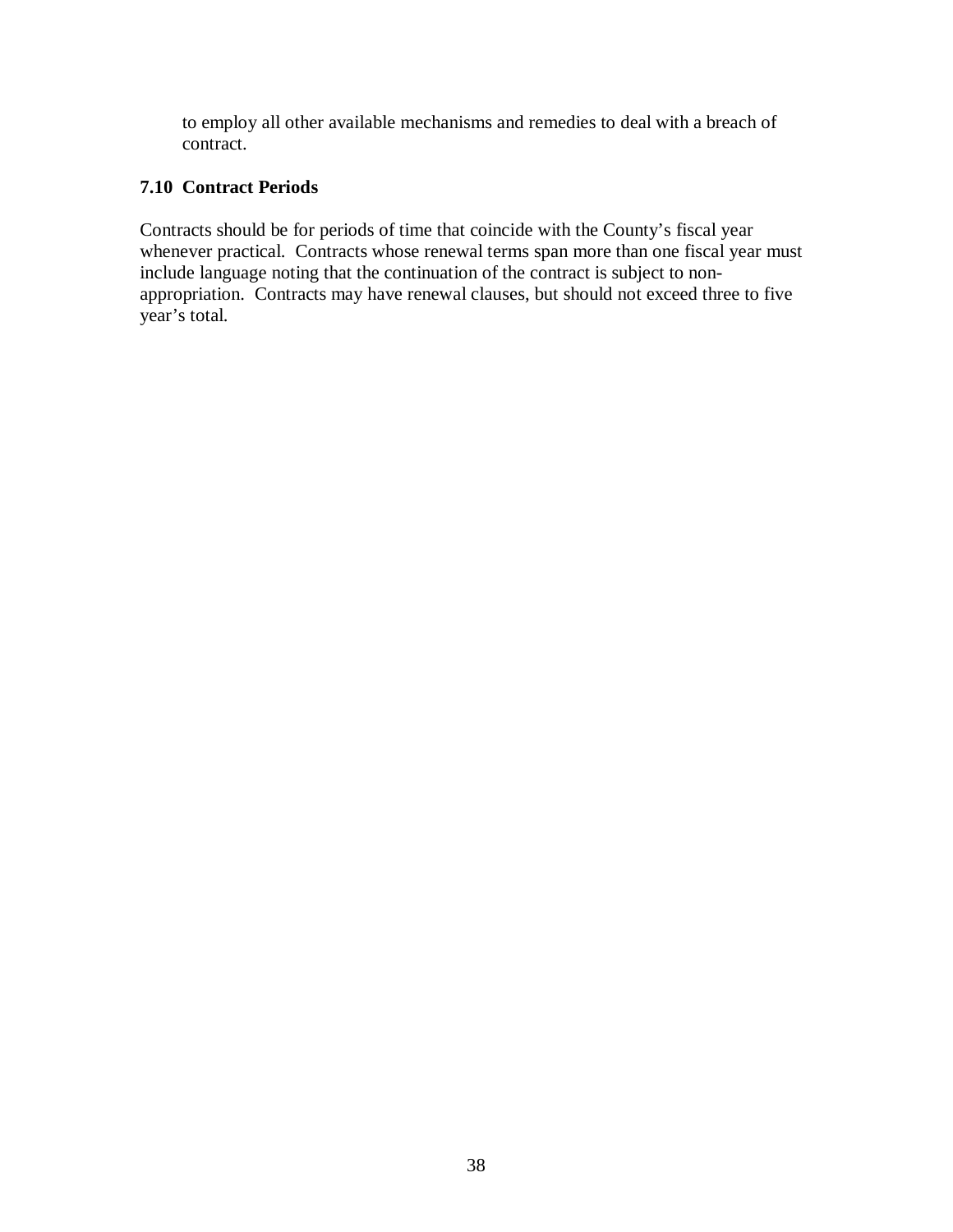to employ all other available mechanisms and remedies to deal with a breach of contract.

### 7.10 Contract Periods

Contracts should be for periods of time that coincide with the County's fiscal year whenever practical. Contracts whose renewal terms span more than one fiscal year must include language noting that the continuation of the contract is subject to non-appropriation. Contracts may have renewal clauses, but should not exceed three to five year's total.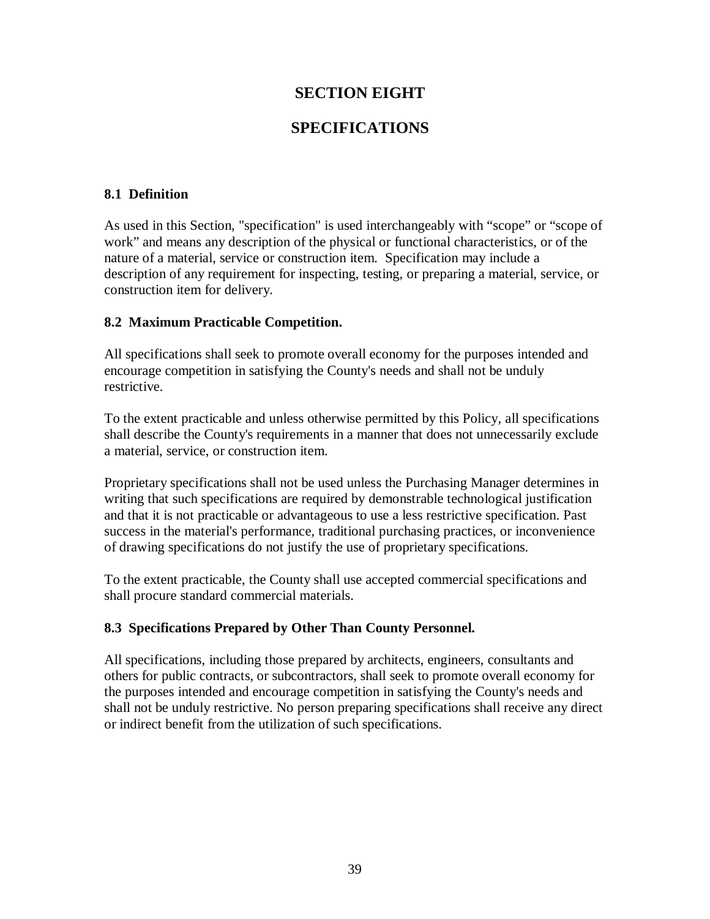# SECTION EIGHT

# SPECIFICATIONS

### 8.1 Definition

As used in this Section, "specification" is used interchangeably with “scope” or “scope of work” and means any description of the physical or functional characteristics, or of the nature of a material, service or construction item. Specification may include a description of any requirement for inspecting, testing, or preparing a material, service, or construction item for delivery.

### 8.2 Maximum Practicable Competition.

All specifications shall seek to promote overall economy for the purposes intended and encourage competition in satisfying the County's needs and shall not be unduly restrictive.

To the extent practicable and unless otherwise permitted by this Policy, all specifications shall describe the County's requirements in a manner that does not unnecessarily exclude a material, service, or construction item.

Proprietary specifications shall not be used unless the Purchasing Manager determines in writing that such specifications are required by demonstrable technological justification and that it is not practicable or advantageous to use a less restrictive specification. Past success in the material's performance, traditional purchasing practices, or inconvenience of drawing specifications do not justify the use of proprietary specifications.

To the extent practicable, the County shall use accepted commercial specifications and shall procure standard commercial materials.

### 8.3 Specifications Prepared by Other Than County Personnel.

All specifications, including those prepared by architects, engineers, consultants and others for public contracts, or subcontractors, shall seek to promote overall economy for the purposes intended and encourage competition in satisfying the County's needs and shall not be unduly restrictive. No person preparing specifications shall receive any direct or indirect benefit from the utilization of such specifications.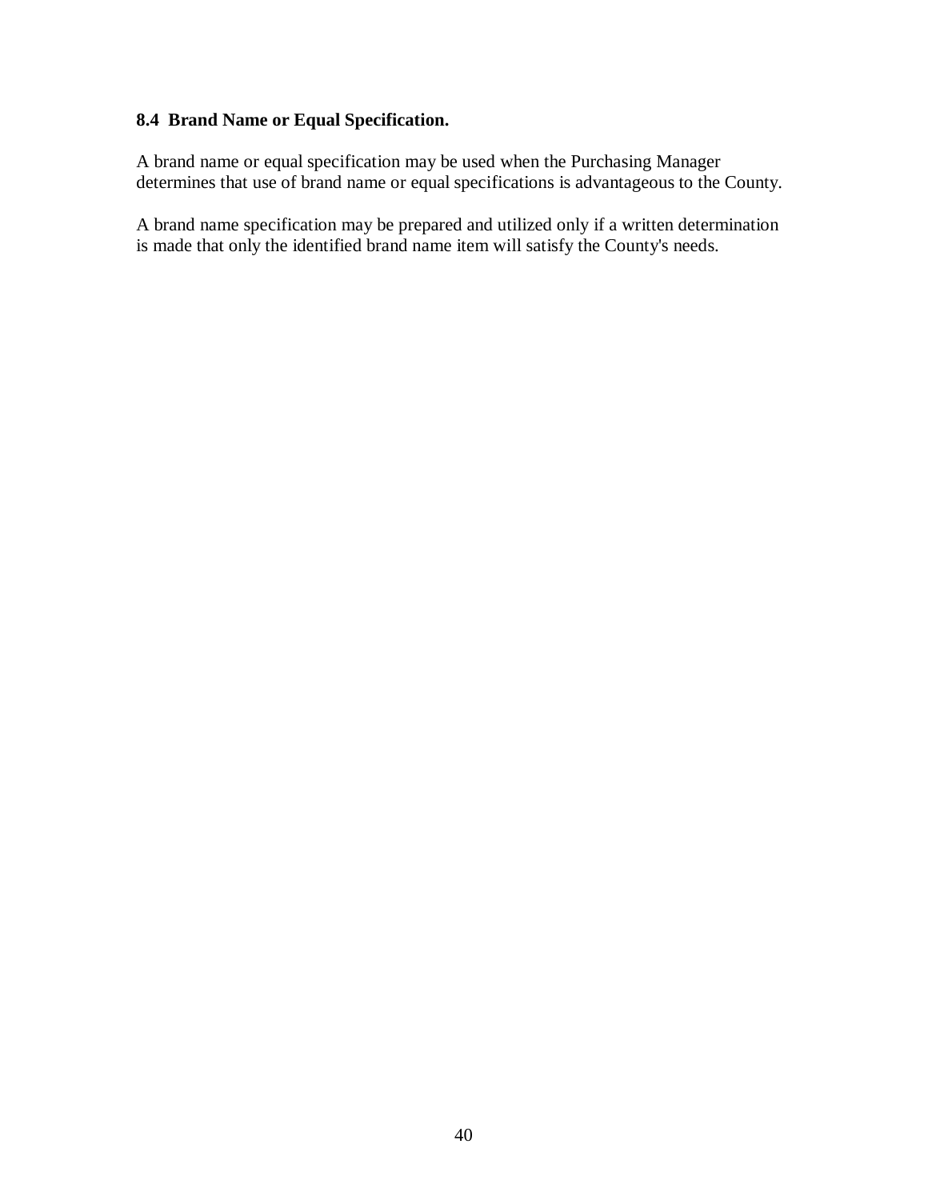### 8.4 Brand Name or Equal Specification.

A brand name or equal specification may be used when the Purchasing Manager determines that use of brand name or equal specifications is advantageous to the County.

A brand name specification may be prepared and utilized only if a written determination is made that only the identified brand name item will satisfy the County's needs.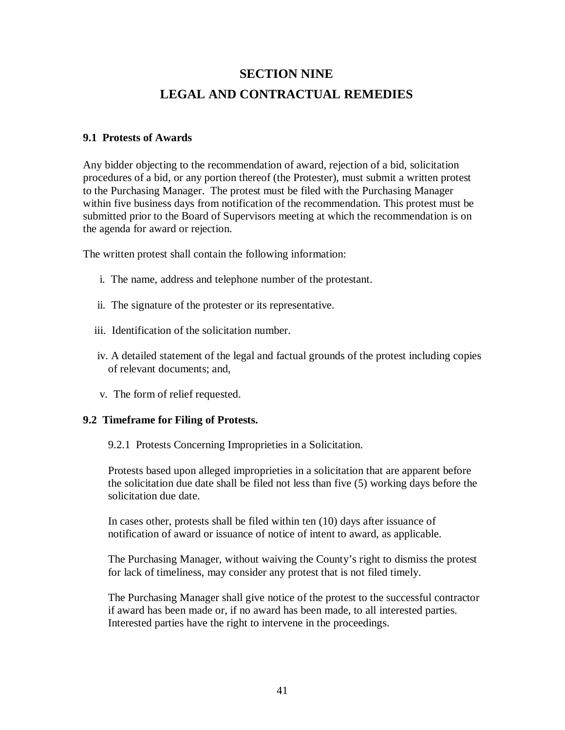# SECTION NINE

# LEGAL AND CONTRACTUAL REMEDIES

### 9.1 Protests of Awards

Any bidder objecting to the recommendation of award, rejection of a bid, solicitation procedures of a bid, or any portion thereof (the Protester), must submit a written protest to the Purchasing Manager. The protest must be filed with the Purchasing Manager within five business days from notification of the recommendation. This protest must be submitted prior to the Board of Supervisors meeting at which the recommendation is on the agenda for award or rejection.

The written protest shall contain the following information:

i. The name, address and telephone number of the protestant.

ii. The signature of the protester or its representative.

iii. Identification of the solicitation number.

iv. A detailed statement of the legal and factual grounds of the protest including copies of relevant documents; and,

v. The form of relief requested.

### 9.2 Timeframe for Filing of Protests.

9.2.1 Protests Concerning Improprieties in a Solicitation.

Protests based upon alleged improprieties in a solicitation that are apparent before the solicitation due date shall be filed not less than five (5) working days before the solicitation due date.

In cases other, protests shall be filed within ten (10) days after issuance of notification of award or issuance of notice of intent to award, as applicable.

The Purchasing Manager, without waiving the County's right to dismiss the protest for lack of timeliness, may consider any protest that is not filed timely.

The Purchasing Manager shall give notice of the protest to the successful contractor if award has been made or, if no award has been made, to all interested parties. Interested parties have the right to intervene in the proceedings.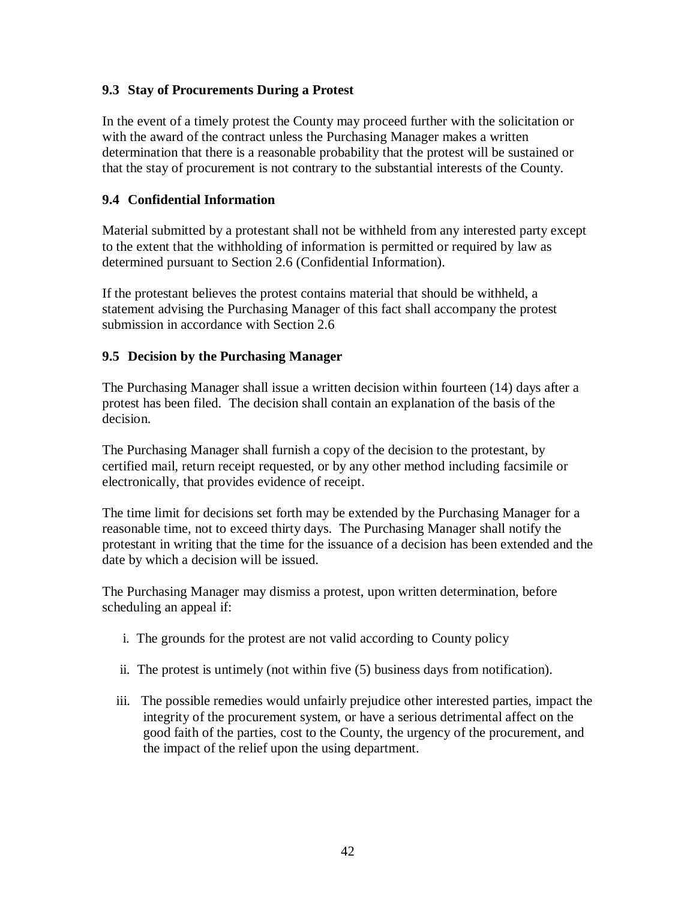### 9.3 Stay of Procurements During a Protest

In the event of a timely protest the County may proceed further with the solicitation or with the award of the contract unless the Purchasing Manager makes a written determination that there is a reasonable probability that the protest will be sustained or that the stay of procurement is not contrary to the substantial interests of the County.

### 9.4 Confidential Information

Material submitted by a protestant shall not be withheld from any interested party except to the extent that the withholding of information is permitted or required by law as determined pursuant to Section 2.6 (Confidential Information).

If the protestant believes the protest contains material that should be withheld, a statement advising the Purchasing Manager of this fact shall accompany the protest submission in accordance with Section 2.6

### 9.5 Decision by the Purchasing Manager

The Purchasing Manager shall issue a written decision within fourteen (14) days after a protest has been filed. The decision shall contain an explanation of the basis of the decision.

The Purchasing Manager shall furnish a copy of the decision to the protestant, by certified mail, return receipt requested, or by any other method including facsimile or electronically, that provides evidence of receipt.

The time limit for decisions set forth may be extended by the Purchasing Manager for a reasonable time, not to exceed thirty days. The Purchasing Manager shall notify the protestant in writing that the time for the issuance of a decision has been extended and the date by which a decision will be issued.

The Purchasing Manager may dismiss a protest, upon written determination, before scheduling an appeal if:

i. The grounds for the protest are not valid according to County policy

ii. The protest is untimely (not within five (5) business days from notification).

iii. The possible remedies would unfairly prejudice other interested parties, impact the integrity of the procurement system, or have a serious detrimental affect on the good faith of the parties, cost to the County, the urgency of the procurement, and the impact of the relief upon the using department.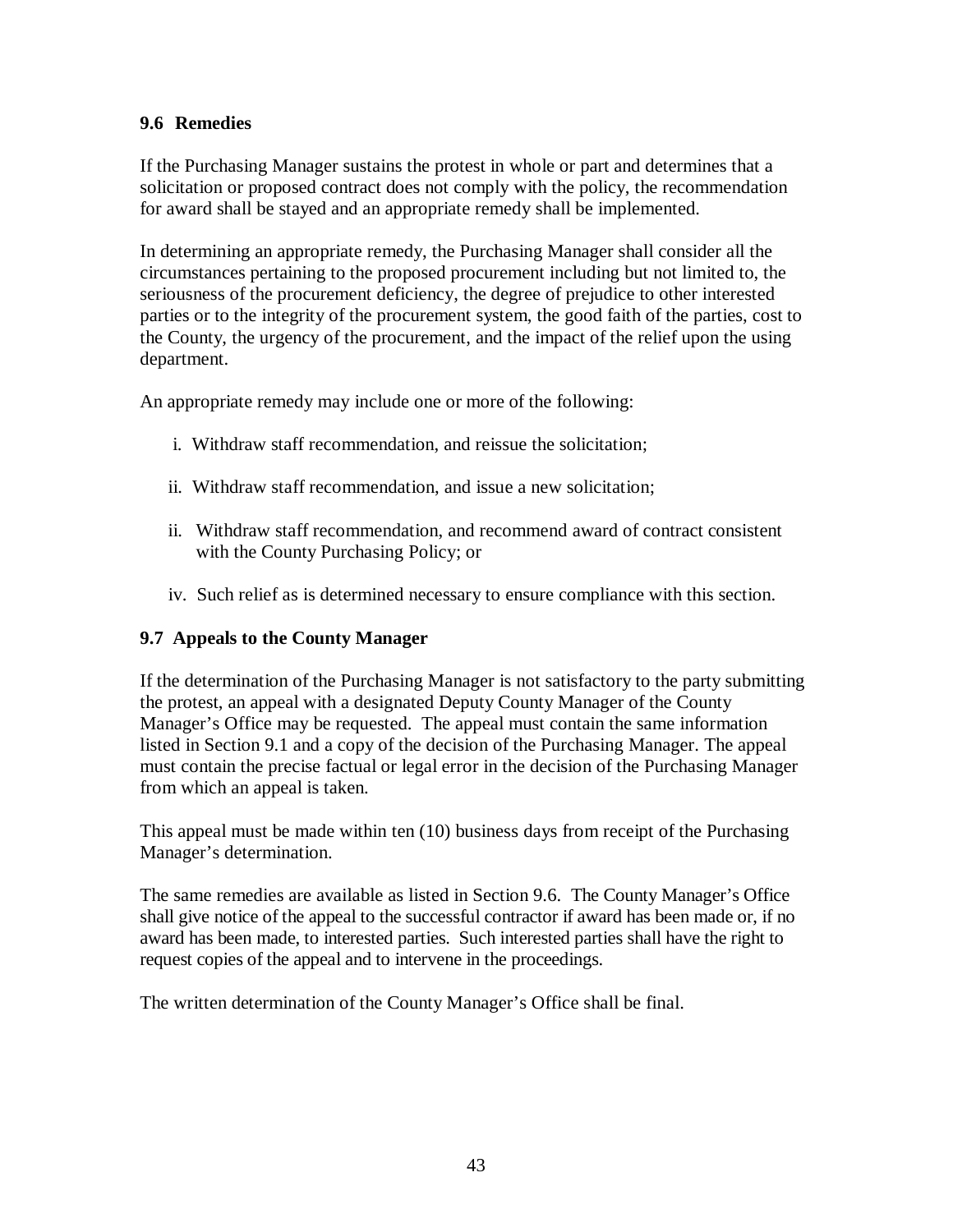### 9.6 Remedies

If the Purchasing Manager sustains the protest in whole or part and determines that a solicitation or proposed contract does not comply with the policy, the recommendation for award shall be stayed and an appropriate remedy shall be implemented.

In determining an appropriate remedy, the Purchasing Manager shall consider all the circumstances pertaining to the proposed procurement including but not limited to, the seriousness of the procurement deficiency, the degree of prejudice to other interested parties or to the integrity of the procurement system, the good faith of the parties, cost to the County, the urgency of the procurement, and the impact of the relief upon the using department.

An appropriate remedy may include one or more of the following:

i. Withdraw staff recommendation, and reissue the solicitation;

ii. Withdraw staff recommendation, and issue a new solicitation;

ii. Withdraw staff recommendation, and recommend award of contract consistent with the County Purchasing Policy; or

iv. Such relief as is determined necessary to ensure compliance with this section.

### 9.7 Appeals to the County Manager

If the determination of the Purchasing Manager is not satisfactory to the party submitting the protest, an appeal with a designated Deputy County Manager of the County Manager's Office may be requested. The appeal must contain the same information listed in Section 9.1 and a copy of the decision of the Purchasing Manager. The appeal must contain the precise factual or legal error in the decision of the Purchasing Manager from which an appeal is taken.

This appeal must be made within ten (10) business days from receipt of the Purchasing Manager's determination.

The same remedies are available as listed in Section 9.6. The County Manager's Office shall give notice of the appeal to the successful contractor if award has been made or, if no award has been made, to interested parties. Such interested parties shall have the right to request copies of the appeal and to intervene in the proceedings.

The written determination of the County Manager's Office shall be final.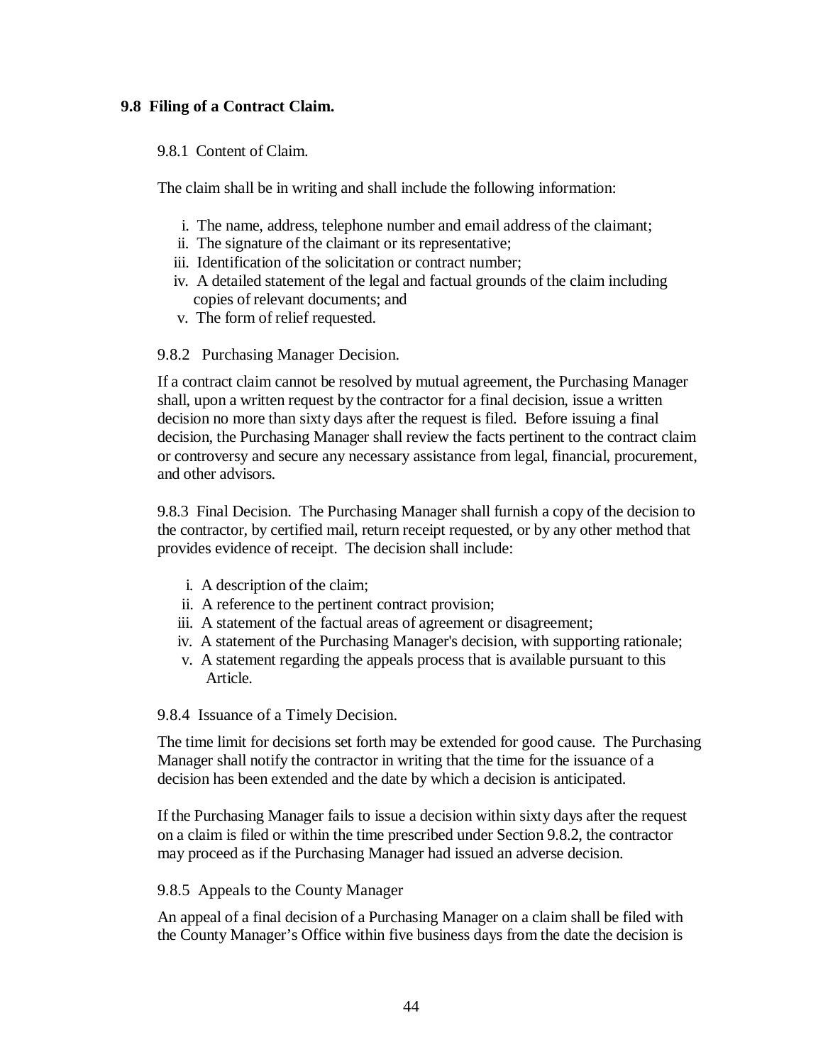**9.8 Filing of a Contract Claim.**

9.8.1 Content of Claim.

The claim shall be in writing and shall include the following information:

i. The name, address, telephone number and email address of the claimant;
ii. The signature of the claimant or its representative;
iii. Identification of the solicitation or contract number;
iv. A detailed statement of the legal and factual grounds of the claim including copies of relevant documents; and
v. The form of relief requested.

9.8.2 Purchasing Manager Decision.

If a contract claim cannot be resolved by mutual agreement, the Purchasing Manager shall, upon a written request by the contractor for a final decision, issue a written decision no more than sixty days after the request is filed. Before issuing a final decision, the Purchasing Manager shall review the facts pertinent to the contract claim or controversy and secure any necessary assistance from legal, financial, procurement, and other advisors.

9.8.3 Final Decision. The Purchasing Manager shall furnish a copy of the decision to the contractor, by certified mail, return receipt requested, or by any other method that provides evidence of receipt. The decision shall include:

i. A description of the claim;
ii. A reference to the pertinent contract provision;
iii. A statement of the factual areas of agreement or disagreement;
iv. A statement of the Purchasing Manager's decision, with supporting rationale;
v. A statement regarding the appeals process that is available pursuant to this Article.

9.8.4 Issuance of a Timely Decision.

The time limit for decisions set forth may be extended for good cause. The Purchasing Manager shall notify the contractor in writing that the time for the issuance of a decision has been extended and the date by which a decision is anticipated.

If the Purchasing Manager fails to issue a decision within sixty days after the request on a claim is filed or within the time prescribed under Section 9.8.2, the contractor may proceed as if the Purchasing Manager had issued an adverse decision.

9.8.5 Appeals to the County Manager

An appeal of a final decision of a Purchasing Manager on a claim shall be filed with the County Manager's Office within five business days from the date the decision is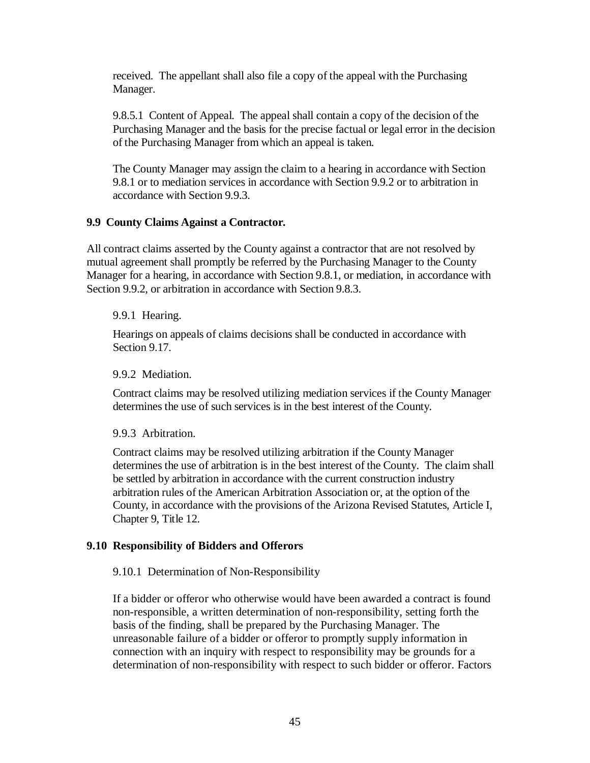received. The appellant shall also file a copy of the appeal with the Purchasing Manager.

9.8.5.1 Content of Appeal. The appeal shall contain a copy of the decision of the Purchasing Manager and the basis for the precise factual or legal error in the decision of the Purchasing Manager from which an appeal is taken.

The County Manager may assign the claim to a hearing in accordance with Section 9.8.1 or to mediation services in accordance with Section 9.9.2 or to arbitration in accordance with Section 9.9.3.

**9.9 County Claims Against a Contractor.**

All contract claims asserted by the County against a contractor that are not resolved by mutual agreement shall promptly be referred by the Purchasing Manager to the County Manager for a hearing, in accordance with Section 9.8.1, or mediation, in accordance with Section 9.9.2, or arbitration in accordance with Section 9.8.3.

9.9.1 Hearing.

Hearings on appeals of claims decisions shall be conducted in accordance with Section 9.17.

9.9.2 Mediation.

Contract claims may be resolved utilizing mediation services if the County Manager determines the use of such services is in the best interest of the County.

9.9.3 Arbitration.

Contract claims may be resolved utilizing arbitration if the County Manager determines the use of arbitration is in the best interest of the County. The claim shall be settled by arbitration in accordance with the current construction industry arbitration rules of the American Arbitration Association or, at the option of the County, in accordance with the provisions of the Arizona Revised Statutes, Article I, Chapter 9, Title 12.

**9.10 Responsibility of Bidders and Offerors**

9.10.1 Determination of Non-Responsibility

If a bidder or offeror who otherwise would have been awarded a contract is found non-responsible, a written determination of non-responsibility, setting forth the basis of the finding, shall be prepared by the Purchasing Manager. The unreasonable failure of a bidder or offeror to promptly supply information in connection with an inquiry with respect to responsibility may be grounds for a determination of non-responsibility with respect to such bidder or offeror. Factors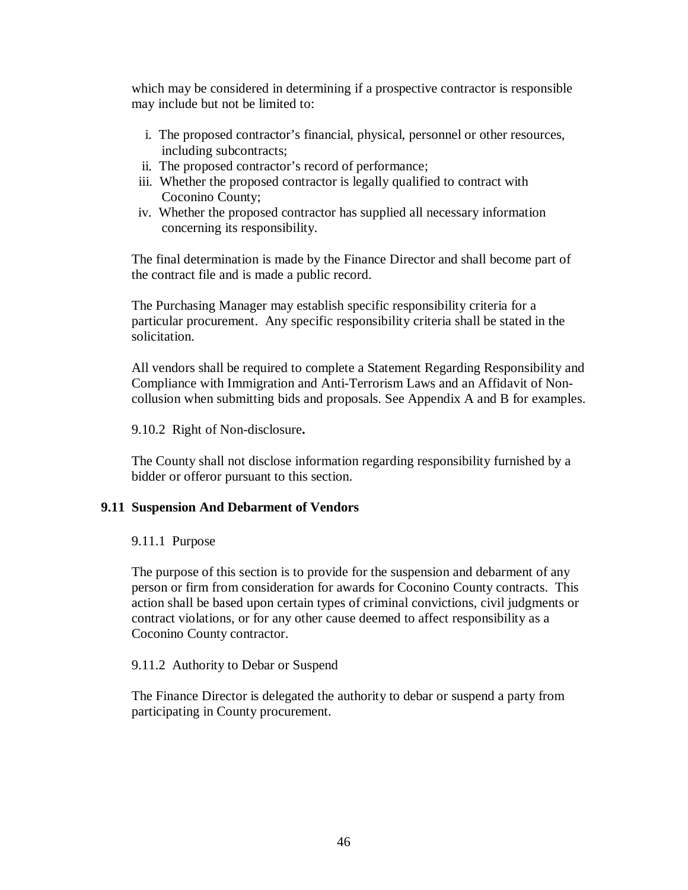which may be considered in determining if a prospective contractor is responsible may include but not be limited to:

i. The proposed contractor's financial, physical, personnel or other resources, including subcontracts;
ii. The proposed contractor's record of performance;
iii. Whether the proposed contractor is legally qualified to contract with Coconino County;
iv. Whether the proposed contractor has supplied all necessary information concerning its responsibility.

The final determination is made by the Finance Director and shall become part of the contract file and is made a public record.

The Purchasing Manager may establish specific responsibility criteria for a particular procurement. Any specific responsibility criteria shall be stated in the solicitation.

All vendors shall be required to complete a Statement Regarding Responsibility and Compliance with Immigration and Anti-Terrorism Laws and an Affidavit of Non-collusion when submitting bids and proposals. See Appendix A and B for examples.

9.10.2 Right of Non-disclosure**.**

The County shall not disclose information regarding responsibility furnished by a bidder or offeror pursuant to this section.

### 9.11 Suspension And Debarment of Vendors

9.11.1 Purpose

The purpose of this section is to provide for the suspension and debarment of any person or firm from consideration for awards for Coconino County contracts. This action shall be based upon certain types of criminal convictions, civil judgments or contract violations, or for any other cause deemed to affect responsibility as a Coconino County contractor.

9.11.2 Authority to Debar or Suspend

The Finance Director is delegated the authority to debar or suspend a party from participating in County procurement.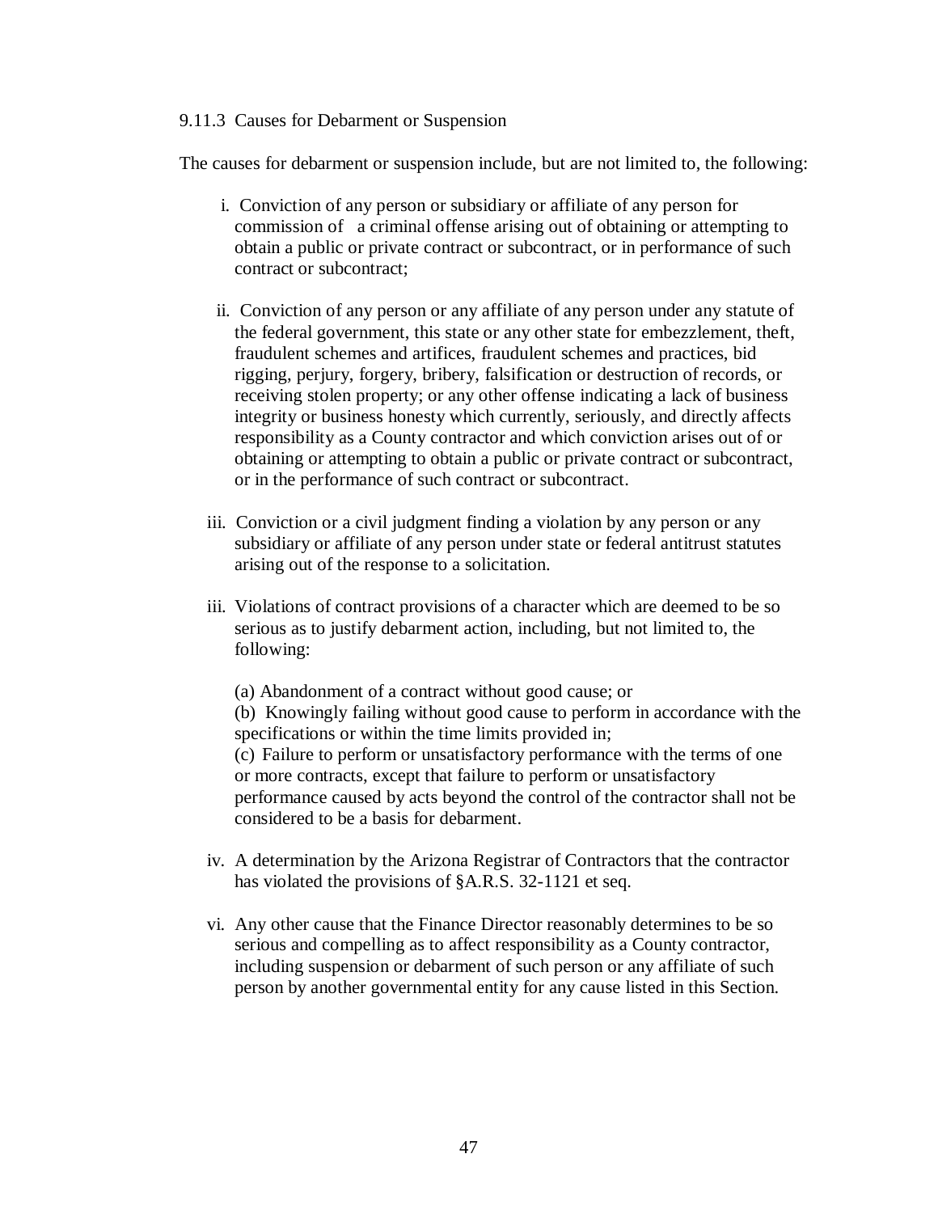9.11.3 Causes for Debarment or Suspension

The causes for debarment or suspension include, but are not limited to, the following:

i. Conviction of any person or subsidiary or affiliate of any person for commission of a criminal offense arising out of obtaining or attempting to obtain a public or private contract or subcontract, or in performance of such contract or subcontract;

ii. Conviction of any person or any affiliate of any person under any statute of the federal government, this state or any other state for embezzlement, theft, fraudulent schemes and artifices, fraudulent schemes and practices, bid rigging, perjury, forgery, bribery, falsification or destruction of records, or receiving stolen property; or any other offense indicating a lack of business integrity or business honesty which currently, seriously, and directly affects responsibility as a County contractor and which conviction arises out of or obtaining or attempting to obtain a public or private contract or subcontract, or in the performance of such contract or subcontract.

iii. Conviction or a civil judgment finding a violation by any person or any subsidiary or affiliate of any person under state or federal antitrust statutes arising out of the response to a solicitation.

iii. Violations of contract provisions of a character which are deemed to be so serious as to justify debarment action, including, but not limited to, the following:

(a) Abandonment of a contract without good cause; or
(b) Knowingly failing without good cause to perform in accordance with the specifications or within the time limits provided in;
(c) Failure to perform or unsatisfactory performance with the terms of one or more contracts, except that failure to perform or unsatisfactory performance caused by acts beyond the control of the contractor shall not be considered to be a basis for debarment.

iv. A determination by the Arizona Registrar of Contractors that the contractor has violated the provisions of §A.R.S. 32-1121 et seq.

vi. Any other cause that the Finance Director reasonably determines to be so serious and compelling as to affect responsibility as a County contractor, including suspension or debarment of such person or any affiliate of such person by another governmental entity for any cause listed in this Section.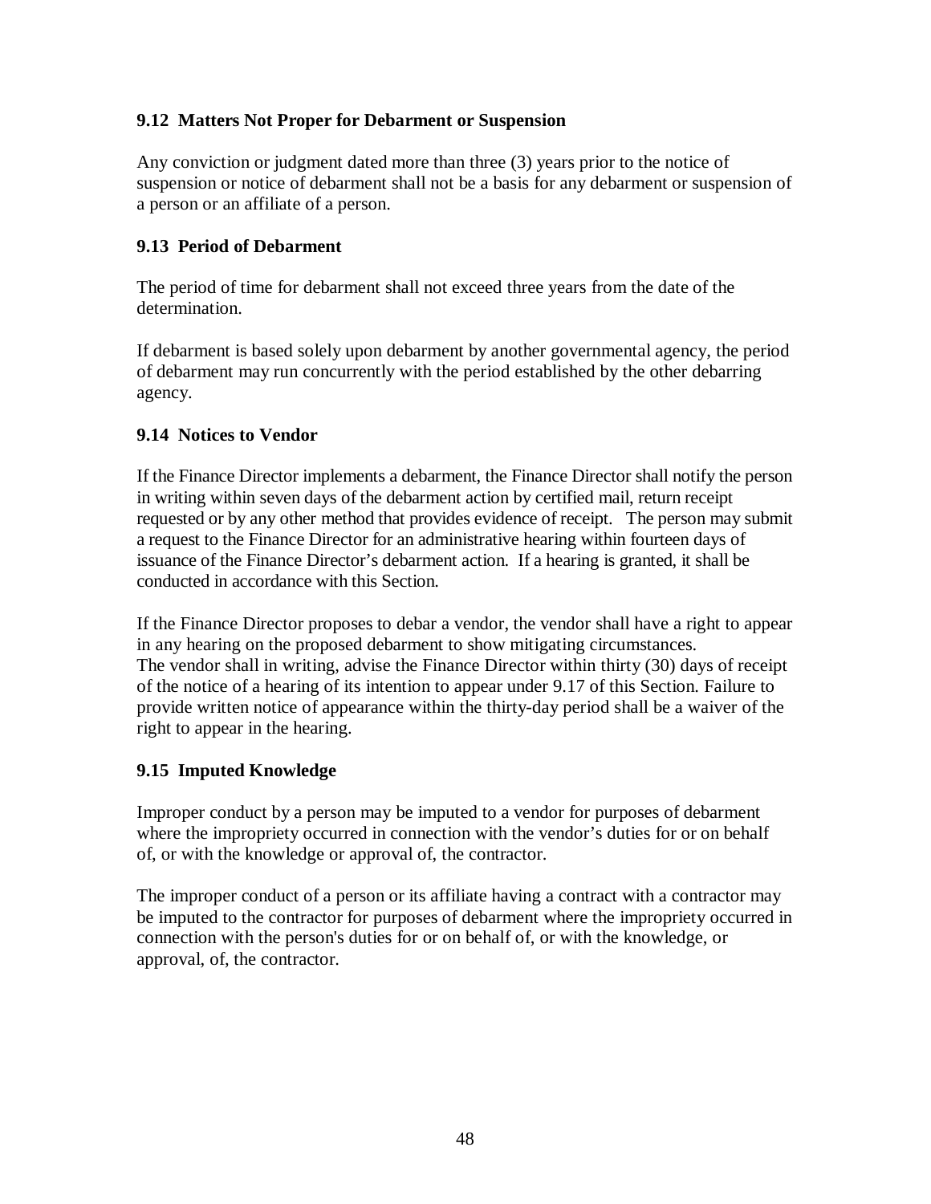### 9.12 Matters Not Proper for Debarment or Suspension

Any conviction or judgment dated more than three (3) years prior to the notice of suspension or notice of debarment shall not be a basis for any debarment or suspension of a person or an affiliate of a person.

### 9.13 Period of Debarment

The period of time for debarment shall not exceed three years from the date of the determination.

If debarment is based solely upon debarment by another governmental agency, the period of debarment may run concurrently with the period established by the other debarring agency.

### 9.14 Notices to Vendor

If the Finance Director implements a debarment, the Finance Director shall notify the person in writing within seven days of the debarment action by certified mail, return receipt requested or by any other method that provides evidence of receipt. The person may submit a request to the Finance Director for an administrative hearing within fourteen days of issuance of the Finance Director's debarment action. If a hearing is granted, it shall be conducted in accordance with this Section.

If the Finance Director proposes to debar a vendor, the vendor shall have a right to appear in any hearing on the proposed debarment to show mitigating circumstances.
The vendor shall in writing, advise the Finance Director within thirty (30) days of receipt of the notice of a hearing of its intention to appear under 9.17 of this Section. Failure to provide written notice of appearance within the thirty-day period shall be a waiver of the right to appear in the hearing.

### 9.15 Imputed Knowledge

Improper conduct by a person may be imputed to a vendor for purposes of debarment where the impropriety occurred in connection with the vendor's duties for or on behalf of, or with the knowledge or approval of, the contractor.

The improper conduct of a person or its affiliate having a contract with a contractor may be imputed to the contractor for purposes of debarment where the impropriety occurred in connection with the person's duties for or on behalf of, or with the knowledge, or approval, of, the contractor.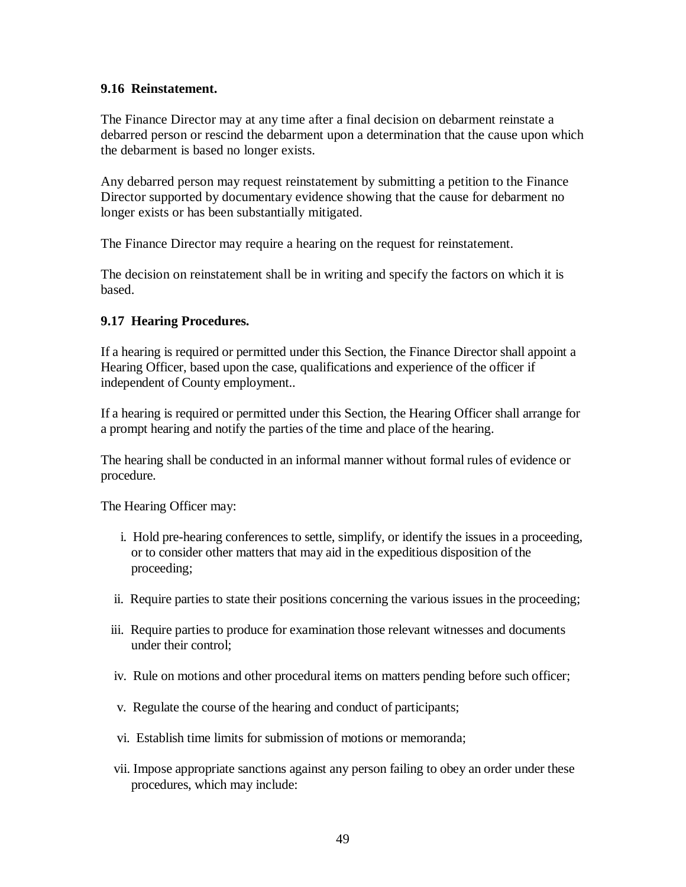### 9.16 Reinstatement.

The Finance Director may at any time after a final decision on debarment reinstate a debarred person or rescind the debarment upon a determination that the cause upon which the debarment is based no longer exists.

Any debarred person may request reinstatement by submitting a petition to the Finance Director supported by documentary evidence showing that the cause for debarment no longer exists or has been substantially mitigated.

The Finance Director may require a hearing on the request for reinstatement.

The decision on reinstatement shall be in writing and specify the factors on which it is based.

### 9.17 Hearing Procedures.

If a hearing is required or permitted under this Section, the Finance Director shall appoint a Hearing Officer, based upon the case, qualifications and experience of the officer if independent of County employment..

If a hearing is required or permitted under this Section, the Hearing Officer shall arrange for a prompt hearing and notify the parties of the time and place of the hearing.

The hearing shall be conducted in an informal manner without formal rules of evidence or procedure.

The Hearing Officer may:

i. Hold pre-hearing conferences to settle, simplify, or identify the issues in a proceeding, or to consider other matters that may aid in the expeditious disposition of the proceeding;

ii. Require parties to state their positions concerning the various issues in the proceeding;

iii. Require parties to produce for examination those relevant witnesses and documents under their control;

iv. Rule on motions and other procedural items on matters pending before such officer;

v. Regulate the course of the hearing and conduct of participants;

vi. Establish time limits for submission of motions or memoranda;

vii. Impose appropriate sanctions against any person failing to obey an order under these procedures, which may include: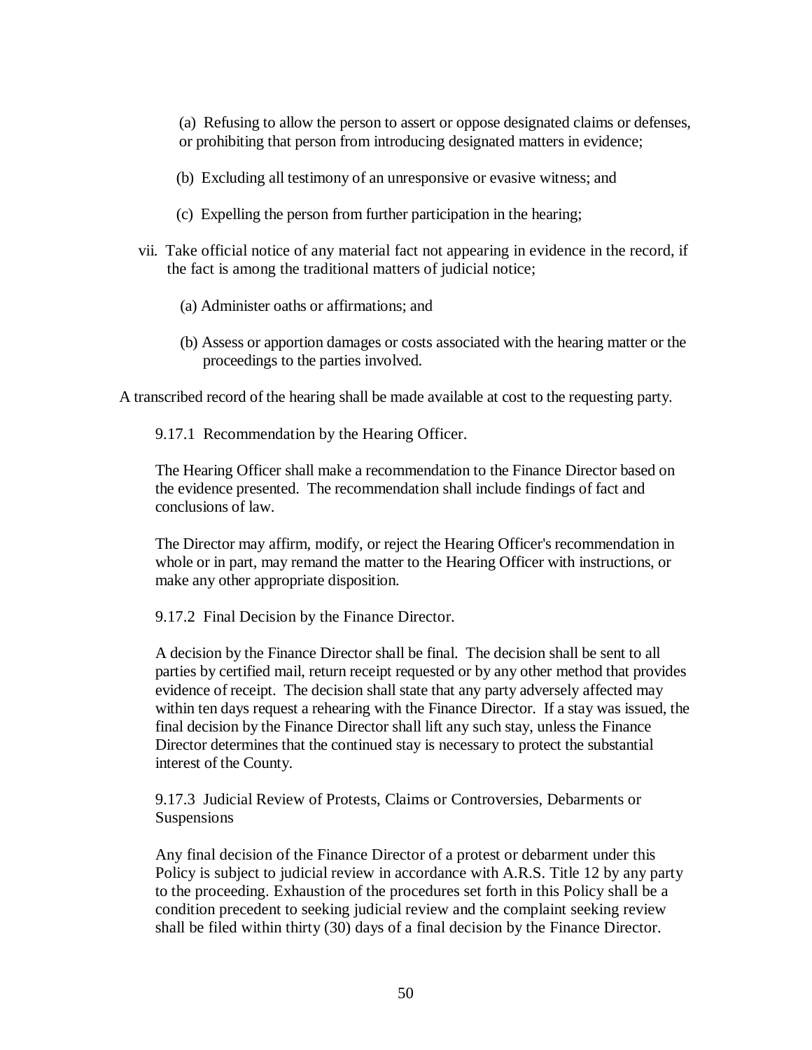(a) Refusing to allow the person to assert or oppose designated claims or defenses, or prohibiting that person from introducing designated matters in evidence;

(b) Excluding all testimony of an unresponsive or evasive witness; and

(c) Expelling the person from further participation in the hearing;

vii. Take official notice of any material fact not appearing in evidence in the record, if the fact is among the traditional matters of judicial notice;

(a) Administer oaths or affirmations; and

(b) Assess or apportion damages or costs associated with the hearing matter or the proceedings to the parties involved.

A transcribed record of the hearing shall be made available at cost to the requesting party.

9.17.1 Recommendation by the Hearing Officer.

The Hearing Officer shall make a recommendation to the Finance Director based on the evidence presented. The recommendation shall include findings of fact and conclusions of law.

The Director may affirm, modify, or reject the Hearing Officer's recommendation in whole or in part, may remand the matter to the Hearing Officer with instructions, or make any other appropriate disposition.

9.17.2 Final Decision by the Finance Director.

A decision by the Finance Director shall be final. The decision shall be sent to all parties by certified mail, return receipt requested or by any other method that provides evidence of receipt. The decision shall state that any party adversely affected may within ten days request a rehearing with the Finance Director. If a stay was issued, the final decision by the Finance Director shall lift any such stay, unless the Finance Director determines that the continued stay is necessary to protect the substantial interest of the County.

9.17.3 Judicial Review of Protests, Claims or Controversies, Debarments or Suspensions

Any final decision of the Finance Director of a protest or debarment under this Policy is subject to judicial review in accordance with A.R.S. Title 12 by any party to the proceeding. Exhaustion of the procedures set forth in this Policy shall be a condition precedent to seeking judicial review and the complaint seeking review shall be filed within thirty (30) days of a final decision by the Finance Director.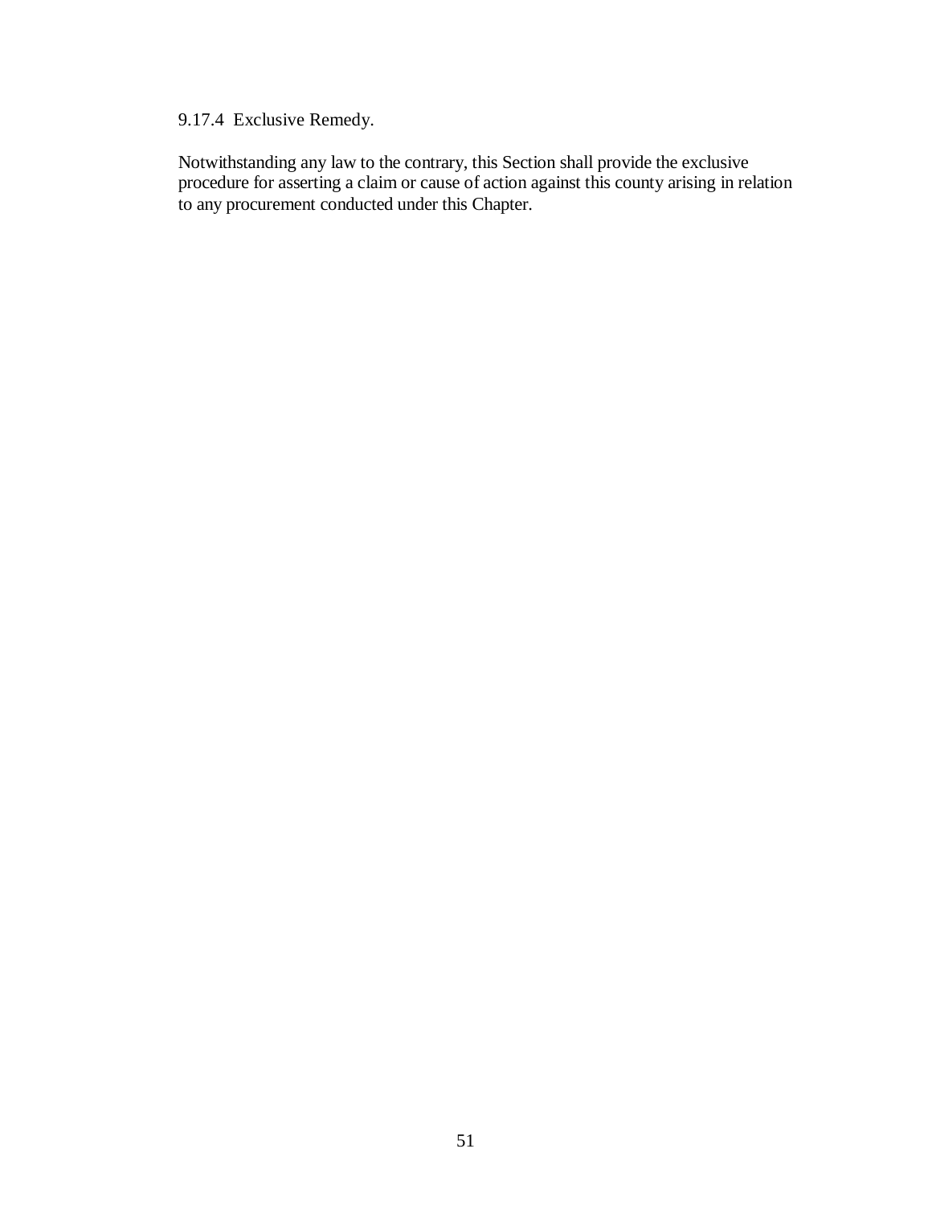#### 9.17.4 Exclusive Remedy.

Notwithstanding any law to the contrary, this Section shall provide the exclusive procedure for asserting a claim or cause of action against this county arising in relation to any procurement conducted under this Chapter.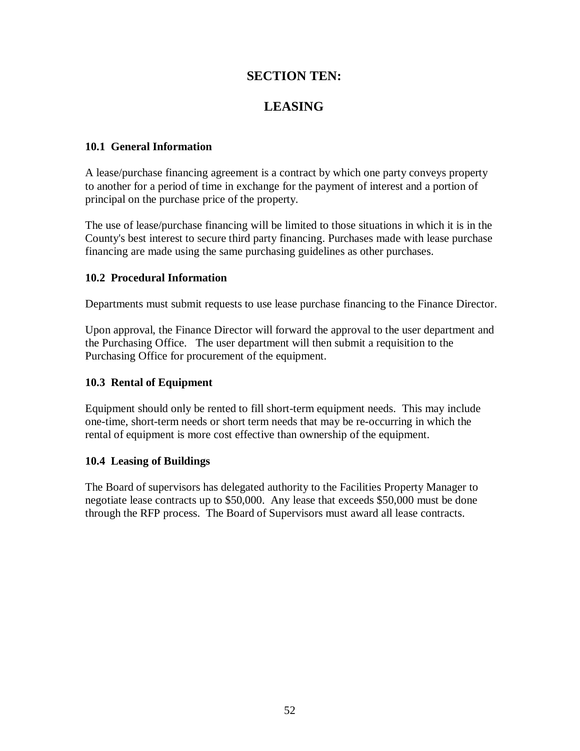# SECTION TEN:

# LEASING

### 10.1 General Information

A lease/purchase financing agreement is a contract by which one party conveys property to another for a period of time in exchange for the payment of interest and a portion of principal on the purchase price of the property.

The use of lease/purchase financing will be limited to those situations in which it is in the County's best interest to secure third party financing. Purchases made with lease purchase financing are made using the same purchasing guidelines as other purchases.

### 10.2 Procedural Information

Departments must submit requests to use lease purchase financing to the Finance Director.

Upon approval, the Finance Director will forward the approval to the user department and the Purchasing Office. The user department will then submit a requisition to the Purchasing Office for procurement of the equipment.

### 10.3 Rental of Equipment

Equipment should only be rented to fill short-term equipment needs. This may include one-time, short-term needs or short term needs that may be re-occurring in which the rental of equipment is more cost effective than ownership of the equipment.

### 10.4 Leasing of Buildings

The Board of supervisors has delegated authority to the Facilities Property Manager to negotiate lease contracts up to $50,000. Any lease that exceeds $50,000 must be done through the RFP process. The Board of Supervisors must award all lease contracts.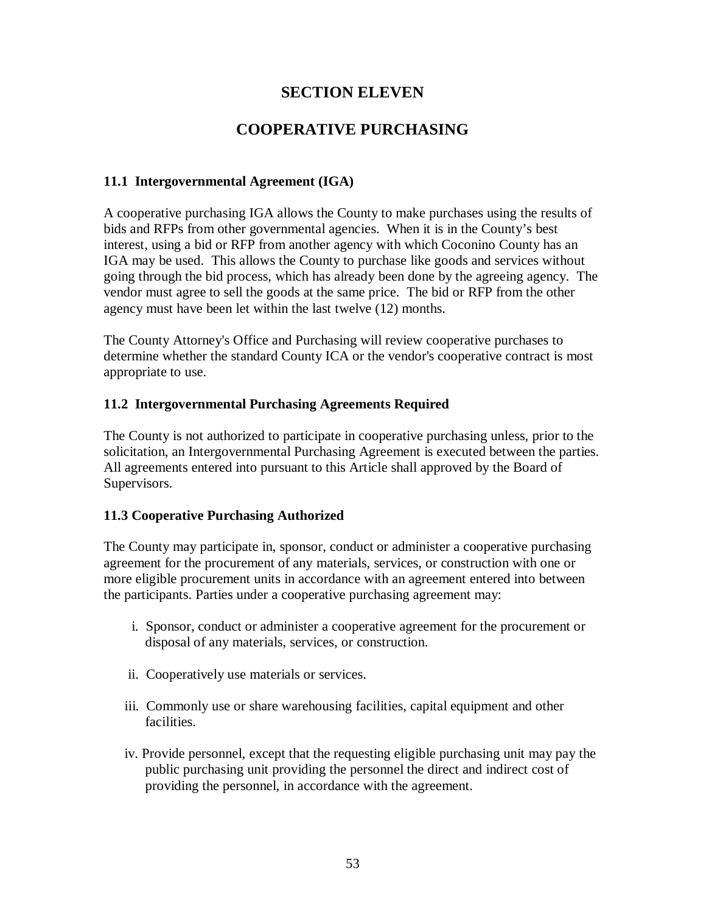# SECTION ELEVEN

# COOPERATIVE PURCHASING

### 11.1 Intergovernmental Agreement (IGA)

A cooperative purchasing IGA allows the County to make purchases using the results of bids and RFPs from other governmental agencies. When it is in the County's best interest, using a bid or RFP from another agency with which Coconino County has an IGA may be used. This allows the County to purchase like goods and services without going through the bid process, which has already been done by the agreeing agency. The vendor must agree to sell the goods at the same price. The bid or RFP from the other agency must have been let within the last twelve (12) months.

The County Attorney's Office and Purchasing will review cooperative purchases to determine whether the standard County ICA or the vendor's cooperative contract is most appropriate to use.

### 11.2 Intergovernmental Purchasing Agreements Required

The County is not authorized to participate in cooperative purchasing unless, prior to the solicitation, an Intergovernmental Purchasing Agreement is executed between the parties. All agreements entered into pursuant to this Article shall approved by the Board of Supervisors.

### 11.3 Cooperative Purchasing Authorized

The County may participate in, sponsor, conduct or administer a cooperative purchasing agreement for the procurement of any materials, services, or construction with one or more eligible procurement units in accordance with an agreement entered into between the participants. Parties under a cooperative purchasing agreement may:

i. Sponsor, conduct or administer a cooperative agreement for the procurement or disposal of any materials, services, or construction.

ii. Cooperatively use materials or services.

iii. Commonly use or share warehousing facilities, capital equipment and other facilities.

iv. Provide personnel, except that the requesting eligible purchasing unit may pay the public purchasing unit providing the personnel the direct and indirect cost of providing the personnel, in accordance with the agreement.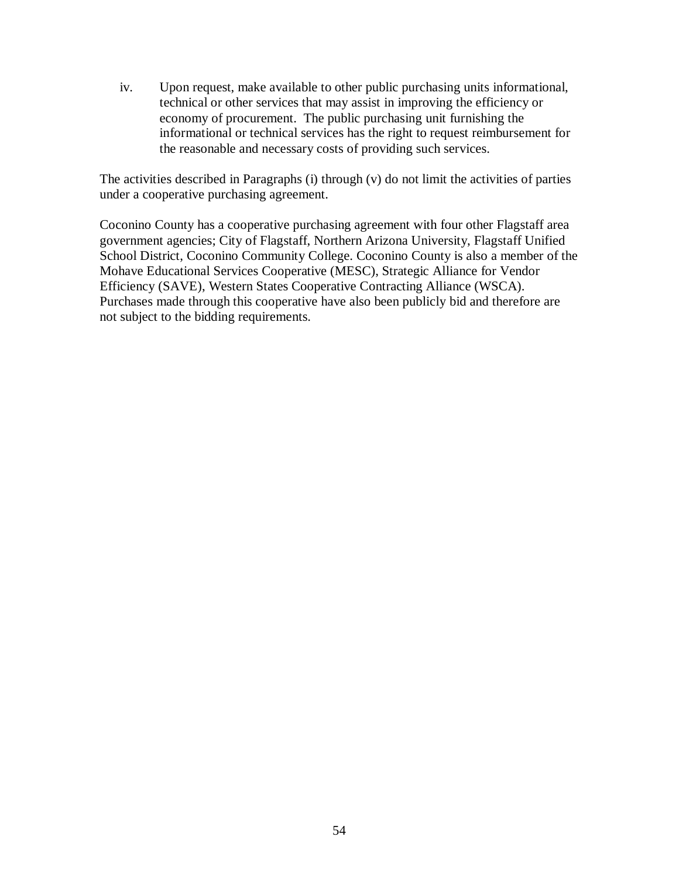iv. Upon request, make available to other public purchasing units informational, technical or other services that may assist in improving the efficiency or economy of procurement. The public purchasing unit furnishing the informational or technical services has the right to request reimbursement for the reasonable and necessary costs of providing such services.

The activities described in Paragraphs (i) through (v) do not limit the activities of parties under a cooperative purchasing agreement.

Coconino County has a cooperative purchasing agreement with four other Flagstaff area government agencies; City of Flagstaff, Northern Arizona University, Flagstaff Unified School District, Coconino Community College. Coconino County is also a member of the Mohave Educational Services Cooperative (MESC), Strategic Alliance for Vendor Efficiency (SAVE), Western States Cooperative Contracting Alliance (WSCA). Purchases made through this cooperative have also been publicly bid and therefore are not subject to the bidding requirements.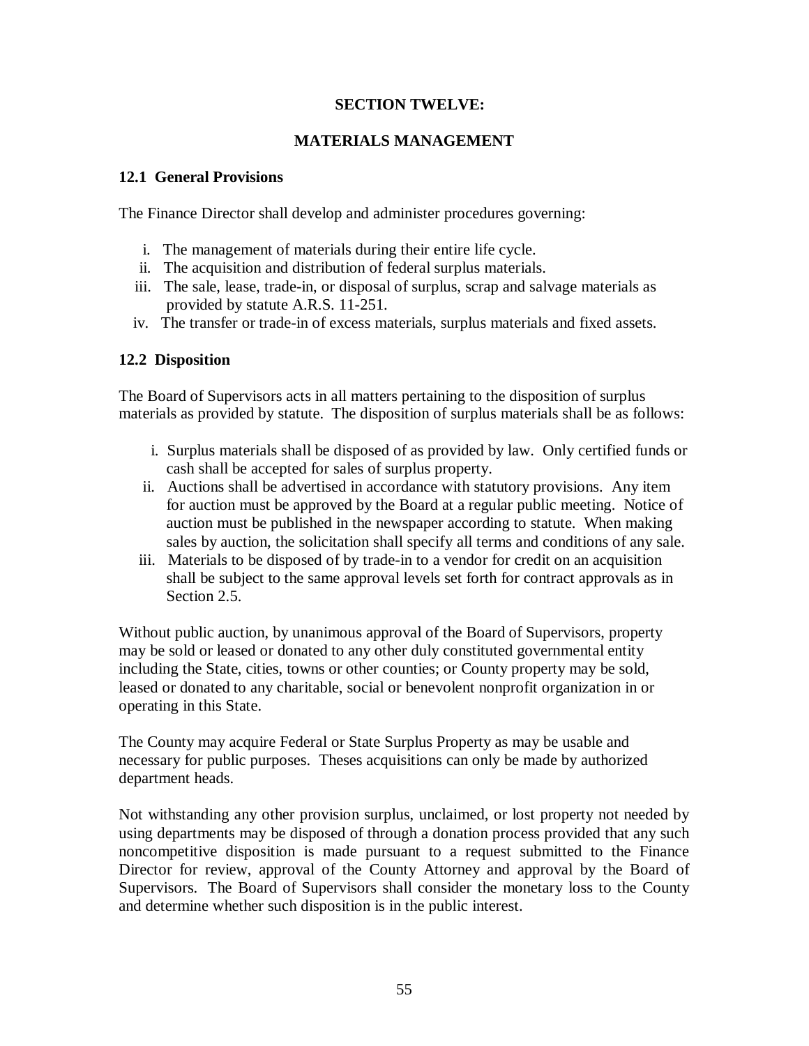## SECTION TWELVE:

## MATERIALS MANAGEMENT

### 12.1 General Provisions

The Finance Director shall develop and administer procedures governing:

i. The management of materials during their entire life cycle.
ii. The acquisition and distribution of federal surplus materials.
iii. The sale, lease, trade-in, or disposal of surplus, scrap and salvage materials as provided by statute A.R.S. 11-251.
iv. The transfer or trade-in of excess materials, surplus materials and fixed assets.

### 12.2 Disposition

The Board of Supervisors acts in all matters pertaining to the disposition of surplus materials as provided by statute. The disposition of surplus materials shall be as follows:

i. Surplus materials shall be disposed of as provided by law. Only certified funds or cash shall be accepted for sales of surplus property.
ii. Auctions shall be advertised in accordance with statutory provisions. Any item for auction must be approved by the Board at a regular public meeting. Notice of auction must be published in the newspaper according to statute. When making sales by auction, the solicitation shall specify all terms and conditions of any sale.
iii. Materials to be disposed of by trade-in to a vendor for credit on an acquisition shall be subject to the same approval levels set forth for contract approvals as in Section 2.5.

Without public auction, by unanimous approval of the Board of Supervisors, property may be sold or leased or donated to any other duly constituted governmental entity including the State, cities, towns or other counties; or County property may be sold, leased or donated to any charitable, social or benevolent nonprofit organization in or operating in this State.

The County may acquire Federal or State Surplus Property as may be usable and necessary for public purposes. Theses acquisitions can only be made by authorized department heads.

Not withstanding any other provision surplus, unclaimed, or lost property not needed by using departments may be disposed of through a donation process provided that any such noncompetitive disposition is made pursuant to a request submitted to the Finance Director for review, approval of the County Attorney and approval by the Board of Supervisors. The Board of Supervisors shall consider the monetary loss to the County and determine whether such disposition is in the public interest.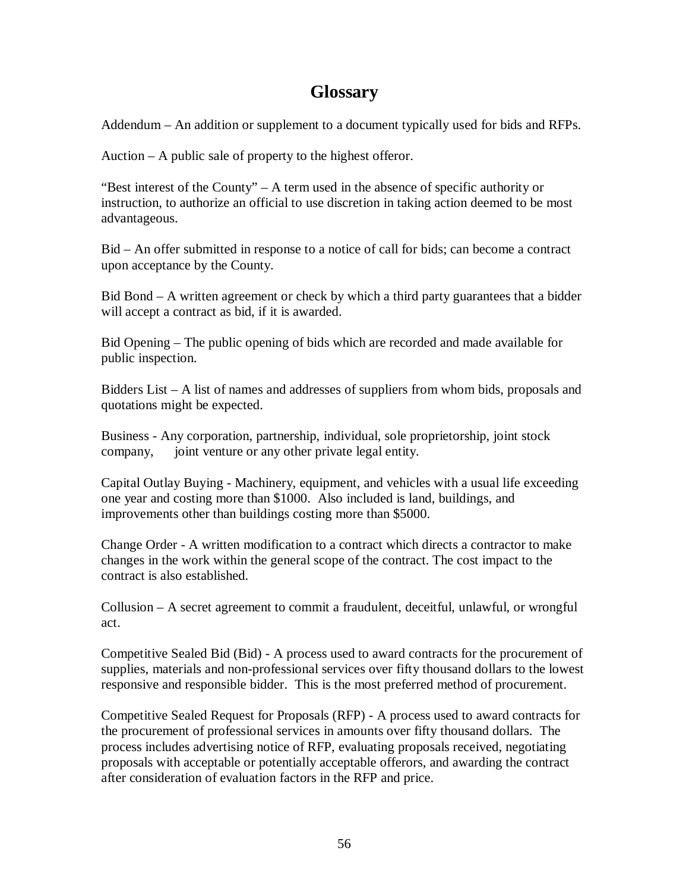# Glossary

Addendum – An addition or supplement to a document typically used for bids and RFPs.

Auction – A public sale of property to the highest offeror.

"Best interest of the County" – A term used in the absence of specific authority or instruction, to authorize an official to use discretion in taking action deemed to be most advantageous.

Bid – An offer submitted in response to a notice of call for bids; can become a contract upon acceptance by the County.

Bid Bond – A written agreement or check by which a third party guarantees that a bidder will accept a contract as bid, if it is awarded.

Bid Opening – The public opening of bids which are recorded and made available for public inspection.

Bidders List – A list of names and addresses of suppliers from whom bids, proposals and quotations might be expected.

Business - Any corporation, partnership, individual, sole proprietorship, joint stock company, joint venture or any other private legal entity.

Capital Outlay Buying - Machinery, equipment, and vehicles with a usual life exceeding one year and costing more than $1000. Also included is land, buildings, and improvements other than buildings costing more than $5000.

Change Order - A written modification to a contract which directs a contractor to make changes in the work within the general scope of the contract. The cost impact to the contract is also established.

Collusion – A secret agreement to commit a fraudulent, deceitful, unlawful, or wrongful act.

Competitive Sealed Bid (Bid) - A process used to award contracts for the procurement of supplies, materials and non-professional services over fifty thousand dollars to the lowest responsive and responsible bidder. This is the most preferred method of procurement.

Competitive Sealed Request for Proposals (RFP) - A process used to award contracts for the procurement of professional services in amounts over fifty thousand dollars. The process includes advertising notice of RFP, evaluating proposals received, negotiating proposals with acceptable or potentially acceptable offerors, and awarding the contract after consideration of evaluation factors in the RFP and price.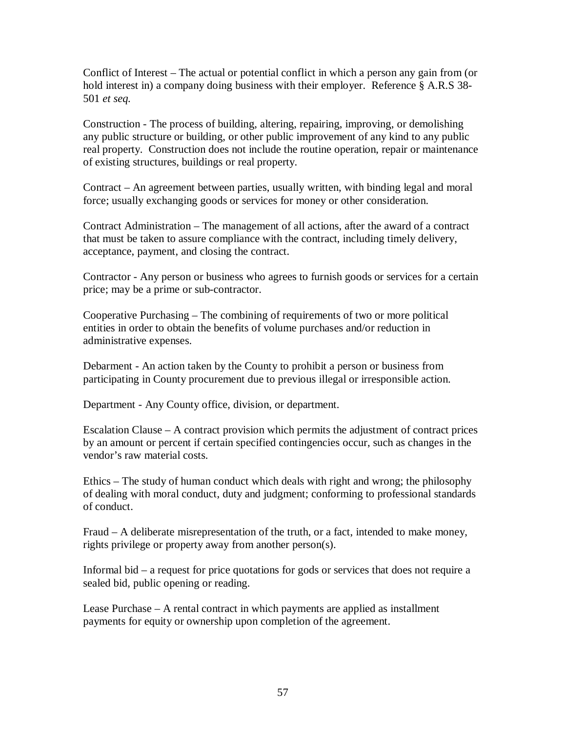Conflict of Interest – The actual or potential conflict in which a person any gain from (or hold interest in) a company doing business with their employer. Reference § A.R.S 38-501 *et seq.*

Construction - The process of building, altering, repairing, improving, or demolishing any public structure or building, or other public improvement of any kind to any public real property. Construction does not include the routine operation, repair or maintenance of existing structures, buildings or real property.

Contract – An agreement between parties, usually written, with binding legal and moral force; usually exchanging goods or services for money or other consideration.

Contract Administration – The management of all actions, after the award of a contract that must be taken to assure compliance with the contract, including timely delivery, acceptance, payment, and closing the contract.

Contractor - Any person or business who agrees to furnish goods or services for a certain price; may be a prime or sub-contractor.

Cooperative Purchasing – The combining of requirements of two or more political entities in order to obtain the benefits of volume purchases and/or reduction in administrative expenses.

Debarment - An action taken by the County to prohibit a person or business from participating in County procurement due to previous illegal or irresponsible action.

Department - Any County office, division, or department.

Escalation Clause – A contract provision which permits the adjustment of contract prices by an amount or percent if certain specified contingencies occur, such as changes in the vendor's raw material costs.

Ethics – The study of human conduct which deals with right and wrong; the philosophy of dealing with moral conduct, duty and judgment; conforming to professional standards of conduct.

Fraud – A deliberate misrepresentation of the truth, or a fact, intended to make money, rights privilege or property away from another person(s).

Informal bid – a request for price quotations for gods or services that does not require a sealed bid, public opening or reading.

Lease Purchase – A rental contract in which payments are applied as installment payments for equity or ownership upon completion of the agreement.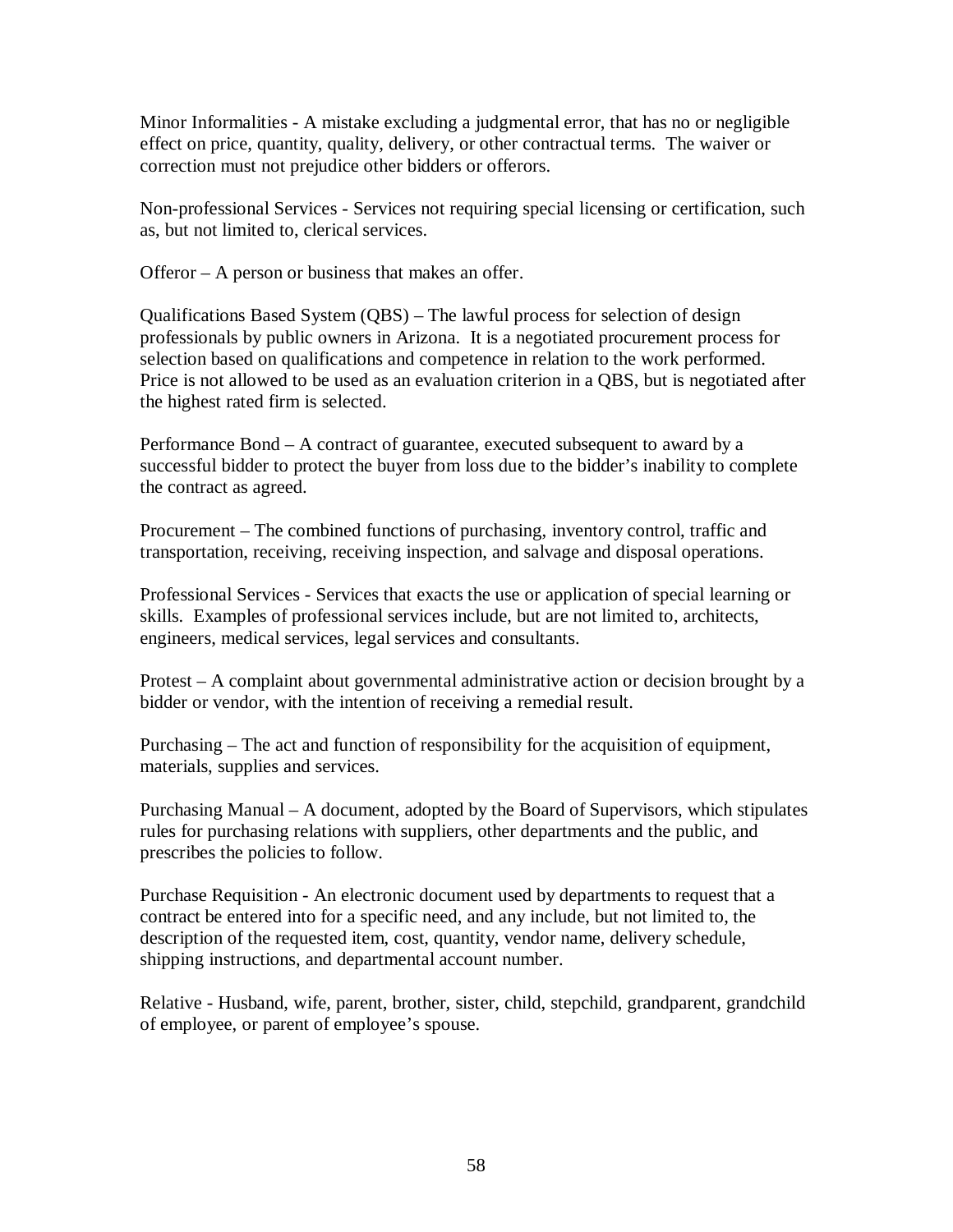Minor Informalities - A mistake excluding a judgmental error, that has no or negligible effect on price, quantity, quality, delivery, or other contractual terms. The waiver or correction must not prejudice other bidders or offerors.

Non-professional Services - Services not requiring special licensing or certification, such as, but not limited to, clerical services.

Offeror – A person or business that makes an offer.

Qualifications Based System (QBS) – The lawful process for selection of design professionals by public owners in Arizona. It is a negotiated procurement process for selection based on qualifications and competence in relation to the work performed. Price is not allowed to be used as an evaluation criterion in a QBS, but is negotiated after the highest rated firm is selected.

Performance Bond – A contract of guarantee, executed subsequent to award by a successful bidder to protect the buyer from loss due to the bidder's inability to complete the contract as agreed.

Procurement – The combined functions of purchasing, inventory control, traffic and transportation, receiving, receiving inspection, and salvage and disposal operations.

Professional Services - Services that exacts the use or application of special learning or skills. Examples of professional services include, but are not limited to, architects, engineers, medical services, legal services and consultants.

Protest – A complaint about governmental administrative action or decision brought by a bidder or vendor, with the intention of receiving a remedial result.

Purchasing – The act and function of responsibility for the acquisition of equipment, materials, supplies and services.

Purchasing Manual – A document, adopted by the Board of Supervisors, which stipulates rules for purchasing relations with suppliers, other departments and the public, and prescribes the policies to follow.

Purchase Requisition - An electronic document used by departments to request that a contract be entered into for a specific need, and any include, but not limited to, the description of the requested item, cost, quantity, vendor name, delivery schedule, shipping instructions, and departmental account number.

Relative - Husband, wife, parent, brother, sister, child, stepchild, grandparent, grandchild of employee, or parent of employee's spouse.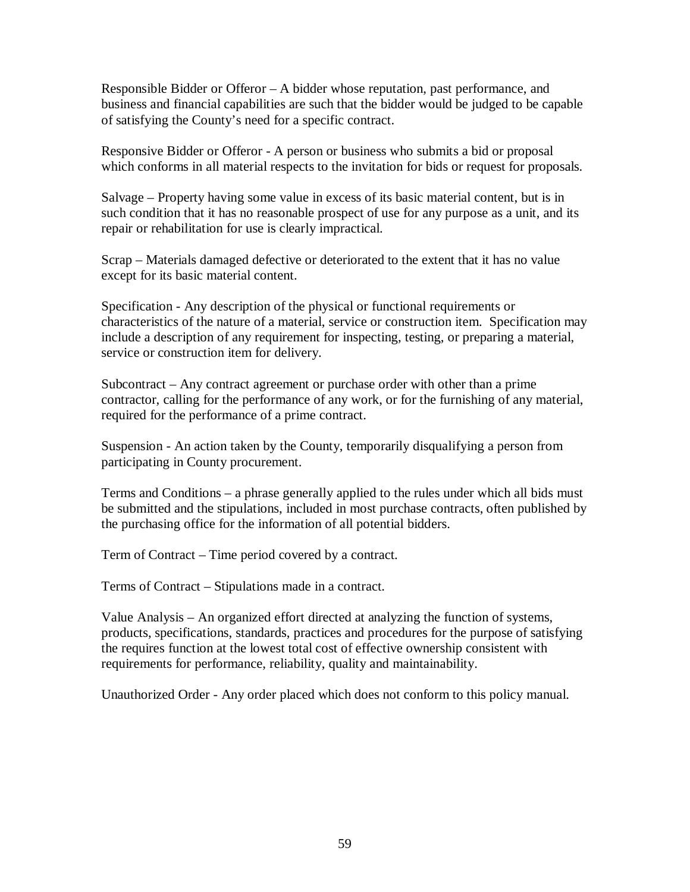Responsible Bidder or Offeror – A bidder whose reputation, past performance, and business and financial capabilities are such that the bidder would be judged to be capable of satisfying the County's need for a specific contract.

Responsive Bidder or Offeror - A person or business who submits a bid or proposal which conforms in all material respects to the invitation for bids or request for proposals.

Salvage – Property having some value in excess of its basic material content, but is in such condition that it has no reasonable prospect of use for any purpose as a unit, and its repair or rehabilitation for use is clearly impractical.

Scrap – Materials damaged defective or deteriorated to the extent that it has no value except for its basic material content.

Specification - Any description of the physical or functional requirements or characteristics of the nature of a material, service or construction item. Specification may include a description of any requirement for inspecting, testing, or preparing a material, service or construction item for delivery.

Subcontract – Any contract agreement or purchase order with other than a prime contractor, calling for the performance of any work, or for the furnishing of any material, required for the performance of a prime contract.

Suspension - An action taken by the County, temporarily disqualifying a person from participating in County procurement.

Terms and Conditions – a phrase generally applied to the rules under which all bids must be submitted and the stipulations, included in most purchase contracts, often published by the purchasing office for the information of all potential bidders.

Term of Contract – Time period covered by a contract.

Terms of Contract – Stipulations made in a contract.

Value Analysis – An organized effort directed at analyzing the function of systems, products, specifications, standards, practices and procedures for the purpose of satisfying the requires function at the lowest total cost of effective ownership consistent with requirements for performance, reliability, quality and maintainability.

Unauthorized Order - Any order placed which does not conform to this policy manual.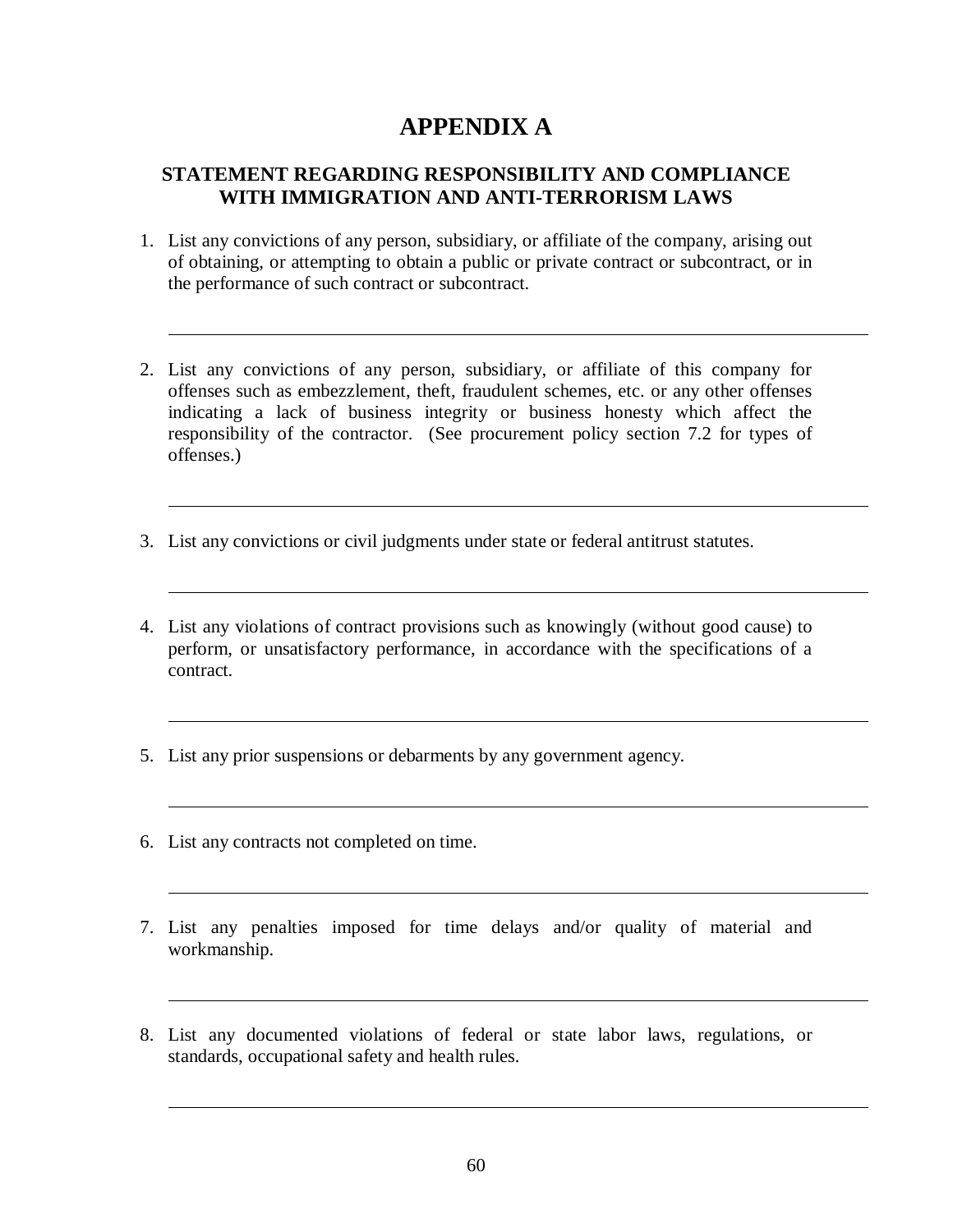# APPENDIX A

## STATEMENT REGARDING RESPONSIBILITY AND COMPLIANCE WITH IMMIGRATION AND ANTI-TERRORISM LAWS

1. List any convictions of any person, subsidiary, or affiliate of the company, arising out of obtaining, or attempting to obtain a public or private contract or subcontract, or in the performance of such contract or subcontract.

___________________________________________________________________________

2. List any convictions of any person, subsidiary, or affiliate of this company for offenses such as embezzlement, theft, fraudulent schemes, etc. or any other offenses indicating a lack of business integrity or business honesty which affect the responsibility of the contractor. (See procurement policy section 7.2 for types of offenses.)

___________________________________________________________________________

3. List any convictions or civil judgments under state or federal antitrust statutes.

___________________________________________________________________________

4. List any violations of contract provisions such as knowingly (without good cause) to perform, or unsatisfactory performance, in accordance with the specifications of a contract.

___________________________________________________________________________

5. List any prior suspensions or debarments by any government agency.

___________________________________________________________________________

6. List any contracts not completed on time.

___________________________________________________________________________

7. List any penalties imposed for time delays and/or quality of material and workmanship.

___________________________________________________________________________

8. List any documented violations of federal or state labor laws, regulations, or standards, occupational safety and health rules.

___________________________________________________________________________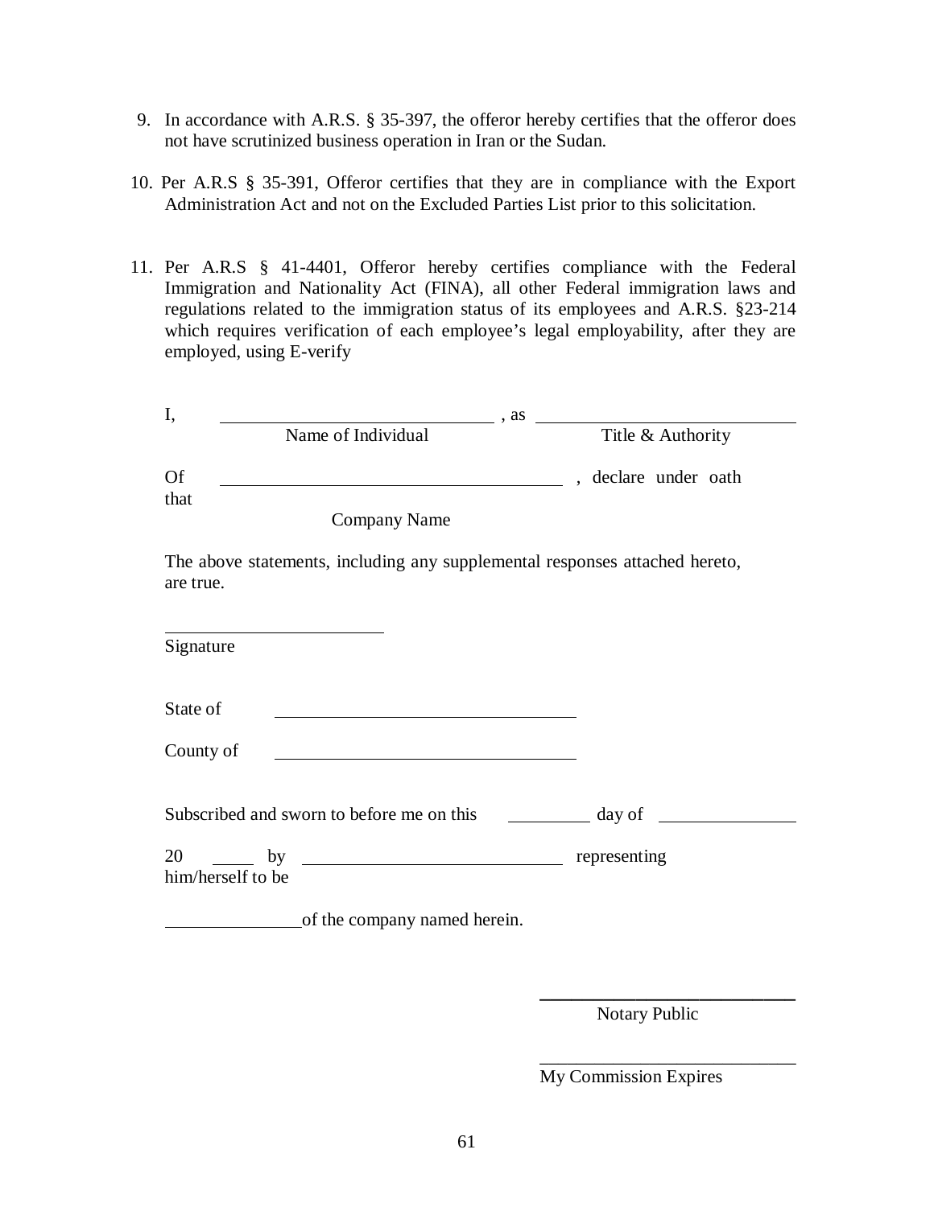9. In accordance with A.R.S. § 35-397, the offeror hereby certifies that the offeror does not have scrutinized business operation in Iran or the Sudan.

10. Per A.R.S § 35-391, Offeror certifies that they are in compliance with the Export Administration Act and not on the Excluded Parties List prior to this solicitation.

11. Per A.R.S § 41-4401, Offeror hereby certifies compliance with the Federal Immigration and Nationality Act (FINA), all other Federal immigration laws and regulations related to the immigration status of its employees and A.R.S. §23-214 which requires verification of each employee's legal employability, after they are employed, using E-verify

I, \_\_\_\_\_\_\_\_\_\_\_\_\_\_\_\_\_\_\_\_\_\_\_\_\_\_\_\_\_\_ , as \_\_\_\_\_\_\_\_\_\_\_\_\_\_\_\_\_\_\_\_\_\_\_\_\_\_\_\_

Name of Individual                                        Title & Authority

Of \_\_\_\_\_\_\_\_\_\_\_\_\_\_\_\_\_\_\_\_\_\_\_\_\_\_\_\_\_\_\_\_\_\_\_\_\_\_ , declare under oath that

Company Name

The above statements, including any supplemental responses attached hereto, are true.

\_\_\_\_\_\_\_\_\_\_\_\_\_\_\_\_\_\_\_\_\_\_\_\_

Signature

State of \_\_\_\_\_\_\_\_\_\_\_\_\_\_\_\_\_\_\_\_\_\_\_\_\_\_\_\_\_\_\_\_

County of \_\_\_\_\_\_\_\_\_\_\_\_\_\_\_\_\_\_\_\_\_\_\_\_\_\_\_\_\_\_\_\_

Subscribed and sworn to before me on this \_\_\_\_\_\_\_\_\_ day of \_\_\_\_\_\_\_\_\_\_\_\_\_\_\_

20 \_\_\_\_\_ by \_\_\_\_\_\_\_\_\_\_\_\_\_\_\_\_\_\_\_\_\_\_\_\_\_\_\_\_\_ representing him/herself to be

\_\_\_\_\_\_\_\_\_\_\_\_\_\_\_of the company named herein.

\_\_\_\_\_\_\_\_\_\_\_\_\_\_\_\_\_\_\_\_\_\_\_\_\_\_\_\_

Notary Public

\_\_\_\_\_\_\_\_\_\_\_\_\_\_\_\_\_\_\_\_\_\_\_\_\_\_\_\_

My Commission Expires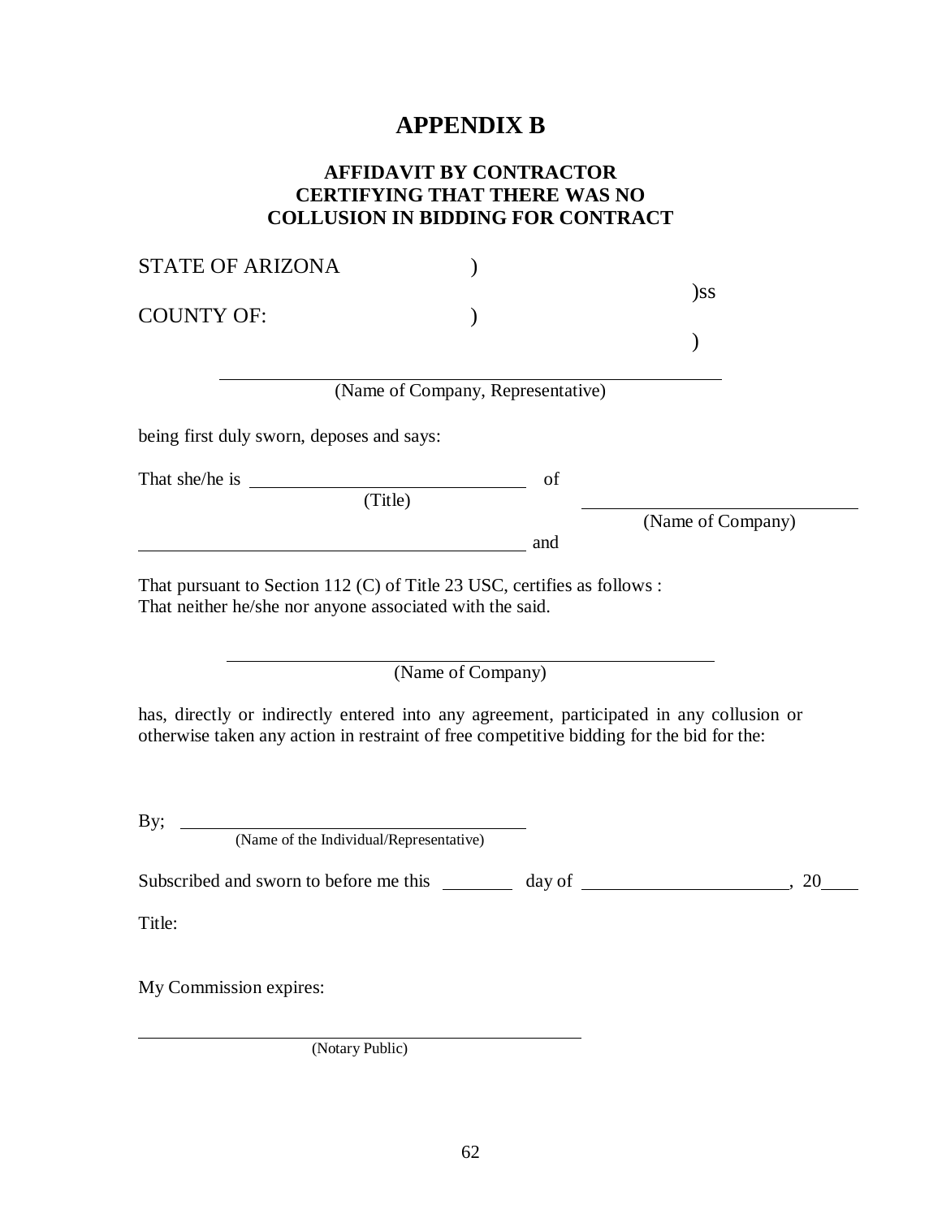# APPENDIX B

## AFFIDAVIT BY CONTRACTOR CERTIFYING THAT THERE WAS NO COLLUSION IN BIDDING FOR CONTRACT

STATE OF ARIZONA )

)ss

COUNTY OF: )

)

\_\_\_\_\_\_\_\_\_\_\_\_\_\_\_\_\_\_\_\_\_\_\_\_\_\_\_\_\_\_\_\_\_\_\_\_\_\_\_\_\_\_\_\_\_\_

(Name of Company, Representative)

being first duly sworn, deposes and says:

That she/he is \_\_\_\_\_\_\_\_\_\_\_\_\_\_\_\_\_\_\_\_\_\_\_\_\_\_ of \_\_\_\_\_\_\_\_\_\_\_\_\_\_\_\_\_\_\_\_\_\_\_\_\_\_\_\_

(Title) (Name of Company)

\_\_\_\_\_\_\_\_\_\_\_\_\_\_\_\_\_\_\_\_\_\_\_\_\_\_\_\_\_\_\_\_\_\_\_\_ and

That pursuant to Section 112 (C) of Title 23 USC, certifies as follows :
That neither he/she nor anyone associated with the said.

\_\_\_\_\_\_\_\_\_\_\_\_\_\_\_\_\_\_\_\_\_\_\_\_\_\_\_\_\_\_\_\_\_\_\_\_\_\_\_\_\_\_\_\_\_\_

(Name of Company)

has, directly or indirectly entered into any agreement, participated in any collusion or otherwise taken any action in restraint of free competitive bidding for the bid for the:

By; \_\_\_\_\_\_\_\_\_\_\_\_\_\_\_\_\_\_\_\_\_\_\_\_\_\_\_\_\_\_\_\_\_\_

(Name of the Individual/Representative)

Subscribed and sworn to before me this \_\_\_\_\_\_\_ day of \_\_\_\_\_\_\_\_\_\_\_\_\_\_\_\_\_\_\_\_, 20\_\_\_\_

Title:

My Commission expires:

\_\_\_\_\_\_\_\_\_\_\_\_\_\_\_\_\_\_\_\_\_\_\_\_\_\_\_\_\_\_\_\_\_\_\_\_\_\_\_\_\_\_

(Notary Public)